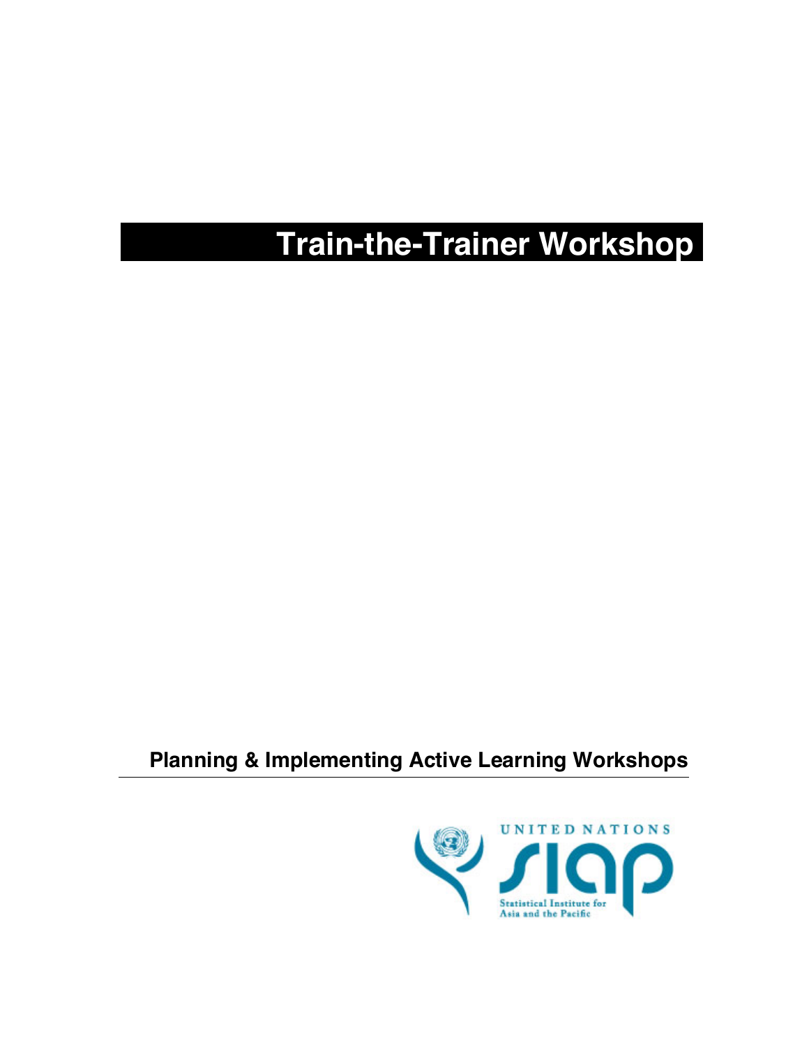# Train-the-Trainer Workshop

## Planning & Implementing Active Learning Workshops

UNITED NATIONS
SIAP
Statistical Institute for Asia and the Pacific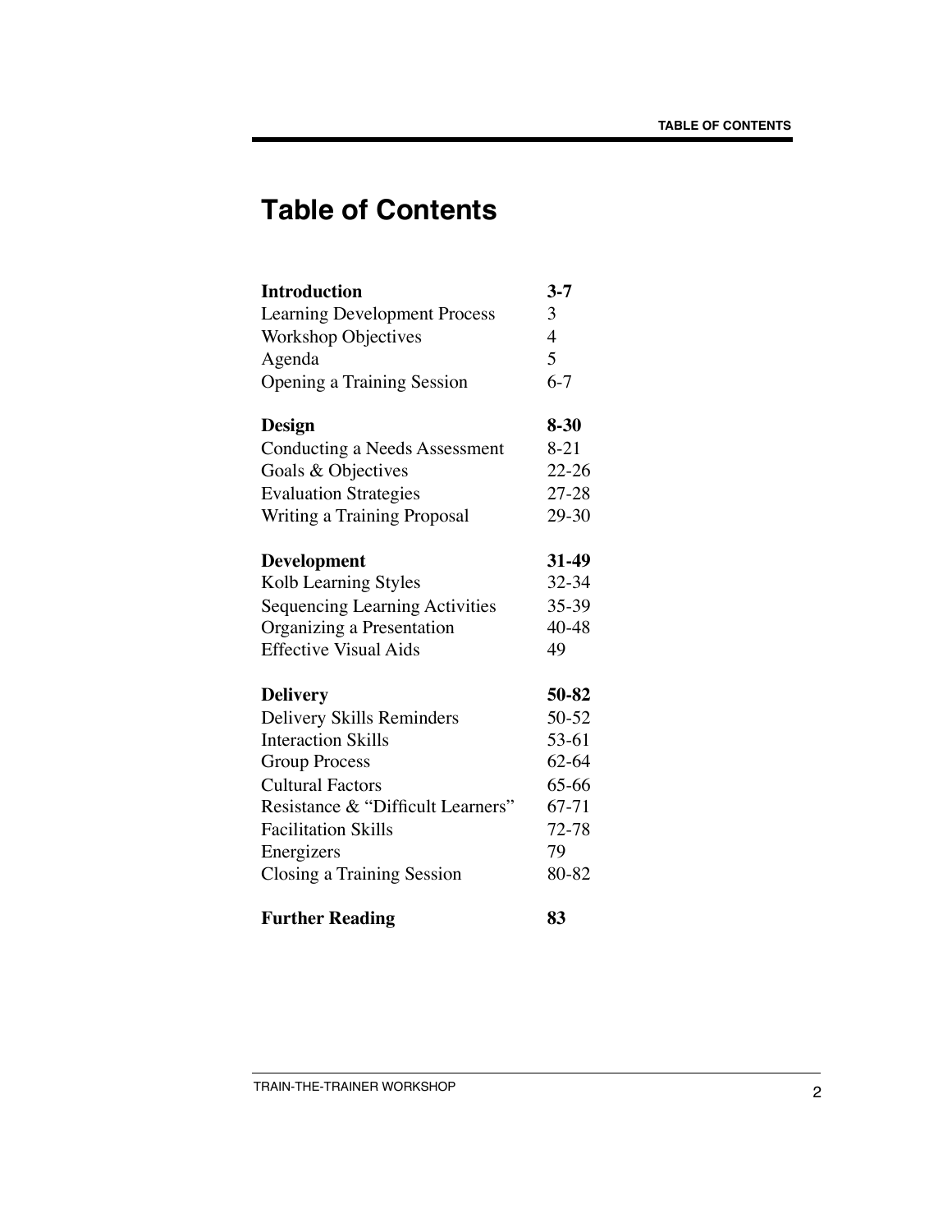# Table of Contents

| | |
|---|---|
| **Introduction** | **3-7** |
| Learning Development Process | 3 |
| Workshop Objectives | 4 |
| Agenda | 5 |
| Opening a Training Session | 6-7 |
| **Design** | **8-30** |
| Conducting a Needs Assessment | 8-21 |
| Goals & Objectives | 22-26 |
| Evaluation Strategies | 27-28 |
| Writing a Training Proposal | 29-30 |
| **Development** | **31-49** |
| Kolb Learning Styles | 32-34 |
| Sequencing Learning Activities | 35-39 |
| Organizing a Presentation | 40-48 |
| Effective Visual Aids | 49 |
| **Delivery** | **50-82** |
| Delivery Skills Reminders | 50-52 |
| Interaction Skills | 53-61 |
| Group Process | 62-64 |
| Cultural Factors | 65-66 |
| Resistance & "Difficult Learners" | 67-71 |
| Facilitation Skills | 72-78 |
| Energizers | 79 |
| Closing a Training Session | 80-82 |
| **Further Reading** | **83** |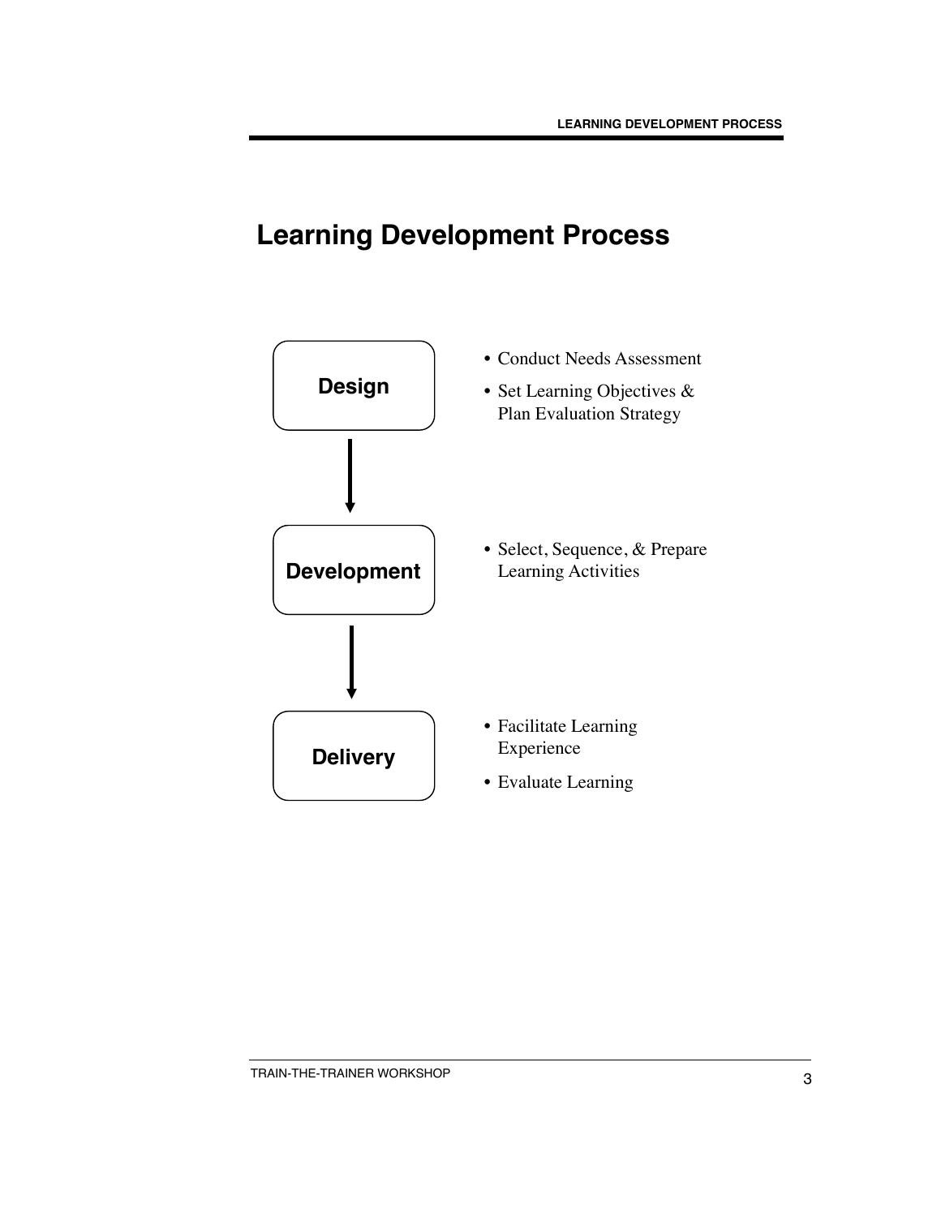# Learning Development Process

**Design**

- Conduct Needs Assessment
- Set Learning Objectives & Plan Evaluation Strategy

↓

**Development**

- Select, Sequence, & Prepare Learning Activities

↓

**Delivery**

- Facilitate Learning Experience
- Evaluate Learning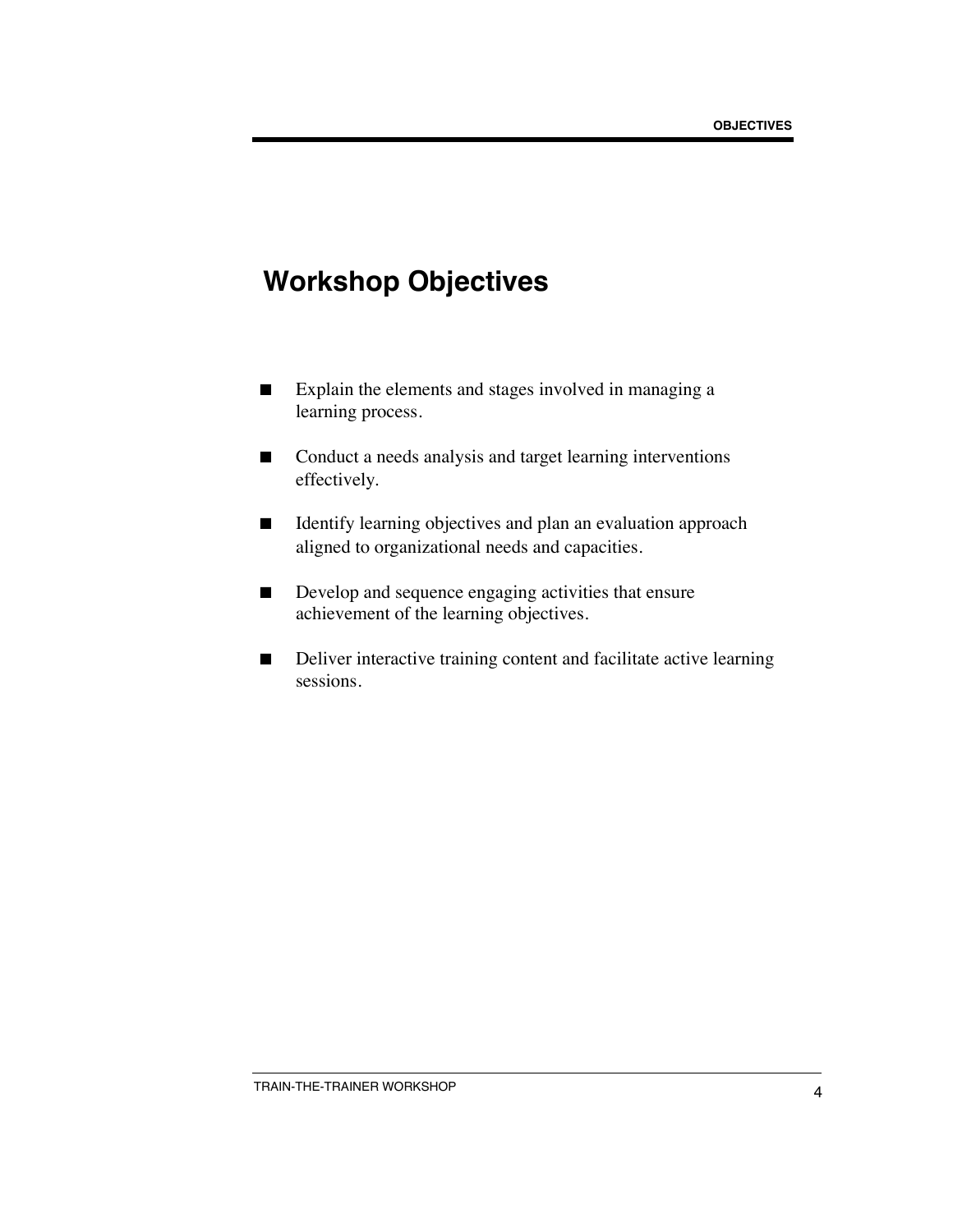# Workshop Objectives

- Explain the elements and stages involved in managing a learning process.
- Conduct a needs analysis and target learning interventions effectively.
- Identify learning objectives and plan an evaluation approach aligned to organizational needs and capacities.
- Develop and sequence engaging activities that ensure achievement of the learning objectives.
- Deliver interactive training content and facilitate active learning sessions.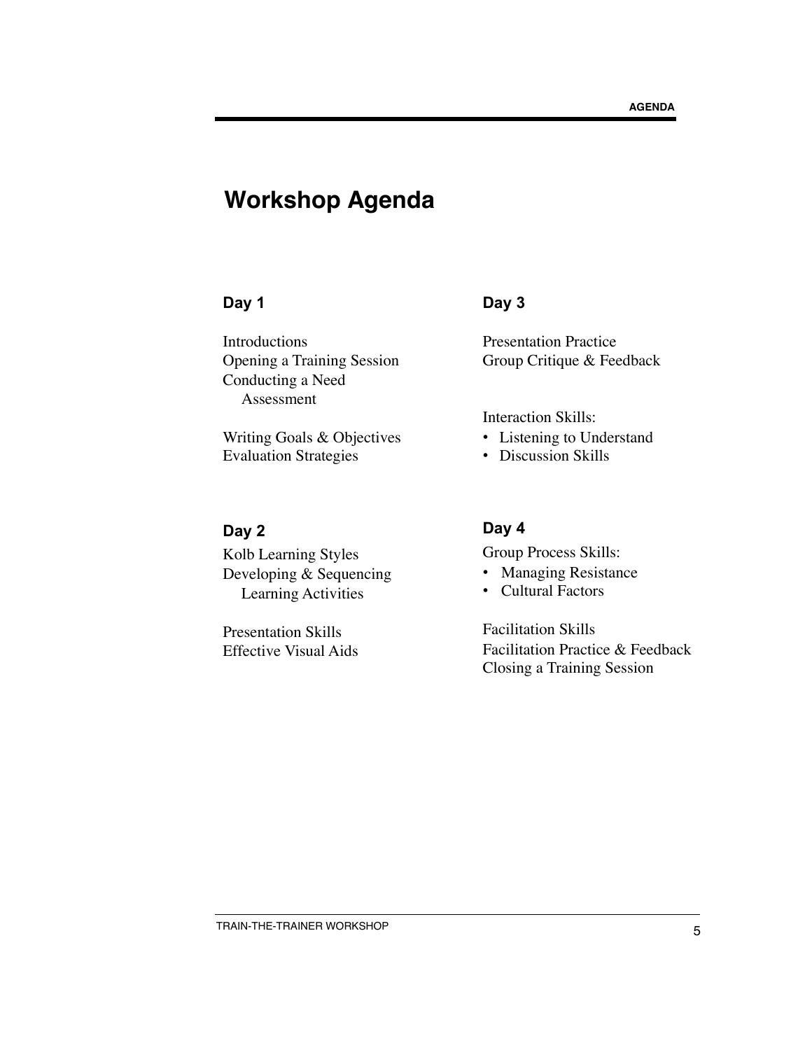# Workshop Agenda

## Day 1

Introductions
Opening a Training Session
Conducting a Need Assessment

Writing Goals & Objectives
Evaluation Strategies

## Day 2

Kolb Learning Styles
Developing & Sequencing Learning Activities

Presentation Skills
Effective Visual Aids

## Day 3

Presentation Practice
Group Critique & Feedback

Interaction Skills:

- Listening to Understand
- Discussion Skills

## Day 4

Group Process Skills:

- Managing Resistance
- Cultural Factors

Facilitation Skills
Facilitation Practice & Feedback
Closing a Training Session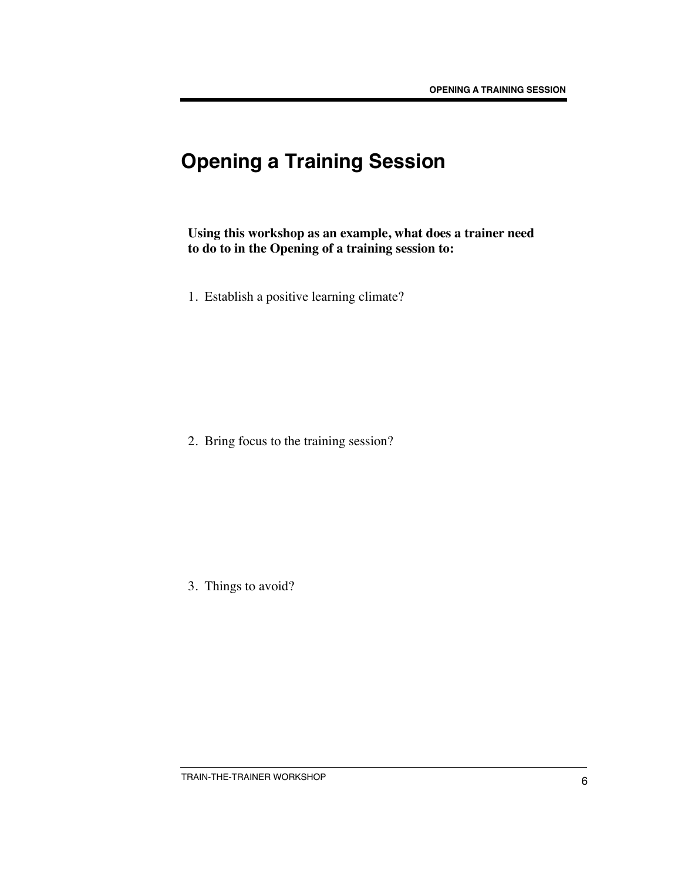# Opening a Training Session

**Using this workshop as an example, what does a trainer need to do to in the Opening of a training session to:**

1. Establish a positive learning climate?

2. Bring focus to the training session?

3. Things to avoid?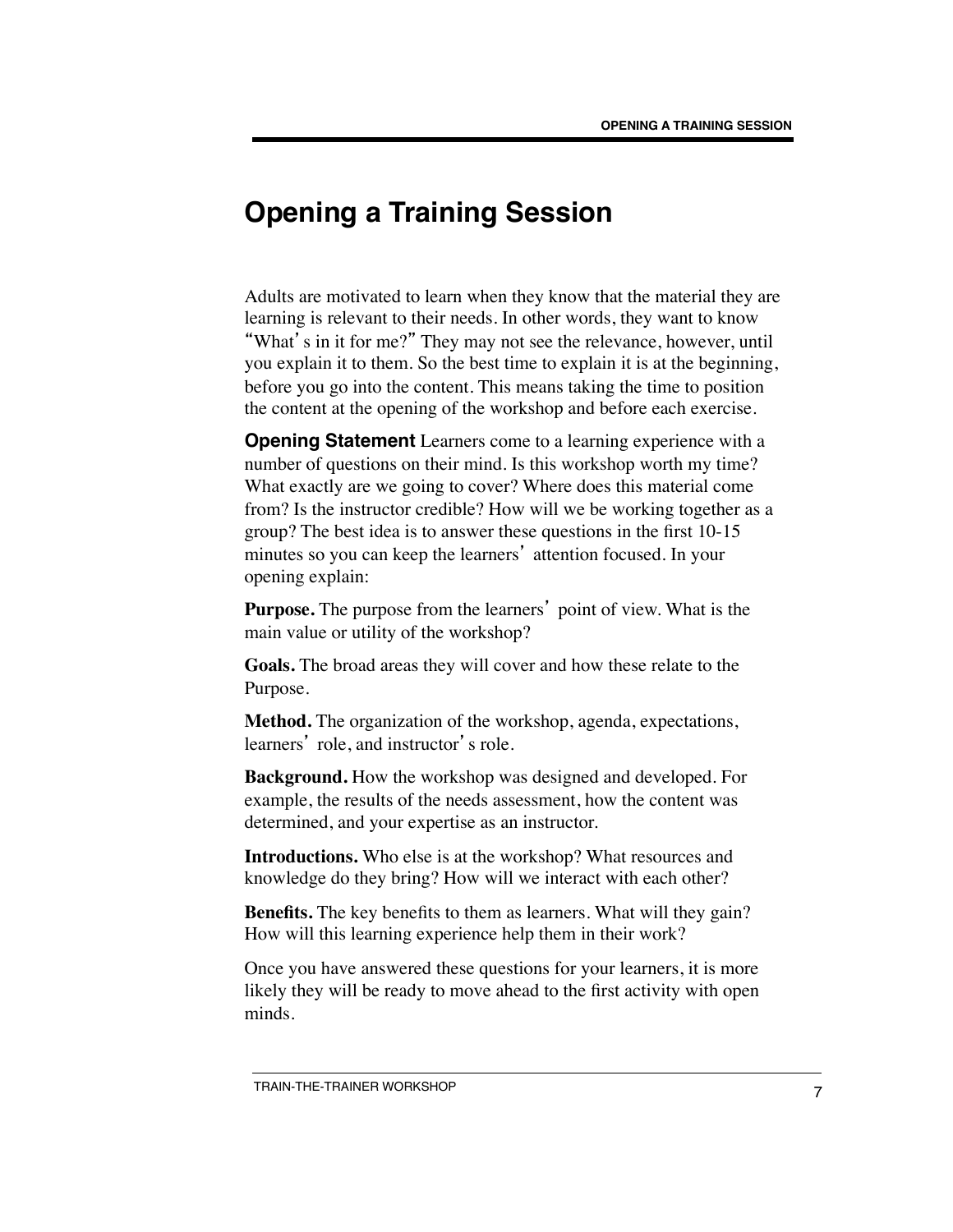# Opening a Training Session

Adults are motivated to learn when they know that the material they are learning is relevant to their needs. In other words, they want to know "What's in it for me?" They may not see the relevance, however, until you explain it to them. So the best time to explain it is at the beginning, before you go into the content. This means taking the time to position the content at the opening of the workshop and before each exercise.

**Opening Statement** Learners come to a learning experience with a number of questions on their mind. Is this workshop worth my time? What exactly are we going to cover? Where does this material come from? Is the instructor credible? How will we be working together as a group? The best idea is to answer these questions in the first 10-15 minutes so you can keep the learners' attention focused. In your opening explain:

**Purpose.** The purpose from the learners' point of view. What is the main value or utility of the workshop?

**Goals.** The broad areas they will cover and how these relate to the Purpose.

**Method.** The organization of the workshop, agenda, expectations, learners' role, and instructor's role.

**Background.** How the workshop was designed and developed. For example, the results of the needs assessment, how the content was determined, and your expertise as an instructor.

**Introductions.** Who else is at the workshop? What resources and knowledge do they bring? How will we interact with each other?

**Benefits.** The key benefits to them as learners. What will they gain? How will this learning experience help them in their work?

Once you have answered these questions for your learners, it is more likely they will be ready to move ahead to the first activity with open minds.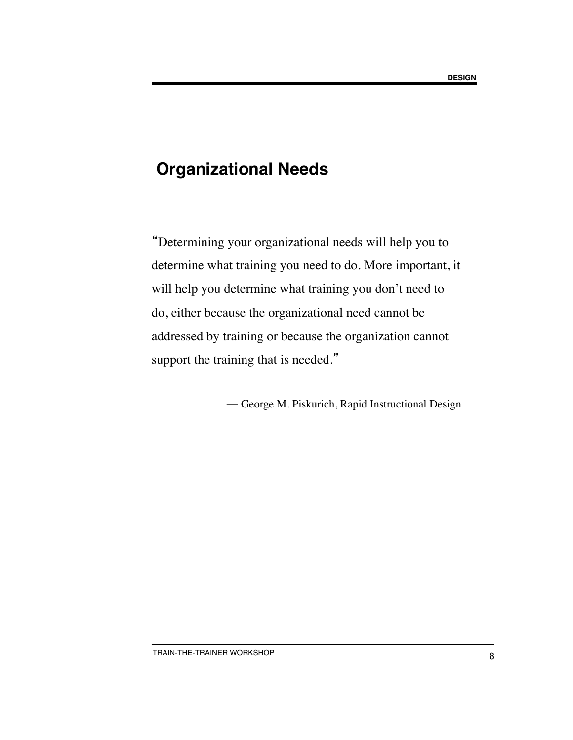## Organizational Needs

"Determining your organizational needs will help you to determine what training you need to do. More important, it will help you determine what training you don't need to do, either because the organizational need cannot be addressed by training or because the organization cannot support the training that is needed."

— George M. Piskurich, Rapid Instructional Design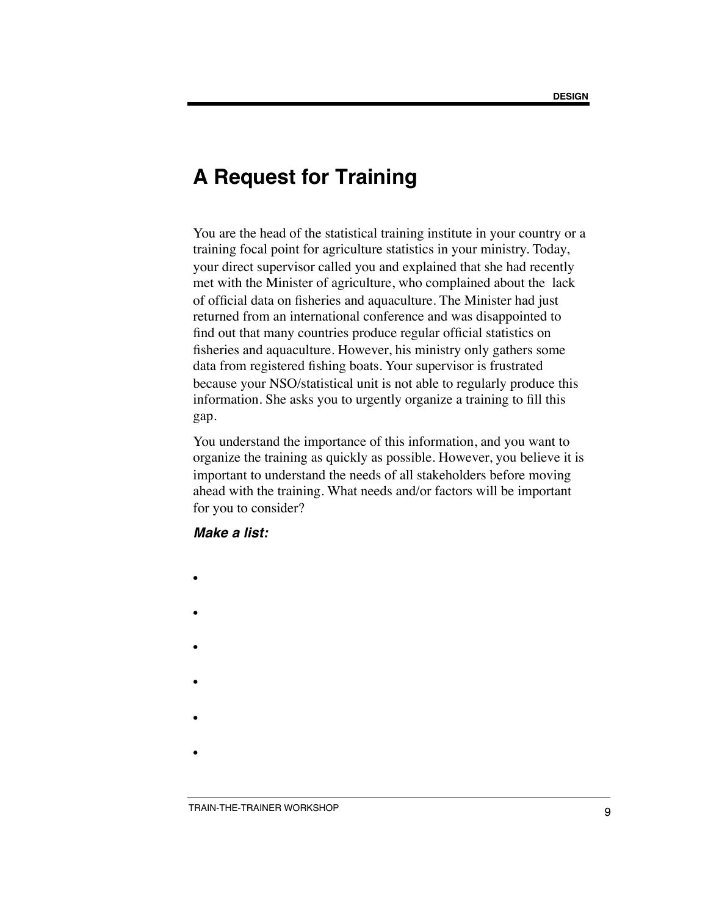# A Request for Training

You are the head of the statistical training institute in your country or a training focal point for agriculture statistics in your ministry. Today, your direct supervisor called you and explained that she had recently met with the Minister of agriculture, who complained about the lack of official data on fisheries and aquaculture. The Minister had just returned from an international conference and was disappointed to find out that many countries produce regular official statistics on fisheries and aquaculture. However, his ministry only gathers some data from registered fishing boats. Your supervisor is frustrated because your NSO/statistical unit is not able to regularly produce this information. She asks you to urgently organize a training to fill this gap.

You understand the importance of this information, and you want to organize the training as quickly as possible. However, you believe it is important to understand the needs of all stakeholders before moving ahead with the training. What needs and/or factors will be important for you to consider?

***Make a list:***

- 
- 
- 
- 
- 
-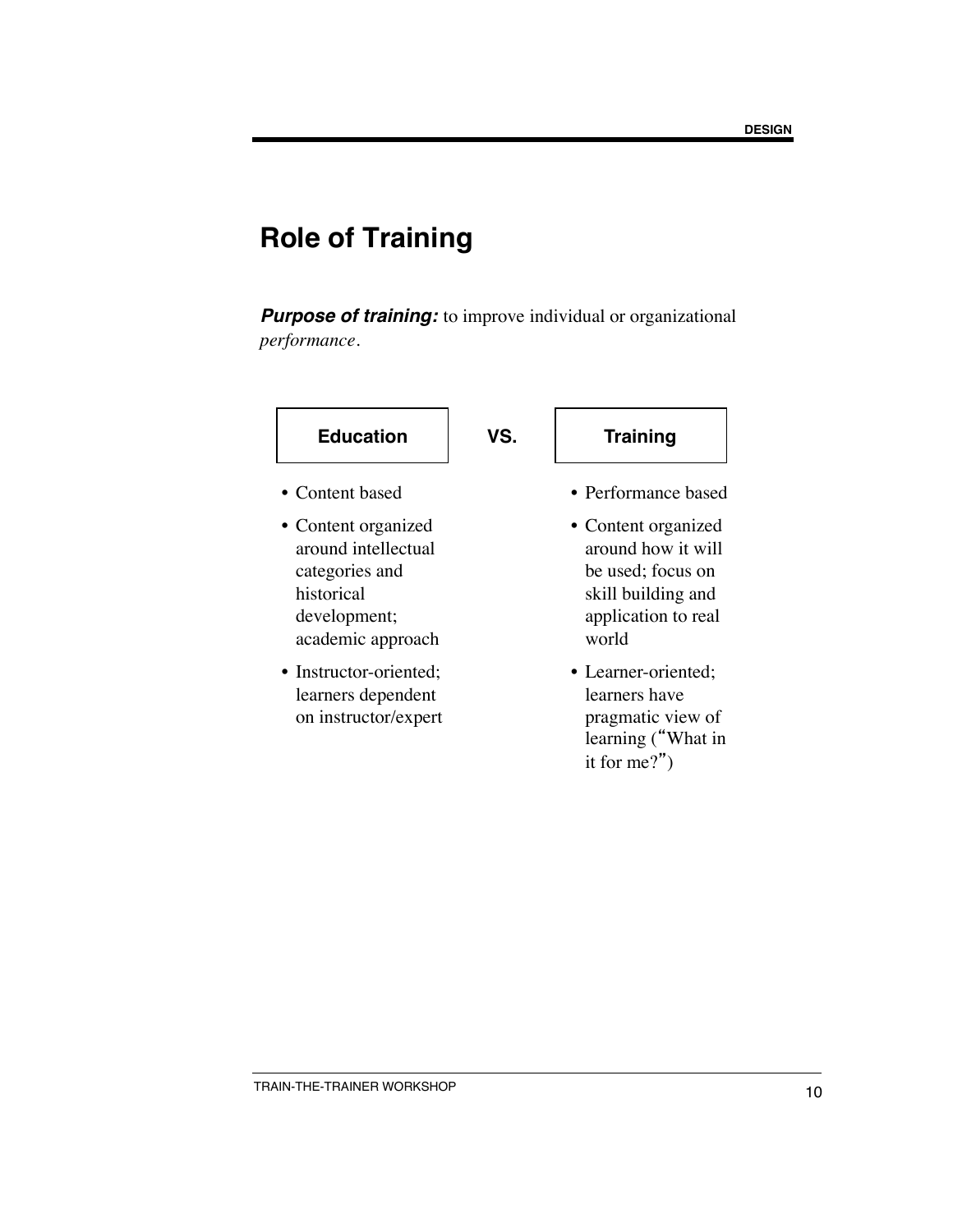# Role of Training

***Purpose of training:*** to improve individual or organizational *performance*.

| Education | VS. | Training |
| --- | --- | --- |
| • Content based | | • Performance based |
| • Content organized around intellectual categories and historical development; academic approach | | • Content organized around how it will be used; focus on skill building and application to real world |
| • Instructor-oriented; learners dependent on instructor/expert | | • Learner-oriented; learners have pragmatic view of learning ("What in it for me?") |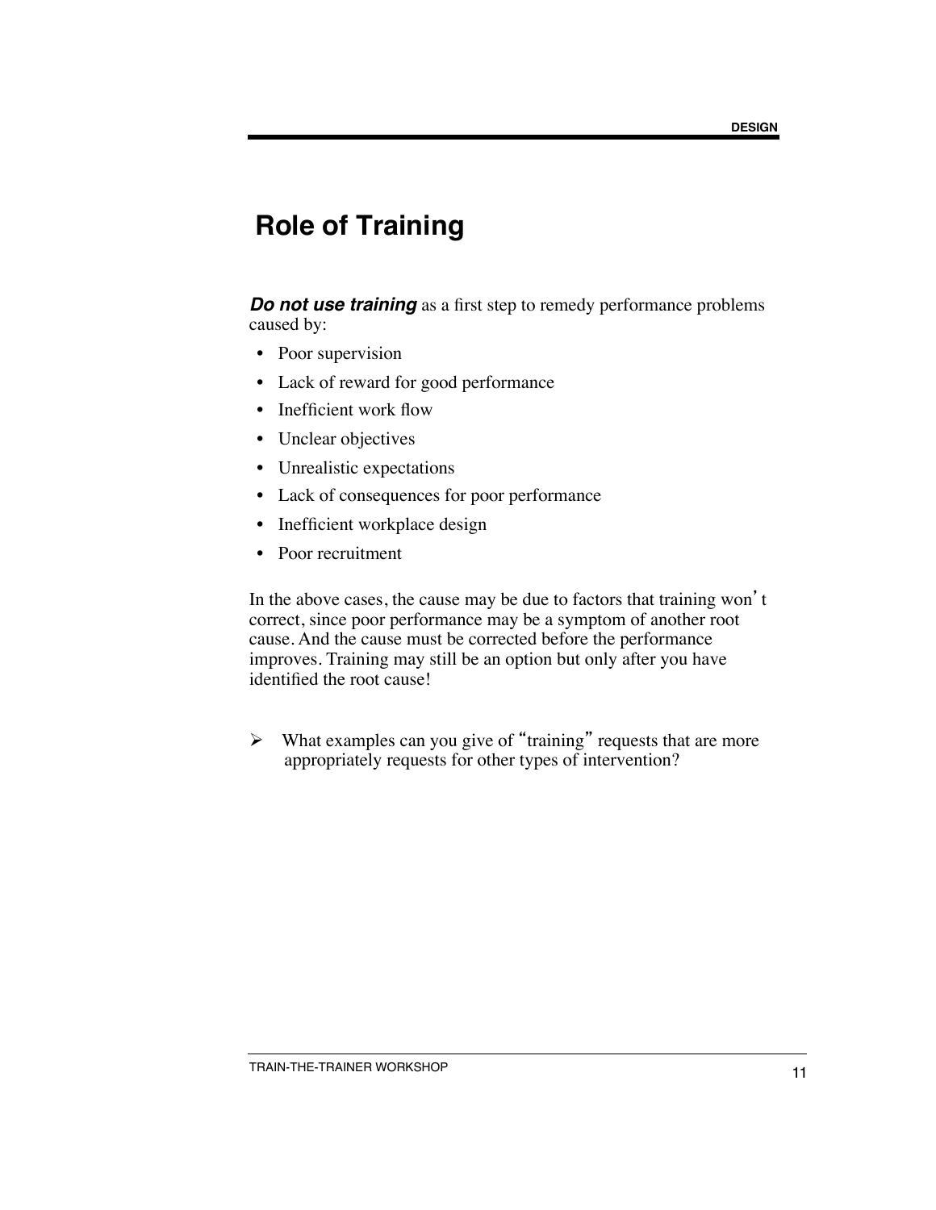# Role of Training

***Do not use training*** as a first step to remedy performance problems caused by:

- Poor supervision
- Lack of reward for good performance
- Inefficient work flow
- Unclear objectives
- Unrealistic expectations
- Lack of consequences for poor performance
- Inefficient workplace design
- Poor recruitment

In the above cases, the cause may be due to factors that training won't correct, since poor performance may be a symptom of another root cause. And the cause must be corrected before the performance improves. Training may still be an option but only after you have identified the root cause!

➢ What examples can you give of "training" requests that are more appropriately requests for other types of intervention?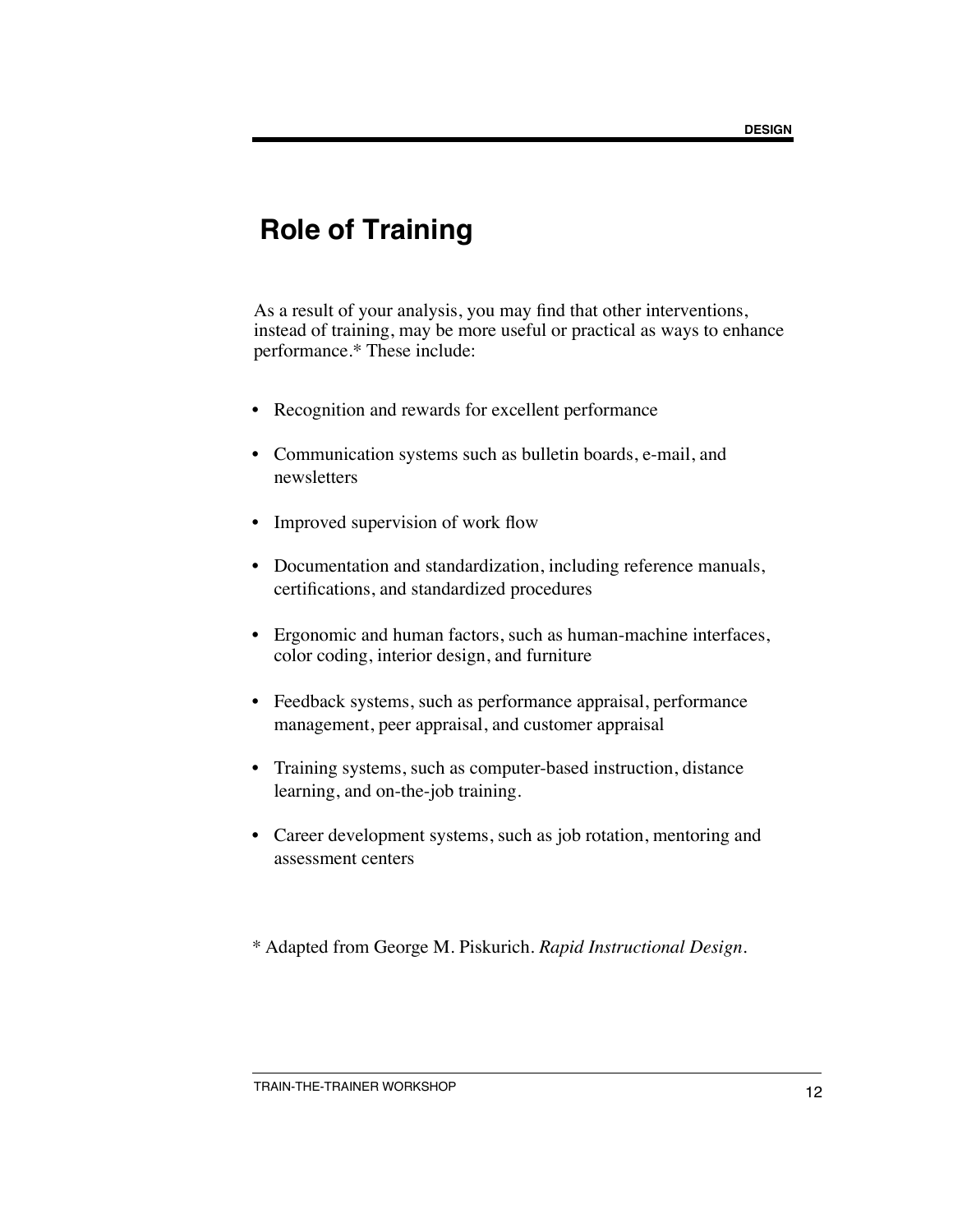# Role of Training

As a result of your analysis, you may find that other interventions, instead of training, may be more useful or practical as ways to enhance performance.* These include:

- Recognition and rewards for excellent performance
- Communication systems such as bulletin boards, e-mail, and newsletters
- Improved supervision of work flow
- Documentation and standardization, including reference manuals, certifications, and standardized procedures
- Ergonomic and human factors, such as human-machine interfaces, color coding, interior design, and furniture
- Feedback systems, such as performance appraisal, performance management, peer appraisal, and customer appraisal
- Training systems, such as computer-based instruction, distance learning, and on-the-job training.
- Career development systems, such as job rotation, mentoring and assessment centers

* Adapted from George M. Piskurich. *Rapid Instructional Design*.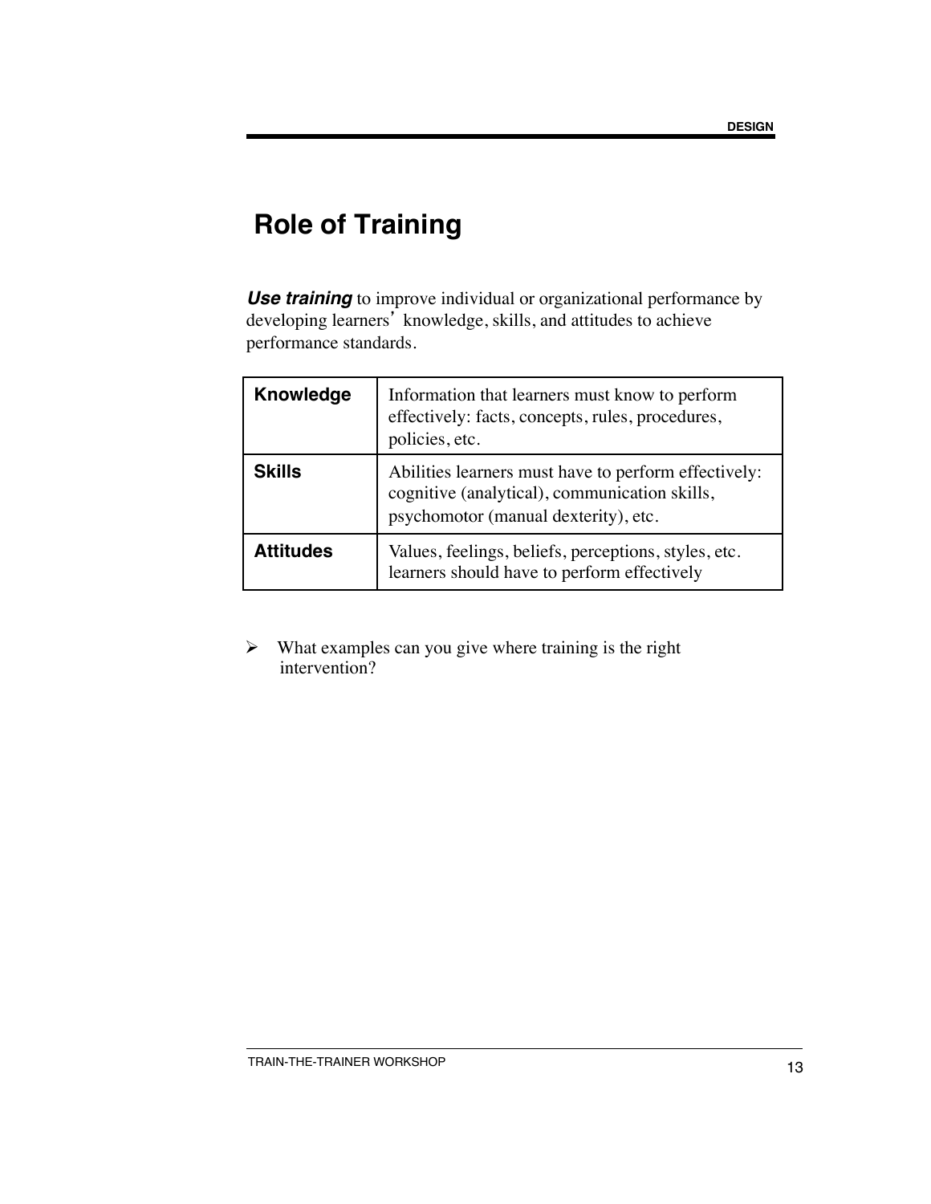# Role of Training

***Use training*** to improve individual or organizational performance by developing learners' knowledge, skills, and attitudes to achieve performance standards.

| **Knowledge** | Information that learners must know to perform effectively: facts, concepts, rules, procedures, policies, etc. |
|---|---|
| **Skills** | Abilities learners must have to perform effectively: cognitive (analytical), communication skills, psychomotor (manual dexterity), etc. |
| **Attitudes** | Values, feelings, beliefs, perceptions, styles, etc. learners should have to perform effectively |

- What examples can you give where training is the right intervention?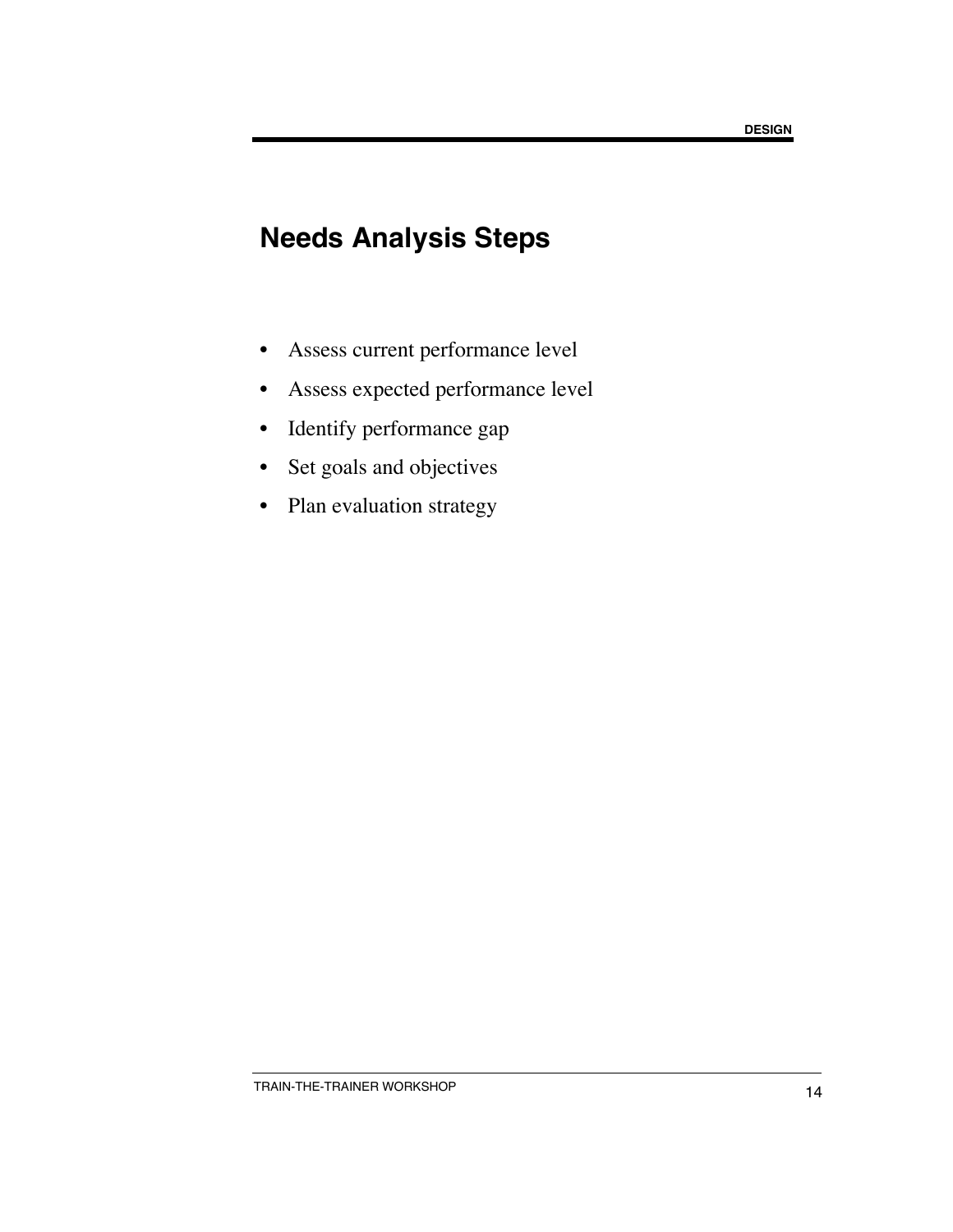# Needs Analysis Steps

- Assess current performance level
- Assess expected performance level
- Identify performance gap
- Set goals and objectives
- Plan evaluation strategy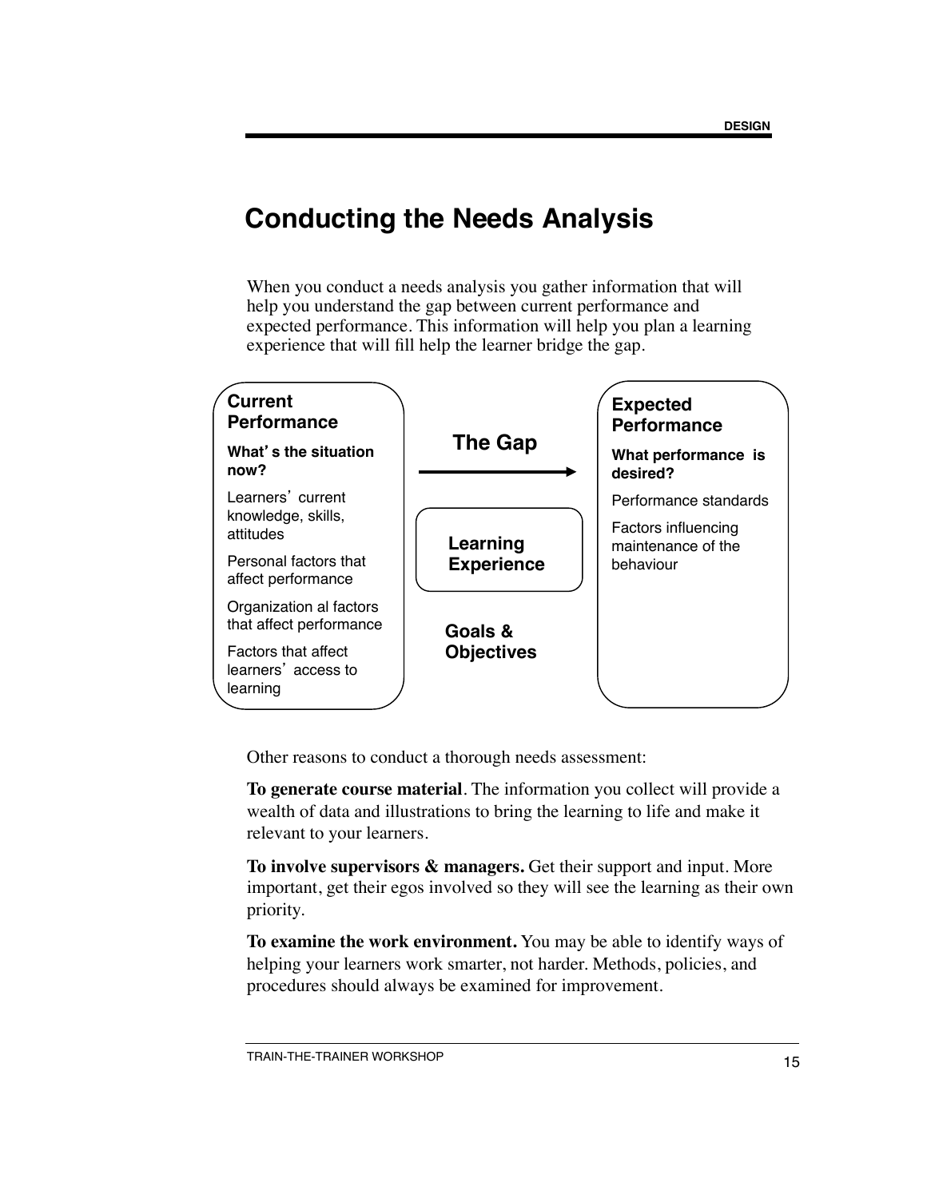# Conducting the Needs Analysis

When you conduct a needs analysis you gather information that will help you understand the gap between current performance and expected performance. This information will help you plan a learning experience that will fill help the learner bridge the gap.

**Current Performance**

**What's the situation now?**

Learners' current knowledge, skills, attitudes

Personal factors that affect performance

Organization al factors that affect performance

Factors that affect learners' access to learning

**The Gap**

**Learning Experience**

**Goals & Objectives**

**Expected Performance**

**What performance is desired?**

Performance standards

Factors influencing maintenance of the behaviour

Other reasons to conduct a thorough needs assessment:

**To generate course material**. The information you collect will provide a wealth of data and illustrations to bring the learning to life and make it relevant to your learners.

**To involve supervisors & managers.** Get their support and input. More important, get their egos involved so they will see the learning as their own priority.

**To examine the work environment.** You may be able to identify ways of helping your learners work smarter, not harder. Methods, policies, and procedures should always be examined for improvement.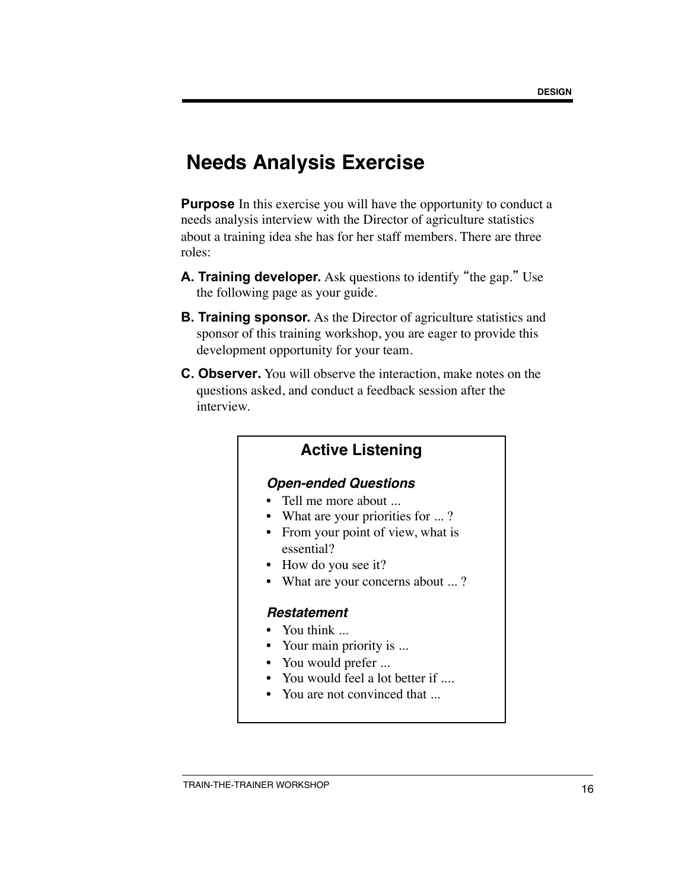# Needs Analysis Exercise

**Purpose** In this exercise you will have the opportunity to conduct a needs analysis interview with the Director of agriculture statistics about a training idea she has for her staff members. There are three roles:

**A. Training developer.** Ask questions to identify "the gap." Use the following page as your guide.

**B. Training sponsor.** As the Director of agriculture statistics and sponsor of this training workshop, you are eager to provide this development opportunity for your team.

**C. Observer.** You will observe the interaction, make notes on the questions asked, and conduct a feedback session after the interview.

## Active Listening

***Open-ended Questions***

- Tell me more about ...
- What are your priorities for ... ?
- From your point of view, what is essential?
- How do you see it?
- What are your concerns about ... ?

***Restatement***

- You think ...
- Your main priority is ...
- You would prefer ...
- You would feel a lot better if ....
- You are not convinced that ...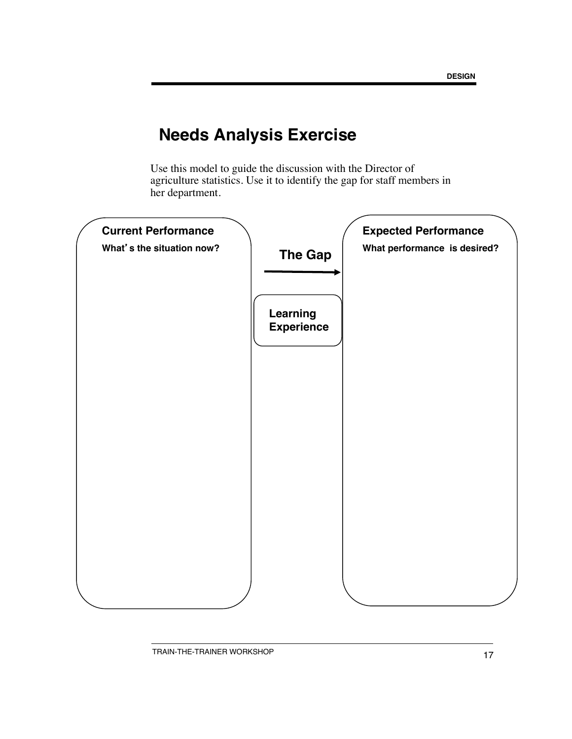# Needs Analysis Exercise

Use this model to guide the discussion with the Director of agriculture statistics. Use it to identify the gap for staff members in her department.

**Current Performance**

**What's the situation now?**

**The Gap**

**Learning Experience**

**Expected Performance**

**What performance is desired?**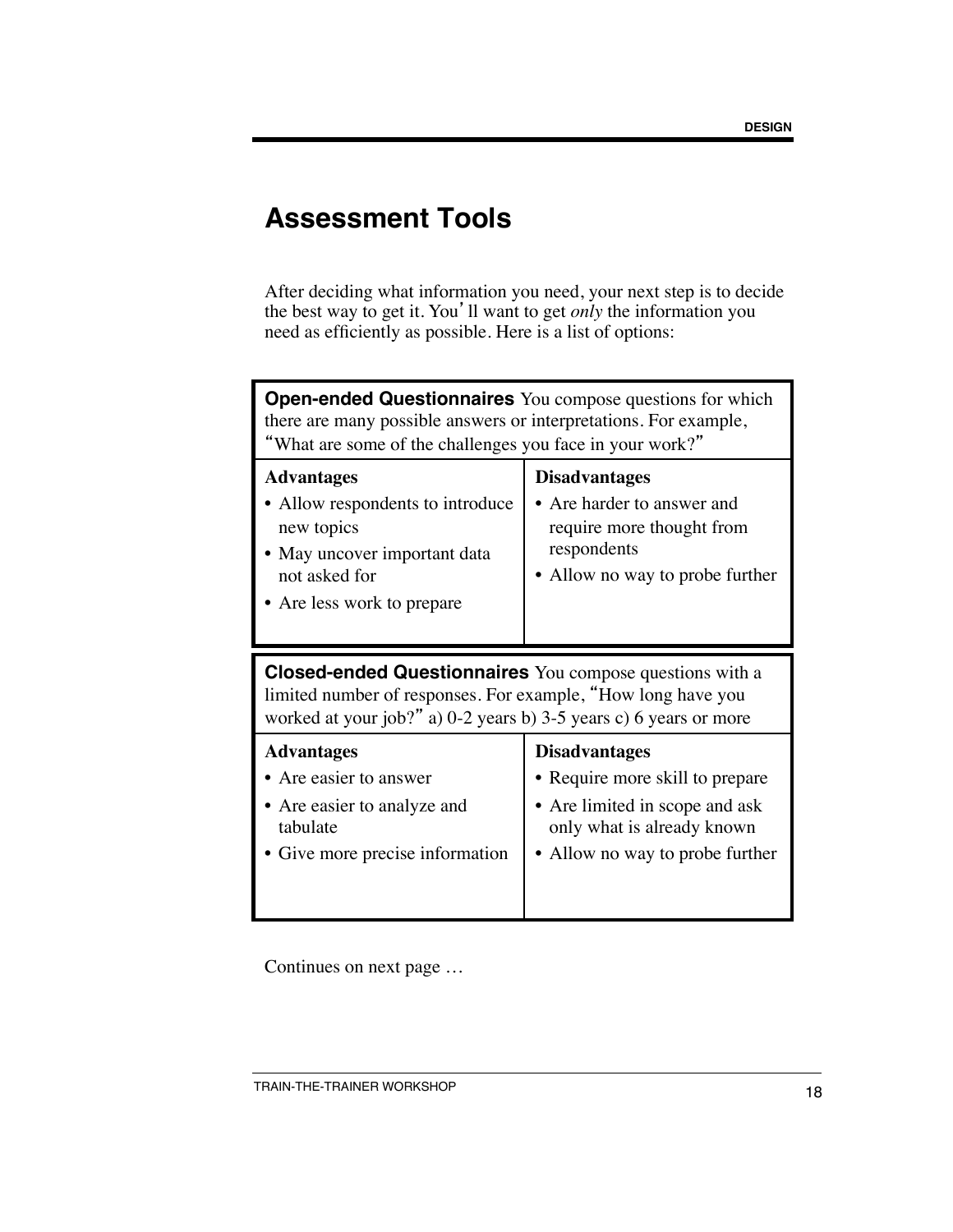# Assessment Tools

After deciding what information you need, your next step is to decide the best way to get it. You'll want to get *only* the information you need as efficiently as possible. Here is a list of options:

**Open-ended Questionnaires** You compose questions for which there are many possible answers or interpretations. For example, "What are some of the challenges you face in your work?"

| Advantages | Disadvantages |
|---|---|
| • Allow respondents to introduce new topics<br>• May uncover important data not asked for<br>• Are less work to prepare | • Are harder to answer and require more thought from respondents<br>• Allow no way to probe further |

**Closed-ended Questionnaires** You compose questions with a limited number of responses. For example, "How long have you worked at your job?" a) 0-2 years b) 3-5 years c) 6 years or more

| Advantages | Disadvantages |
|---|---|
| • Are easier to answer<br>• Are easier to analyze and tabulate<br>• Give more precise information | • Require more skill to prepare<br>• Are limited in scope and ask only what is already known<br>• Allow no way to probe further |

Continues on next page …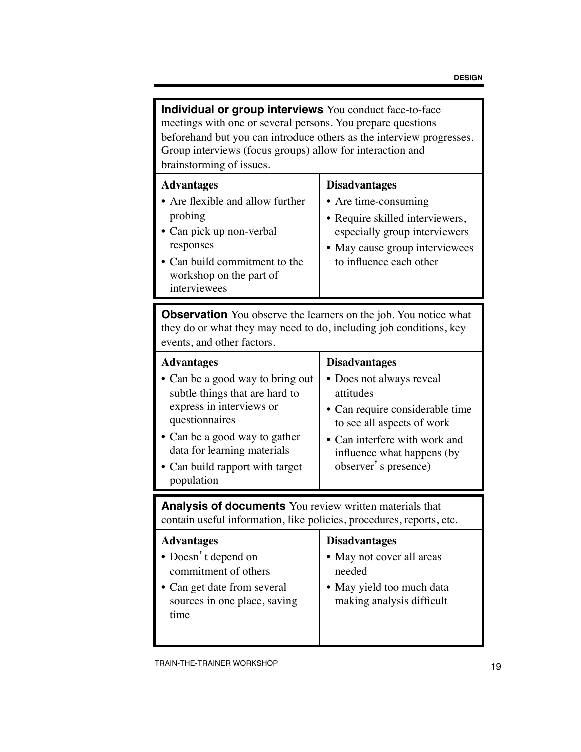**Individual or group interviews** You conduct face-to-face meetings with one or several persons. You prepare questions beforehand but you can introduce others as the interview progresses. Group interviews (focus groups) allow for interaction and brainstorming of issues.

| Advantages | Disadvantages |
| --- | --- |
| • Are flexible and allow further probing<br>• Can pick up non-verbal responses<br>• Can build commitment to the workshop on the part of interviewees | • Are time-consuming<br>• Require skilled interviewers, especially group interviewers<br>• May cause group interviewees to influence each other |

**Observation** You observe the learners on the job. You notice what they do or what they may need to do, including job conditions, key events, and other factors.

| Advantages | Disadvantages |
| --- | --- |
| • Can be a good way to bring out subtle things that are hard to express in interviews or questionnaires<br>• Can be a good way to gather data for learning materials<br>• Can build rapport with target population | • Does not always reveal attitudes<br>• Can require considerable time to see all aspects of work<br>• Can interfere with work and influence what happens (by observer's presence) |

**Analysis of documents** You review written materials that contain useful information, like policies, procedures, reports, etc.

| Advantages | Disadvantages |
| --- | --- |
| • Doesn't depend on commitment of others<br>• Can get date from several sources in one place, saving time | • May not cover all areas needed<br>• May yield too much data making analysis difficult |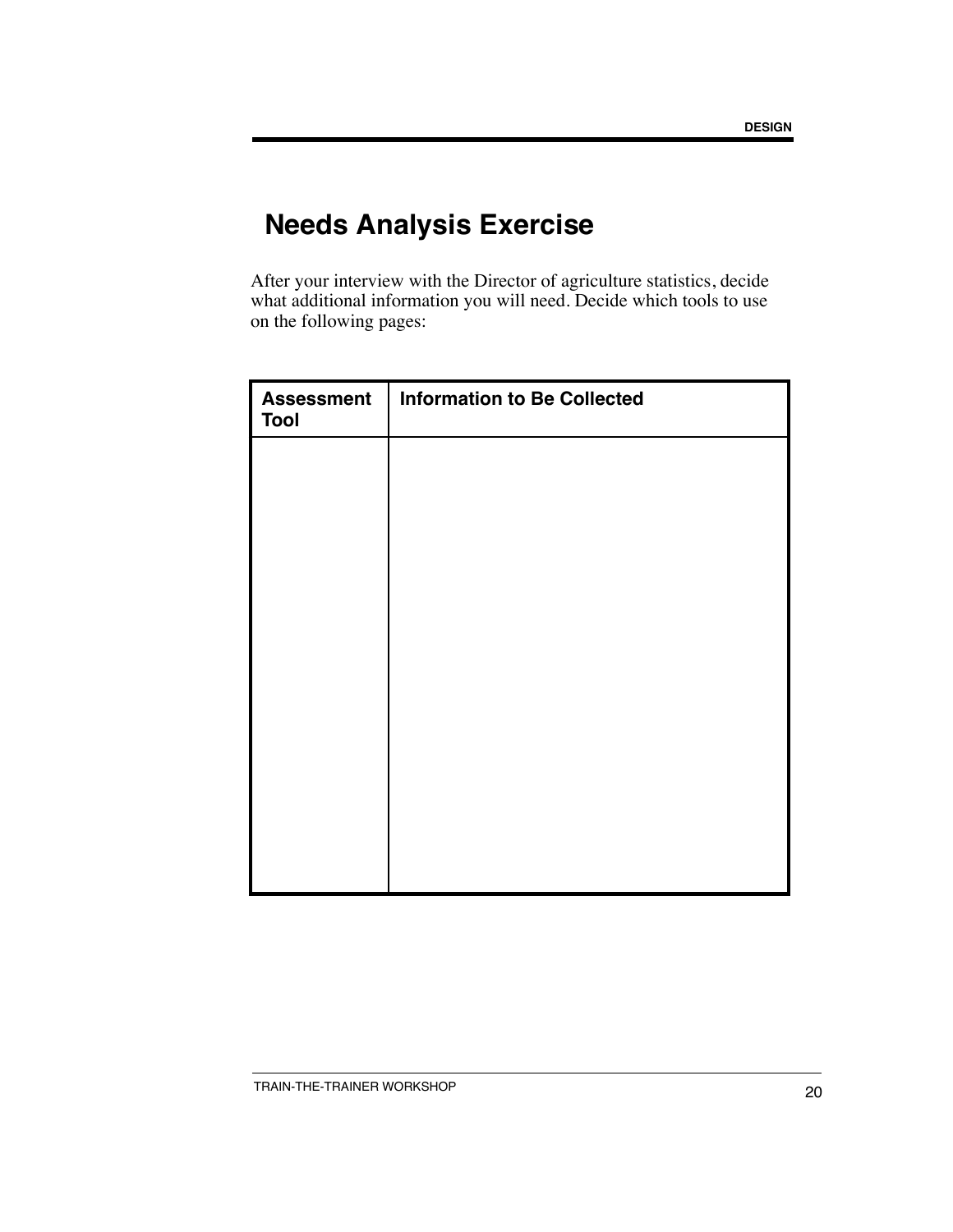# Needs Analysis Exercise

After your interview with the Director of agriculture statistics, decide what additional information you will need. Decide which tools to use on the following pages:

| Assessment Tool | Information to Be Collected |
|---|---|
| | |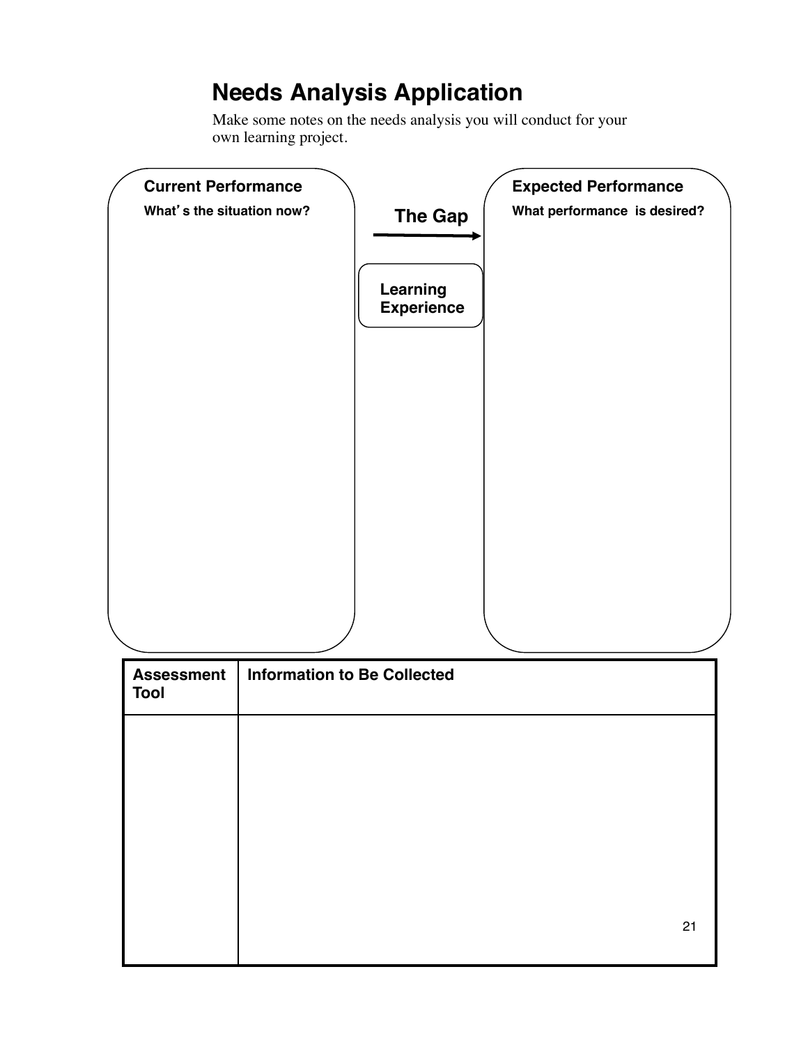# Needs Analysis Application

Make some notes on the needs analysis you will conduct for your own learning project.

**Current Performance**

**What's the situation now?**

**The Gap**

**Learning Experience**

**Expected Performance**

**What performance is desired?**

| Assessment Tool | Information to Be Collected |
| --- | --- |
| | |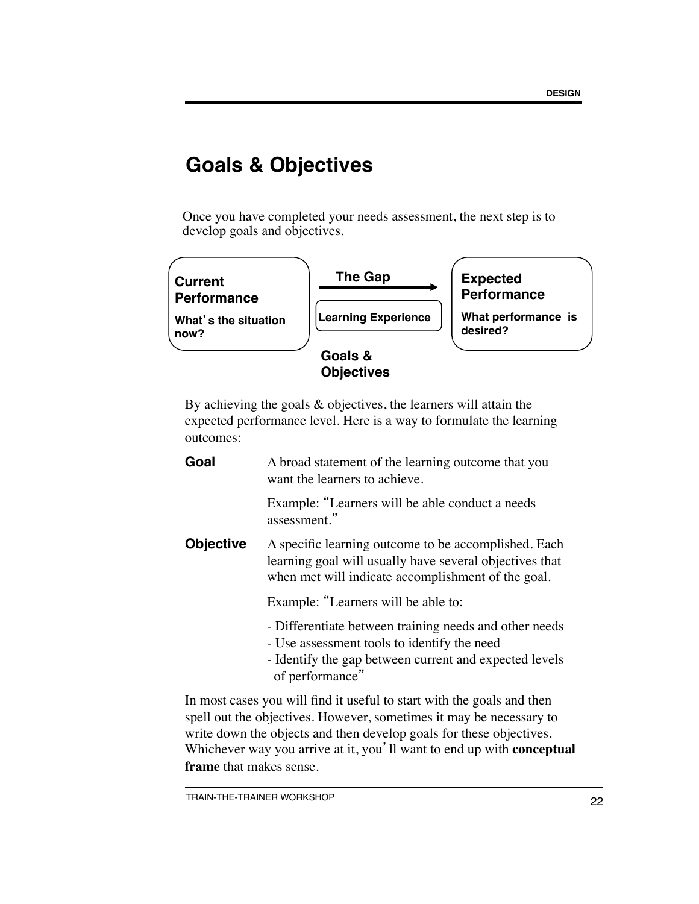# Goals & Objectives

Once you have completed your needs assessment, the next step is to develop goals and objectives.

**Current Performance**

**What's the situation now?**

**The Gap**

**Learning Experience**

**Goals & Objectives**

**Expected Performance**

**What performance is desired?**

By achieving the goals & objectives, the learners will attain the expected performance level. Here is a way to formulate the learning outcomes:

**Goal** A broad statement of the learning outcome that you want the learners to achieve.

Example: "Learners will be able conduct a needs assessment."

**Objective** A specific learning outcome to be accomplished. Each learning goal will usually have several objectives that when met will indicate accomplishment of the goal.

Example: "Learners will be able to:

- Differentiate between training needs and other needs
- Use assessment tools to identify the need
- Identify the gap between current and expected levels of performance"

In most cases you will find it useful to start with the goals and then spell out the objectives. However, sometimes it may be necessary to write down the objects and then develop goals for these objectives. Whichever way you arrive at it, you'll want to end up with **conceptual frame** that makes sense.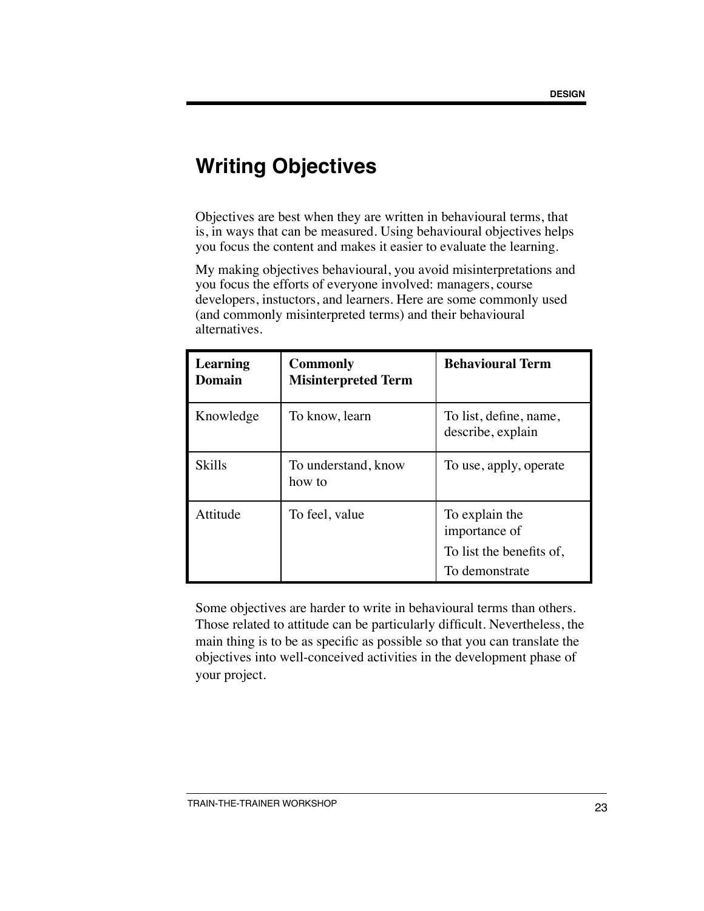# Writing Objectives

Objectives are best when they are written in behavioural terms, that is, in ways that can be measured. Using behavioural objectives helps you focus the content and makes it easier to evaluate the learning.

My making objectives behavioural, you avoid misinterpretations and you focus the efforts of everyone involved: managers, course developers, instuctors, and learners. Here are some commonly used (and commonly misinterpreted terms) and their behavioural alternatives.

| Learning Domain | Commonly Misinterpreted Term | Behavioural Term |
|---|---|---|
| Knowledge | To know, learn | To list, define, name, describe, explain |
| Skills | To understand, know how to | To use, apply, operate |
| Attitude | To feel, value | To explain the importance of<br>To list the benefits of,<br>To demonstrate |

Some objectives are harder to write in behavioural terms than others. Those related to attitude can be particularly difficult. Nevertheless, the main thing is to be as specific as possible so that you can translate the objectives into well-conceived activities in the development phase of your project.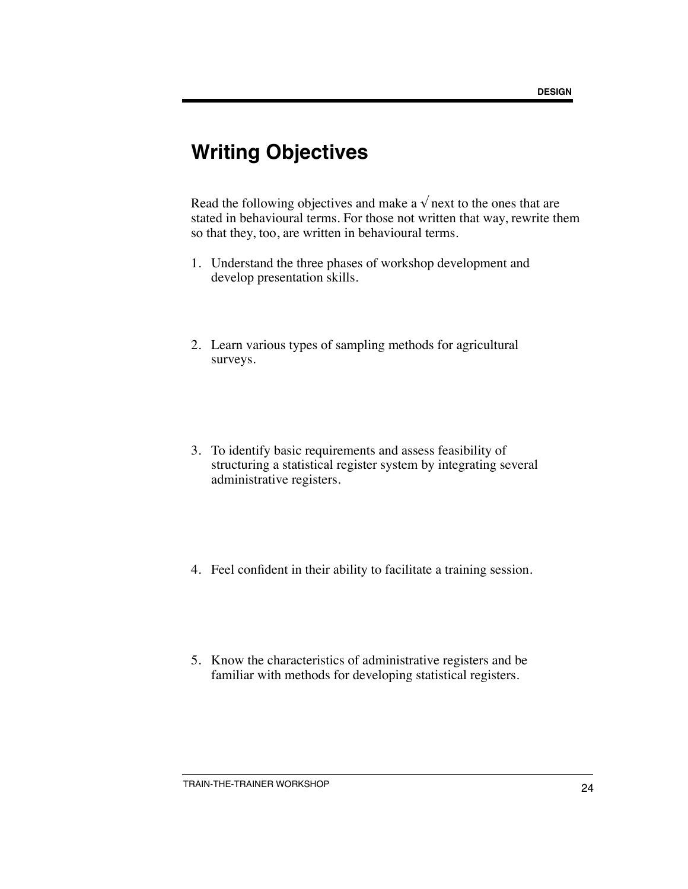## Writing Objectives

Read the following objectives and make a √ next to the ones that are stated in behavioural terms. For those not written that way, rewrite them so that they, too, are written in behavioural terms.

1. Understand the three phases of workshop development and develop presentation skills.

2. Learn various types of sampling methods for agricultural surveys.

3. To identify basic requirements and assess feasibility of structuring a statistical register system by integrating several administrative registers.

4. Feel confident in their ability to facilitate a training session.

5. Know the characteristics of administrative registers and be familiar with methods for developing statistical registers.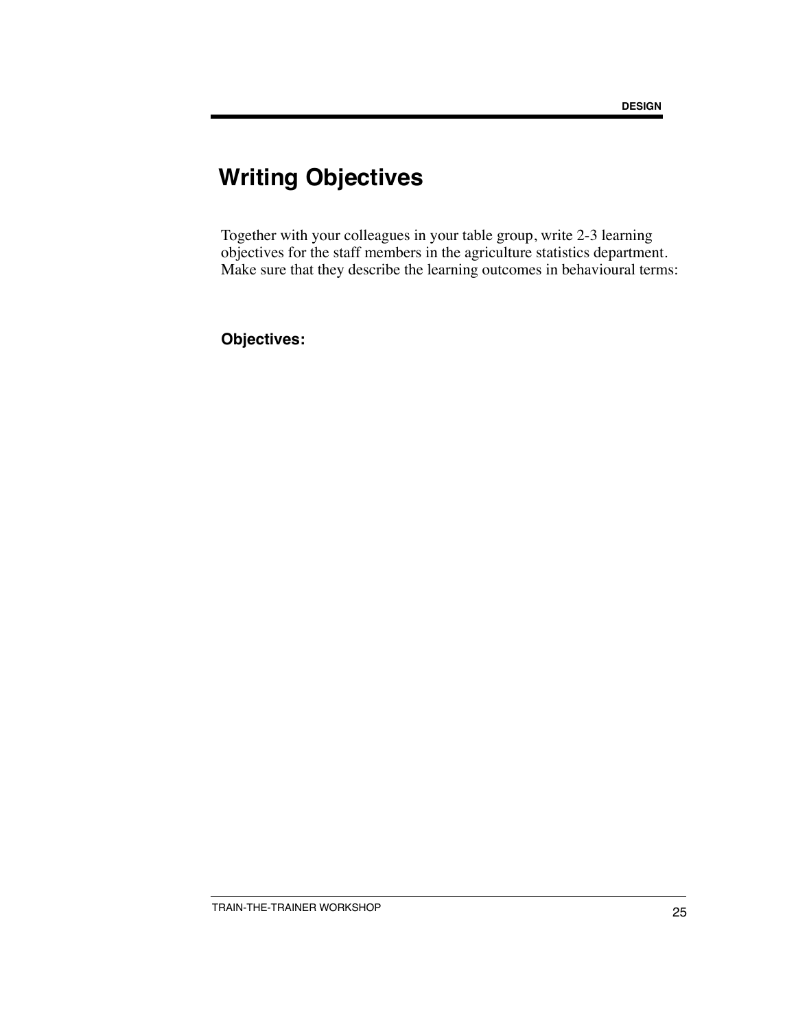# Writing Objectives

Together with your colleagues in your table group, write 2-3 learning objectives for the staff members in the agriculture statistics department. Make sure that they describe the learning outcomes in behavioural terms:

**Objectives:**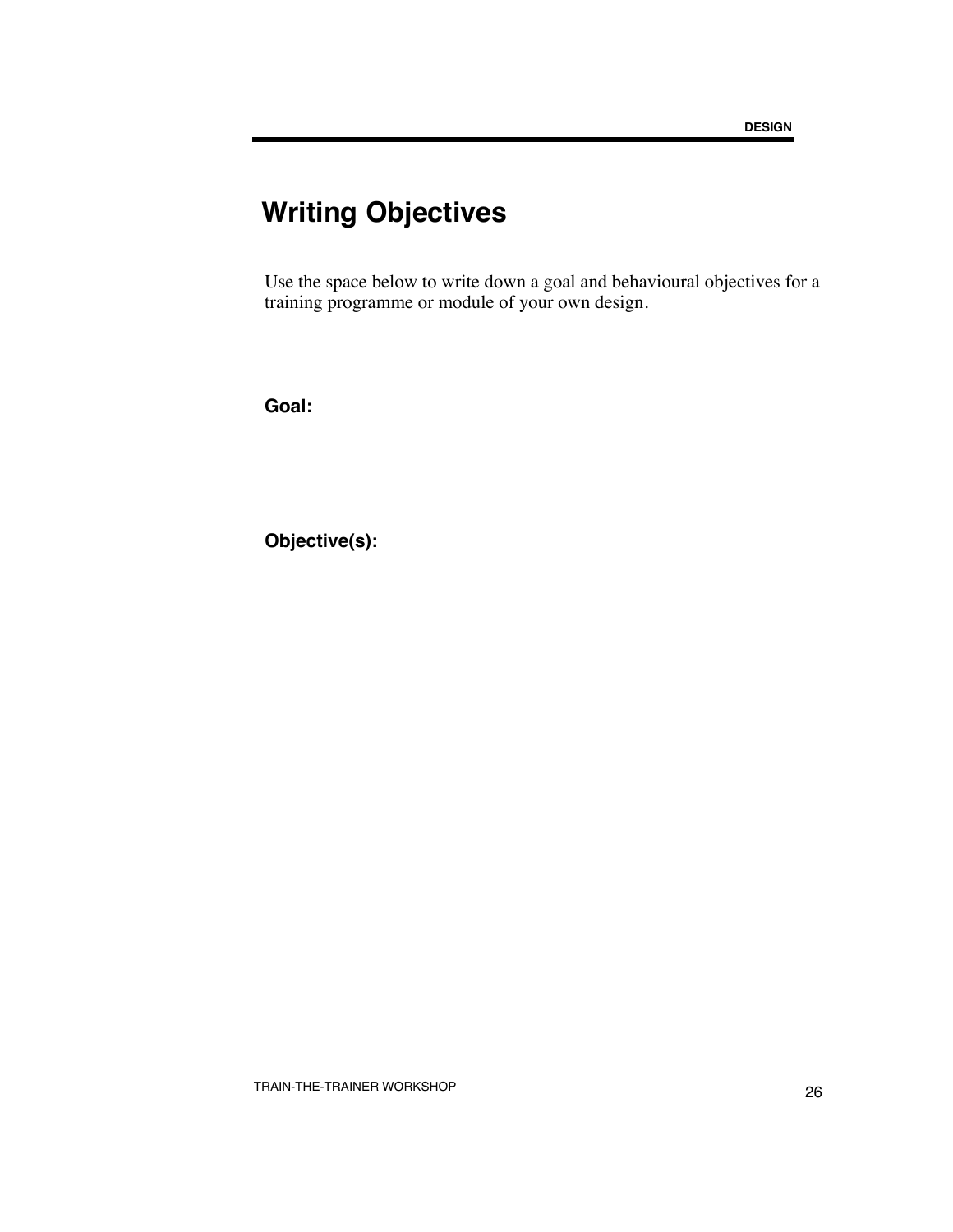# Writing Objectives

Use the space below to write down a goal and behavioural objectives for a training programme or module of your own design.

**Goal:**

**Objective(s):**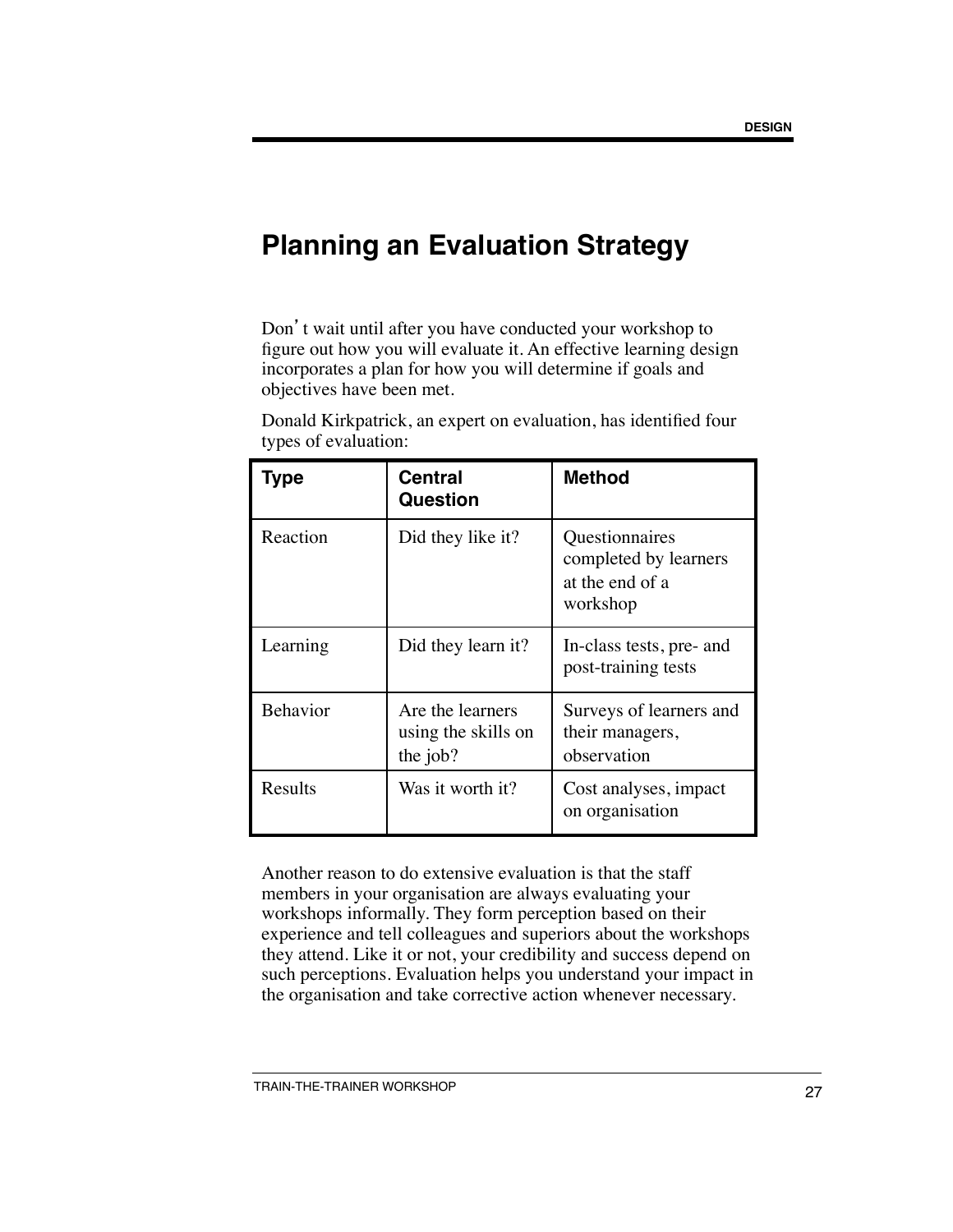# Planning an Evaluation Strategy

Don't wait until after you have conducted your workshop to figure out how you will evaluate it. An effective learning design incorporates a plan for how you will determine if goals and objectives have been met.

Donald Kirkpatrick, an expert on evaluation, has identified four types of evaluation:

| Type | Central Question | Method |
|---|---|---|
| Reaction | Did they like it? | Questionnaires completed by learners at the end of a workshop |
| Learning | Did they learn it? | In-class tests, pre- and post-training tests |
| Behavior | Are the learners using the skills on the job? | Surveys of learners and their managers, observation |
| Results | Was it worth it? | Cost analyses, impact on organisation |

Another reason to do extensive evaluation is that the staff members in your organisation are always evaluating your workshops informally. They form perception based on their experience and tell colleagues and superiors about the workshops they attend. Like it or not, your credibility and success depend on such perceptions. Evaluation helps you understand your impact in the organisation and take corrective action whenever necessary.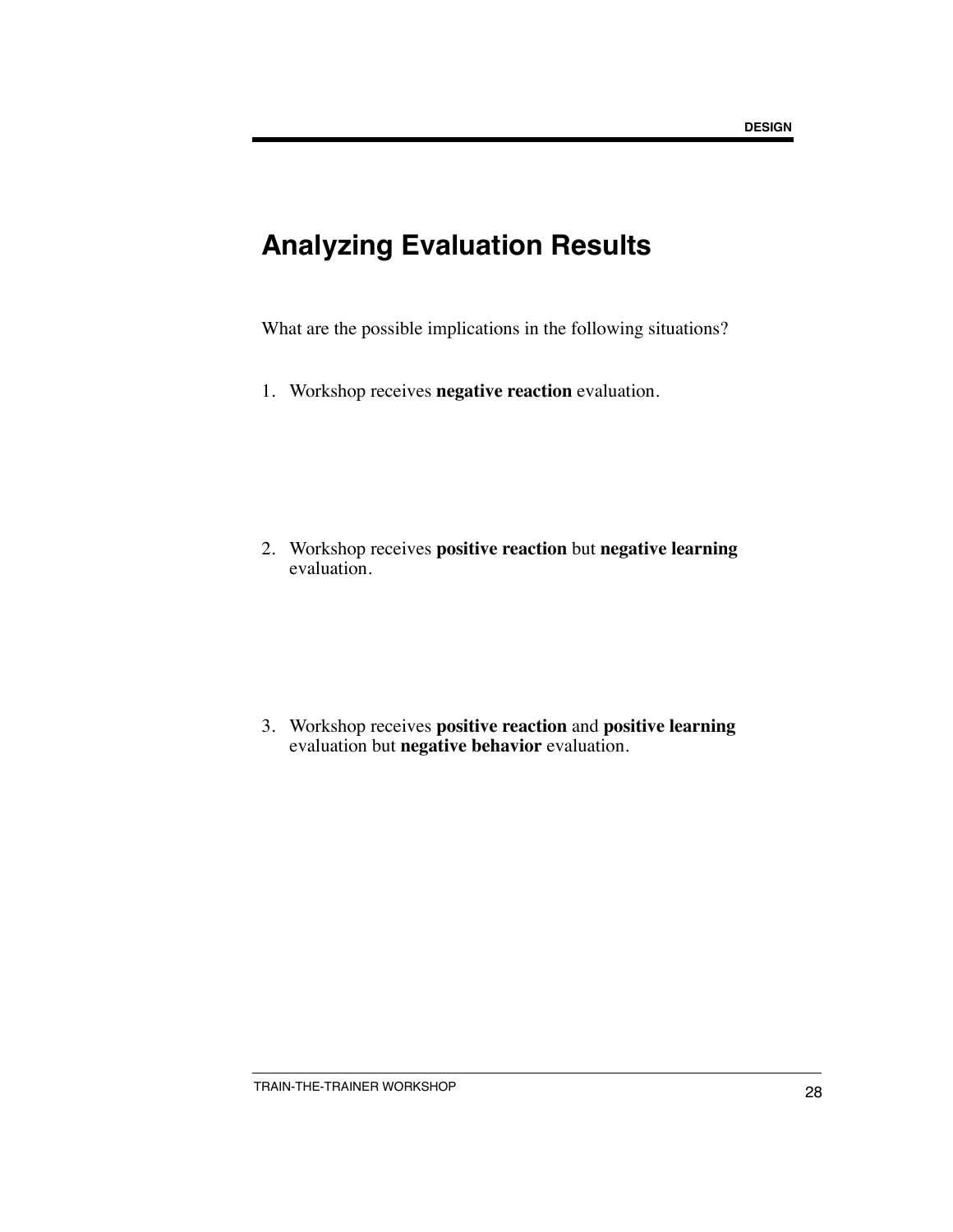# Analyzing Evaluation Results

What are the possible implications in the following situations?

1. Workshop receives **negative reaction** evaluation.

2. Workshop receives **positive reaction** but **negative learning** evaluation.

3. Workshop receives **positive reaction** and **positive learning** evaluation but **negative behavior** evaluation.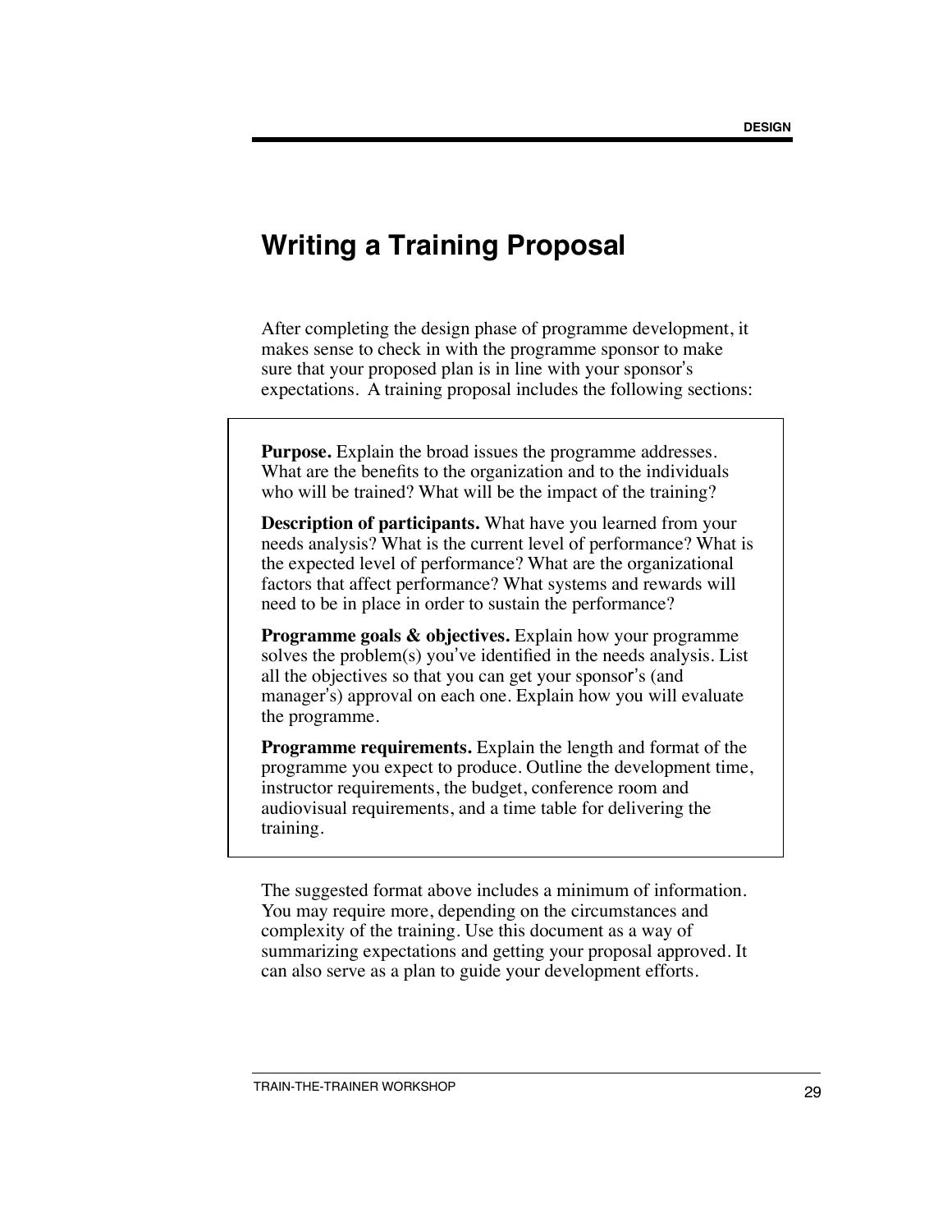# Writing a Training Proposal

After completing the design phase of programme development, it makes sense to check in with the programme sponsor to make sure that your proposed plan is in line with your sponsor's expectations. A training proposal includes the following sections:

**Purpose.** Explain the broad issues the programme addresses. What are the benefits to the organization and to the individuals who will be trained? What will be the impact of the training?

**Description of participants.** What have you learned from your needs analysis? What is the current level of performance? What is the expected level of performance? What are the organizational factors that affect performance? What systems and rewards will need to be in place in order to sustain the performance?

**Programme goals & objectives.** Explain how your programme solves the problem(s) you've identified in the needs analysis. List all the objectives so that you can get your sponsor's (and manager's) approval on each one. Explain how you will evaluate the programme.

**Programme requirements.** Explain the length and format of the programme you expect to produce. Outline the development time, instructor requirements, the budget, conference room and audiovisual requirements, and a time table for delivering the training.

The suggested format above includes a minimum of information. You may require more, depending on the circumstances and complexity of the training. Use this document as a way of summarizing expectations and getting your proposal approved. It can also serve as a plan to guide your development efforts.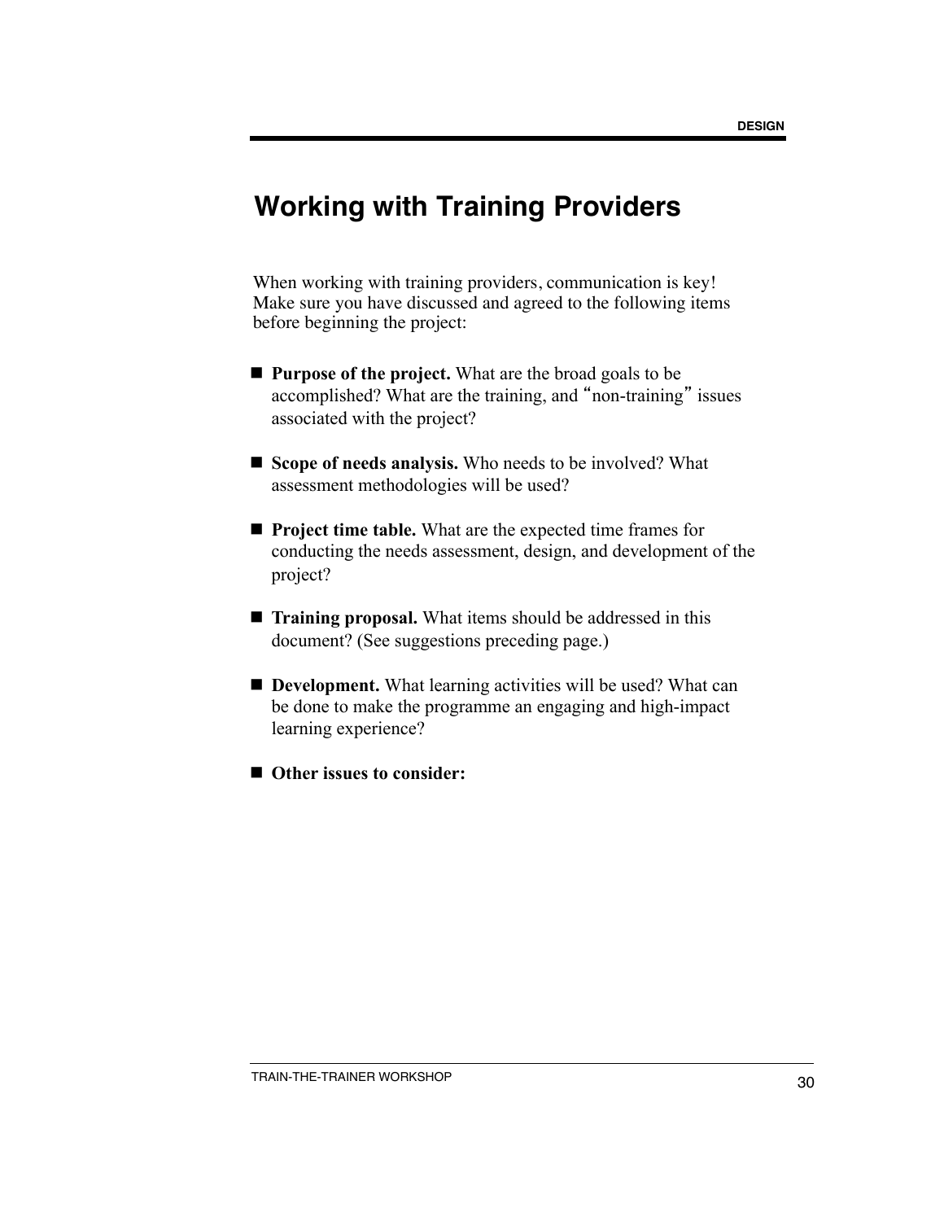# Working with Training Providers

When working with training providers, communication is key! Make sure you have discussed and agreed to the following items before beginning the project:

- **Purpose of the project.** What are the broad goals to be accomplished? What are the training, and "non-training" issues associated with the project?

- **Scope of needs analysis.** Who needs to be involved? What assessment methodologies will be used?

- **Project time table.** What are the expected time frames for conducting the needs assessment, design, and development of the project?

- **Training proposal.** What items should be addressed in this document? (See suggestions preceding page.)

- **Development.** What learning activities will be used? What can be done to make the programme an engaging and high-impact learning experience?

- **Other issues to consider:**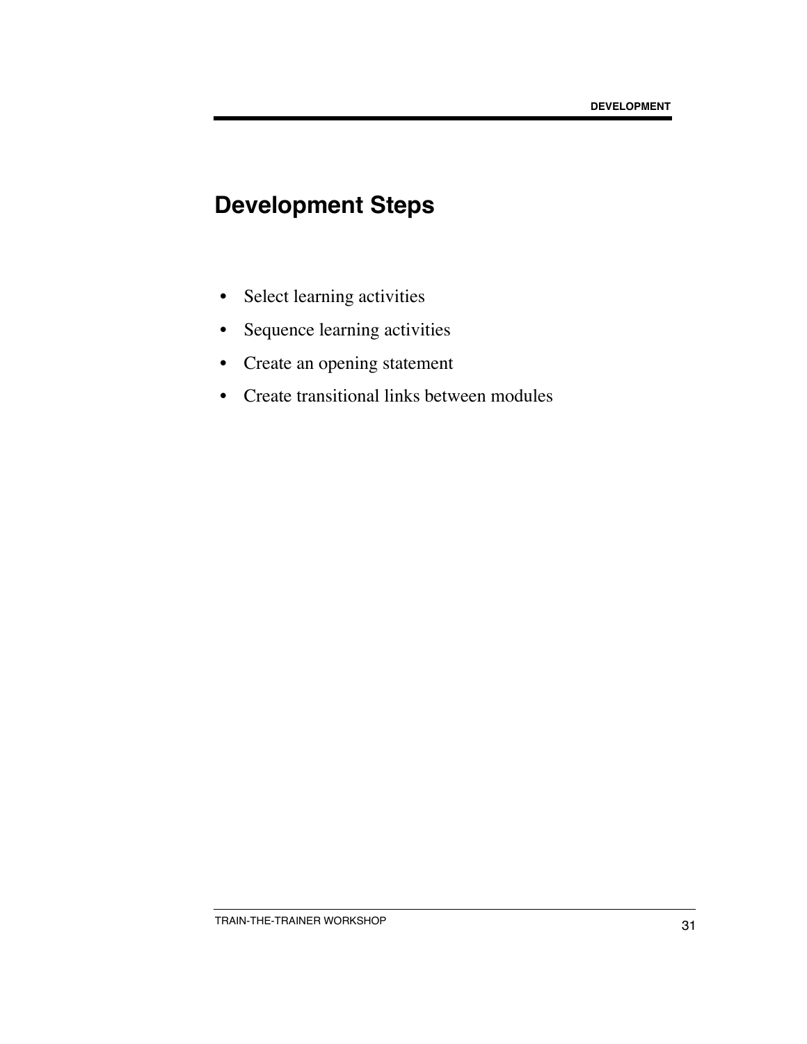# Development Steps

- Select learning activities
- Sequence learning activities
- Create an opening statement
- Create transitional links between modules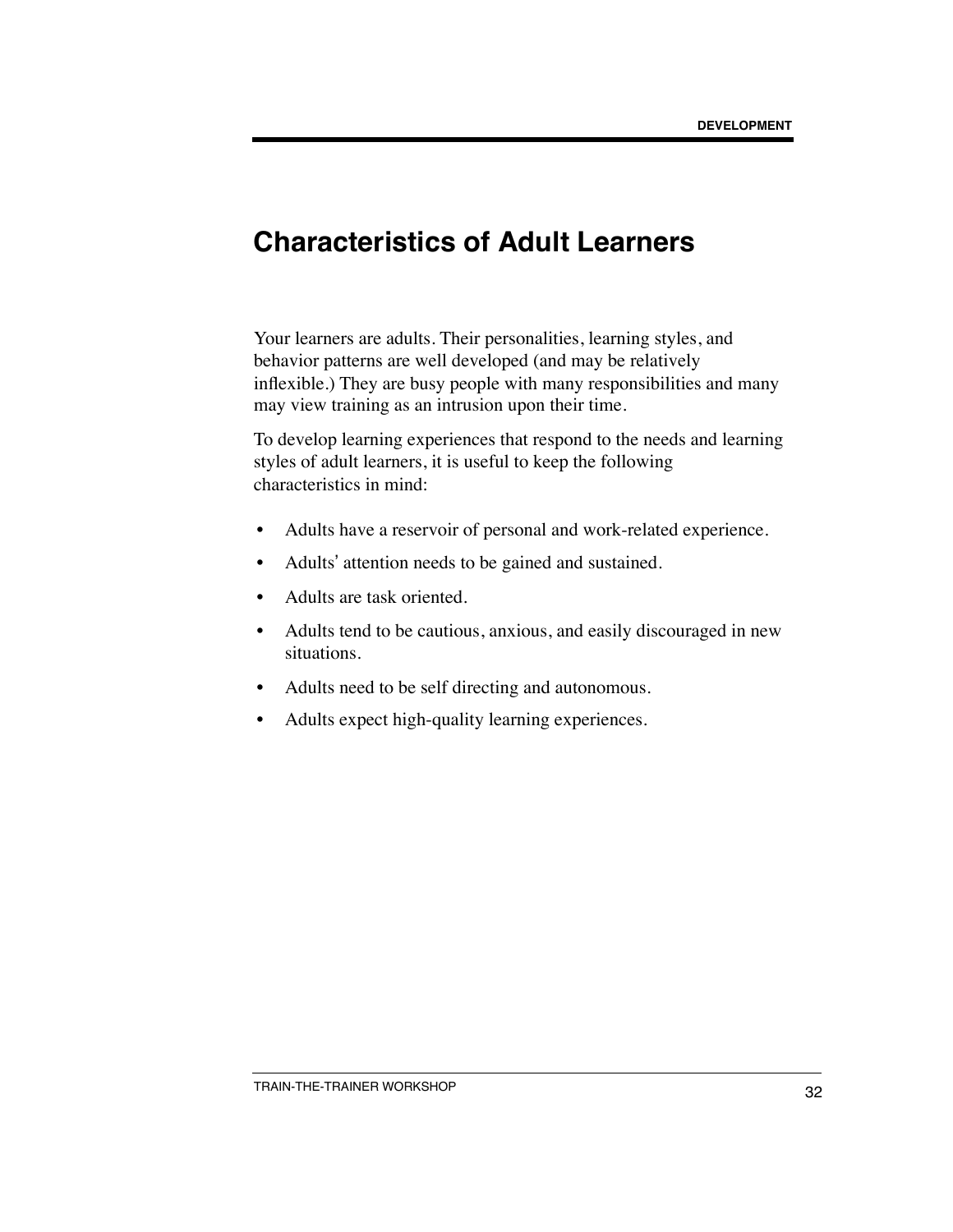# Characteristics of Adult Learners

Your learners are adults. Their personalities, learning styles, and behavior patterns are well developed (and may be relatively inflexible.) They are busy people with many responsibilities and many may view training as an intrusion upon their time.

To develop learning experiences that respond to the needs and learning styles of adult learners, it is useful to keep the following characteristics in mind:

- Adults have a reservoir of personal and work-related experience.
- Adults' attention needs to be gained and sustained.
- Adults are task oriented.
- Adults tend to be cautious, anxious, and easily discouraged in new situations.
- Adults need to be self directing and autonomous.
- Adults expect high-quality learning experiences.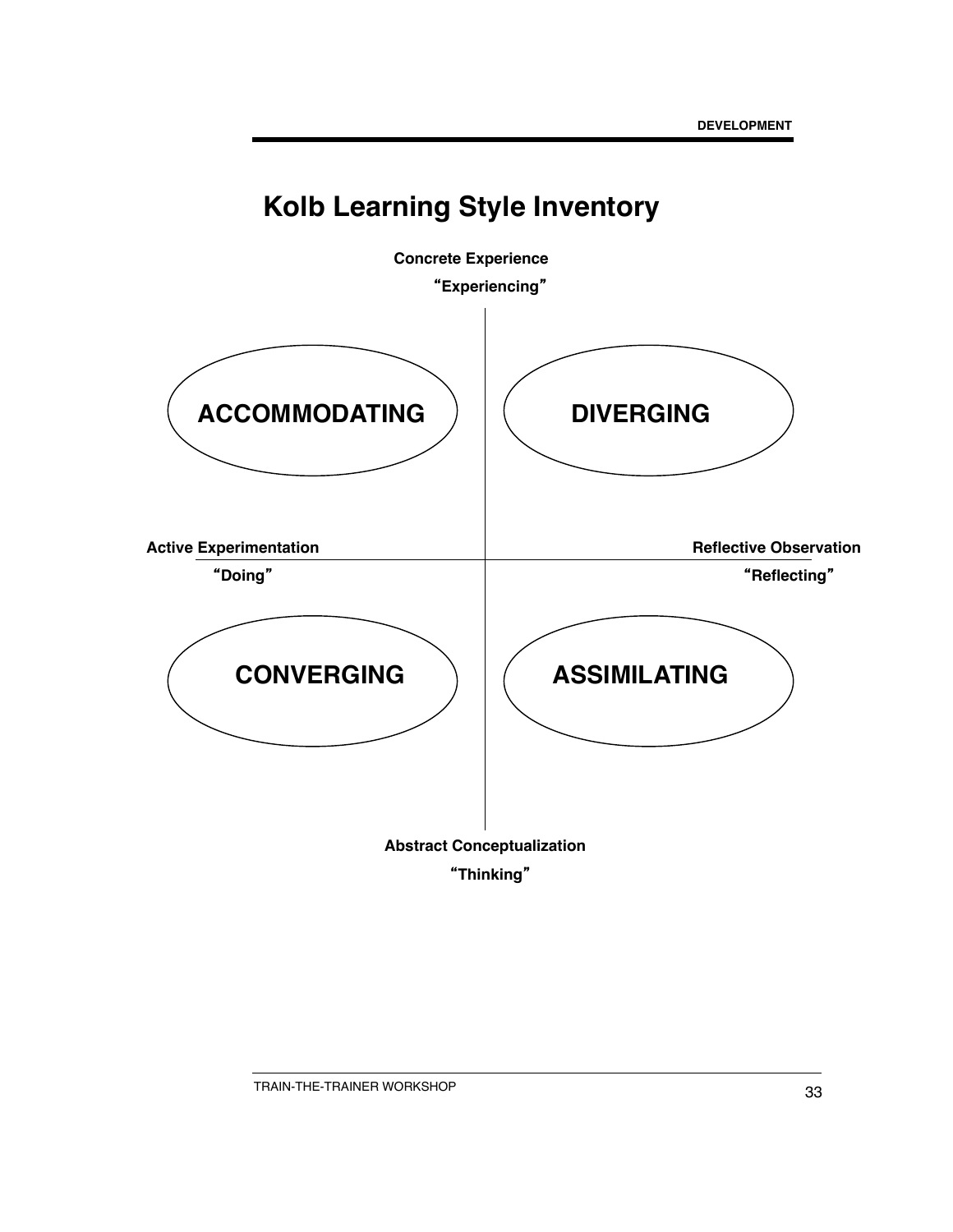# Kolb Learning Style Inventory

**Concrete Experience**

**"Experiencing"**

**ACCOMMODATING**

**DIVERGING**

**Active Experimentation**

**"Doing"**

**Reflective Observation**

**"Reflecting"**

**CONVERGING**

**ASSIMILATING**

**Abstract Conceptualization**

**"Thinking"**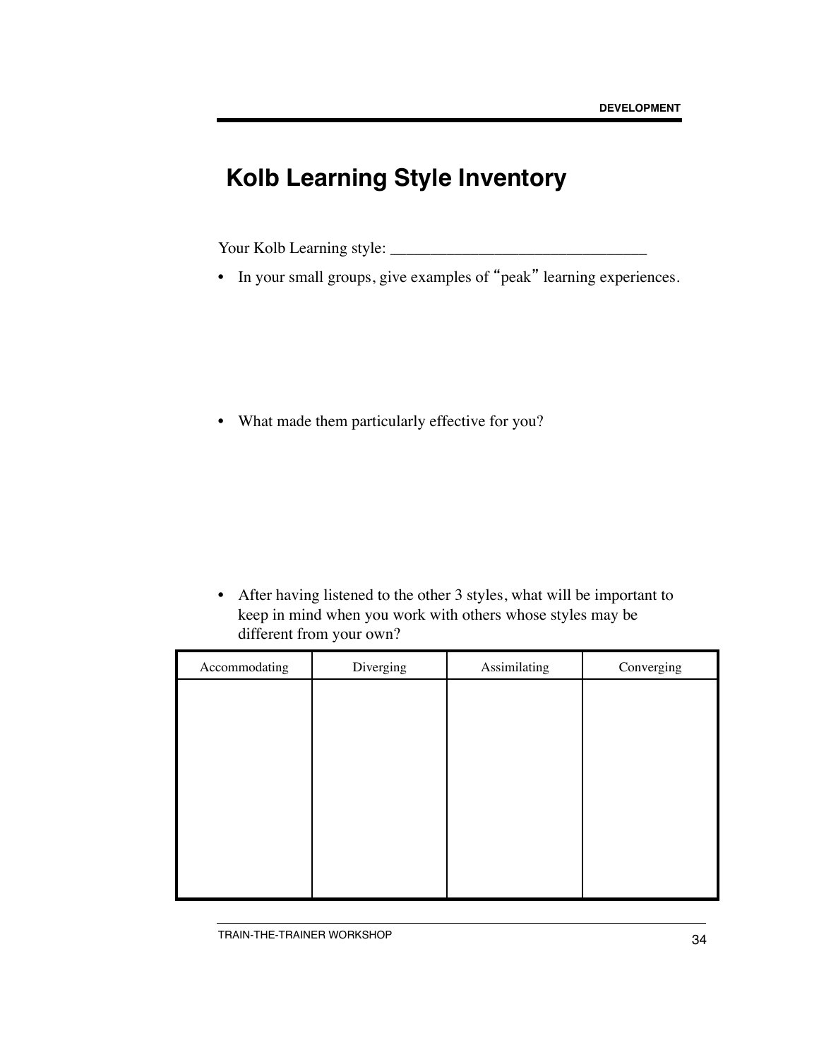# Kolb Learning Style Inventory

Your Kolb Learning style: _______________________________

- In your small groups, give examples of "peak" learning experiences.

- What made them particularly effective for you?

- After having listened to the other 3 styles, what will be important to keep in mind when you work with others whose styles may be different from your own?

| Accommodating | Diverging | Assimilating | Converging |
|---|---|---|---|
| | | | |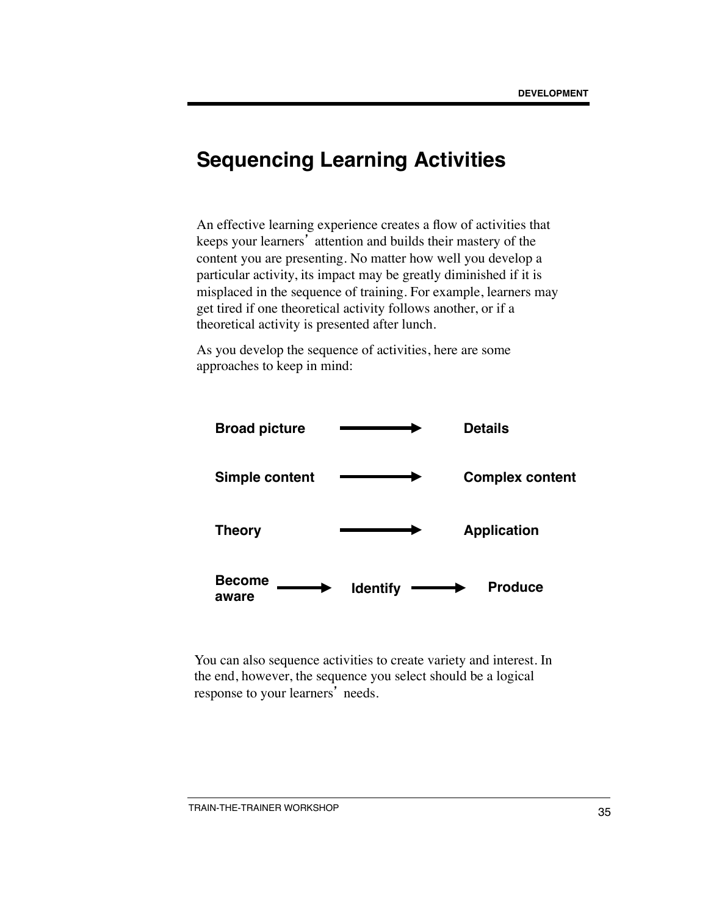# Sequencing Learning Activities

An effective learning experience creates a flow of activities that keeps your learners' attention and builds their mastery of the content you are presenting. No matter how well you develop a particular activity, its impact may be greatly diminished if it is misplaced in the sequence of training. For example, learners may get tired if one theoretical activity follows another, or if a theoretical activity is presented after lunch.

As you develop the sequence of activities, here are some approaches to keep in mind:

**Broad picture** → **Details**

**Simple content** → **Complex content**

**Theory** → **Application**

**Become aware** → **Identify** → **Produce**

You can also sequence activities to create variety and interest. In the end, however, the sequence you select should be a logical response to your learners' needs.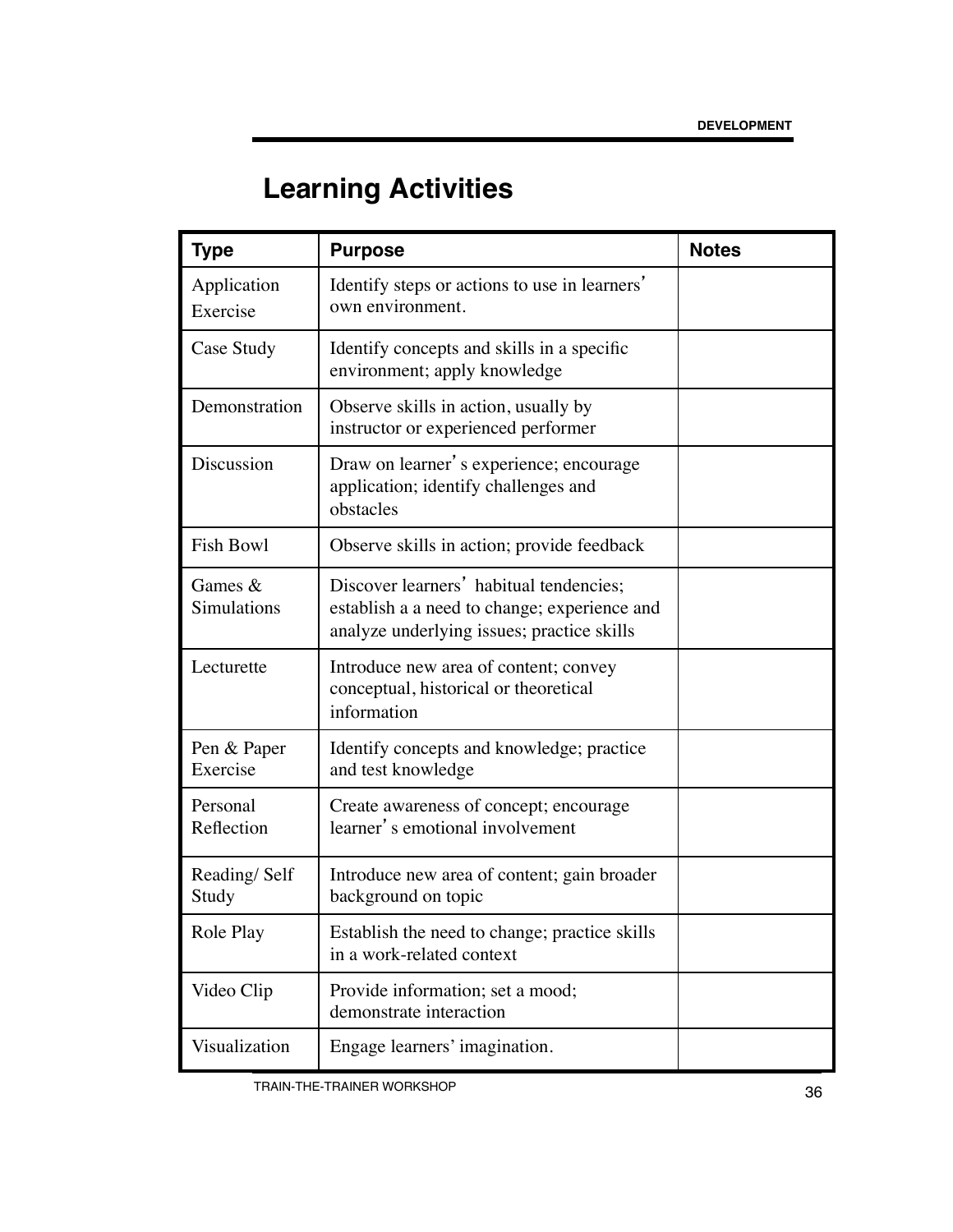# Learning Activities

| Type | Purpose | Notes |
|---|---|---|
| Application Exercise | Identify steps or actions to use in learners' own environment. | |
| Case Study | Identify concepts and skills in a specific environment; apply knowledge | |
| Demonstration | Observe skills in action, usually by instructor or experienced performer | |
| Discussion | Draw on learner's experience; encourage application; identify challenges and obstacles | |
| Fish Bowl | Observe skills in action; provide feedback | |
| Games & Simulations | Discover learners' habitual tendencies; establish a a need to change; experience and analyze underlying issues; practice skills | |
| Lecturette | Introduce new area of content; convey conceptual, historical or theoretical information | |
| Pen & Paper Exercise | Identify concepts and knowledge; practice and test knowledge | |
| Personal Reflection | Create awareness of concept; encourage learner's emotional involvement | |
| Reading/ Self Study | Introduce new area of content; gain broader background on topic | |
| Role Play | Establish the need to change; practice skills in a work-related context | |
| Video Clip | Provide information; set a mood; demonstrate interaction | |
| Visualization | Engage learners' imagination. | |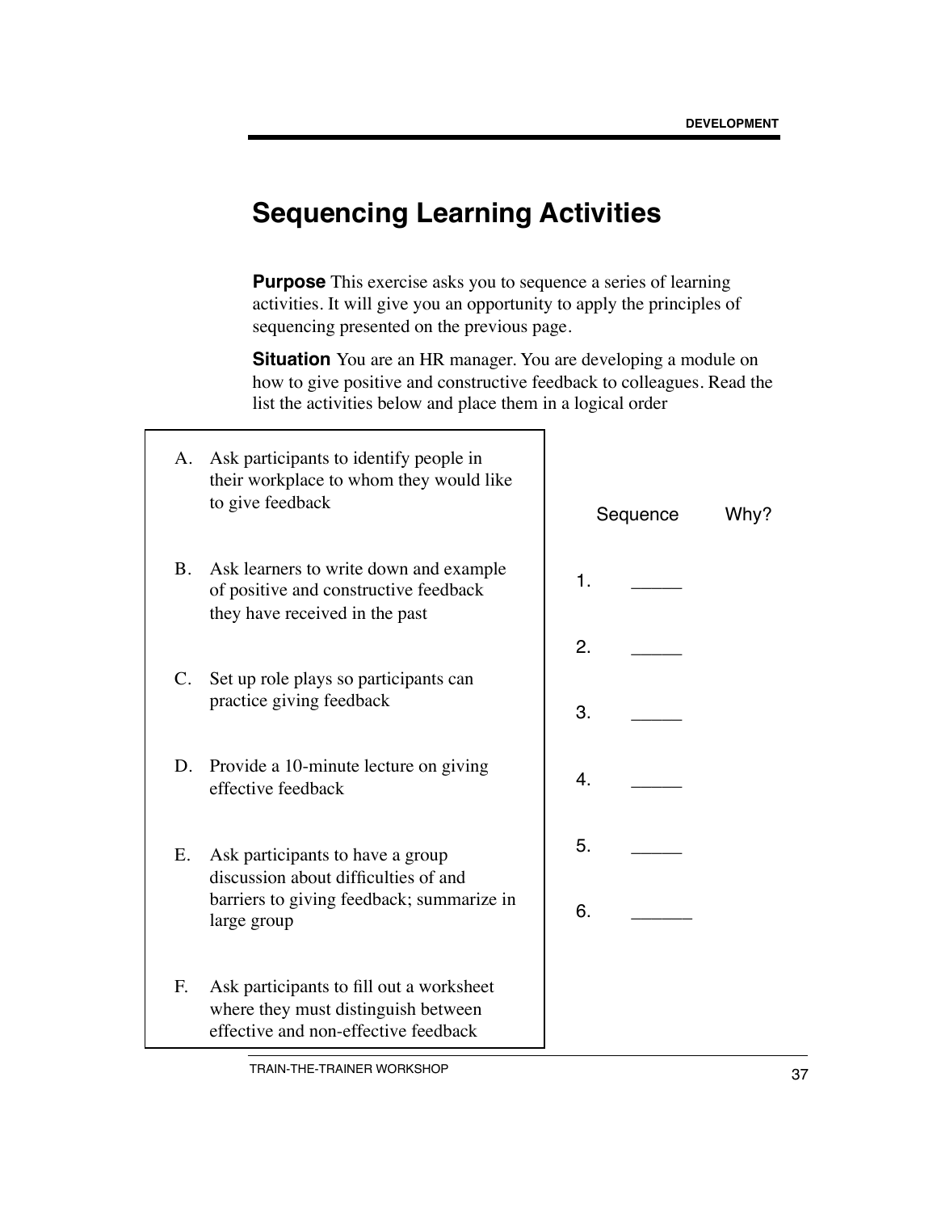# Sequencing Learning Activities

**Purpose** This exercise asks you to sequence a series of learning activities. It will give you an opportunity to apply the principles of sequencing presented on the previous page.

**Situation** You are an HR manager. You are developing a module on how to give positive and constructive feedback to colleagues. Read the list the activities below and place them in a logical order

A. Ask participants to identify people in their workplace to whom they would like to give feedback

B. Ask learners to write down and example of positive and constructive feedback they have received in the past

C. Set up role plays so participants can practice giving feedback

D. Provide a 10-minute lecture on giving effective feedback

E. Ask participants to have a group discussion about difficulties of and barriers to giving feedback; summarize in large group

F. Ask participants to fill out a worksheet where they must distinguish between effective and non-effective feedback

| | Sequence | Why? |
|---|---|---|
| 1. | _____ | |
| 2. | _____ | |
| 3. | _____ | |
| 4. | _____ | |
| 5. | _____ | |
| 6. | ______ | |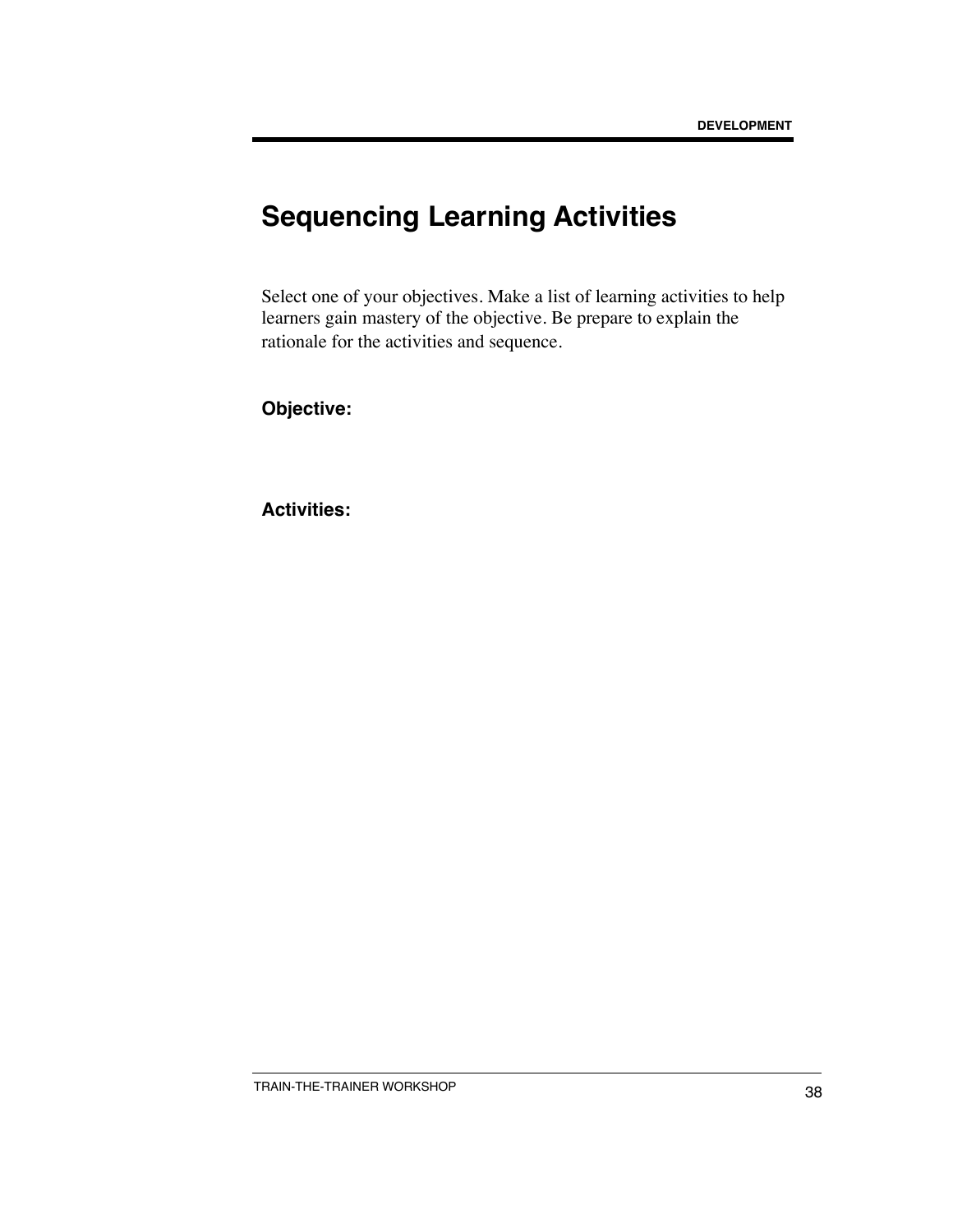# Sequencing Learning Activities

Select one of your objectives. Make a list of learning activities to help learners gain mastery of the objective. Be prepare to explain the rationale for the activities and sequence.

**Objective:**

**Activities:**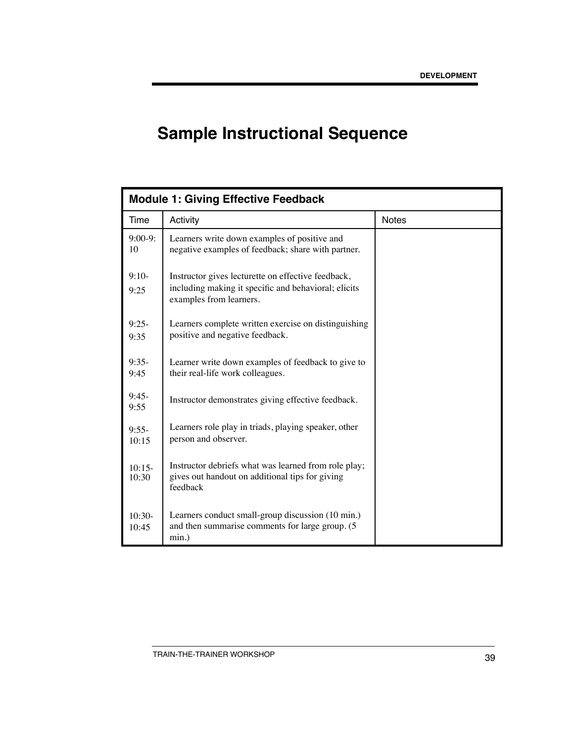# Sample Instructional Sequence

| Module 1: Giving Effective Feedback | | |
|---|---|---|
| Time | Activity | Notes |
| 9:00-9:10 | Learners write down examples of positive and negative examples of feedback; share with partner. | |
| 9:10-9:25 | Instructor gives lecturette on effective feedback, including making it specific and behavioral; elicits examples from learners. | |
| 9:25-9:35 | Learners complete written exercise on distinguishing positive and negative feedback. | |
| 9:35-9:45 | Learner write down examples of feedback to give to their real-life work colleagues. | |
| 9:45-9:55 | Instructor demonstrates giving effective feedback. | |
| 9:55-10:15 | Learners role play in triads, playing speaker, other person and observer. | |
| 10:15-10:30 | Instructor debriefs what was learned from role play; gives out handout on additional tips for giving feedback | |
| 10:30-10:45 | Learners conduct small-group discussion (10 min.) and then summarise comments for large group. (5 min.) | |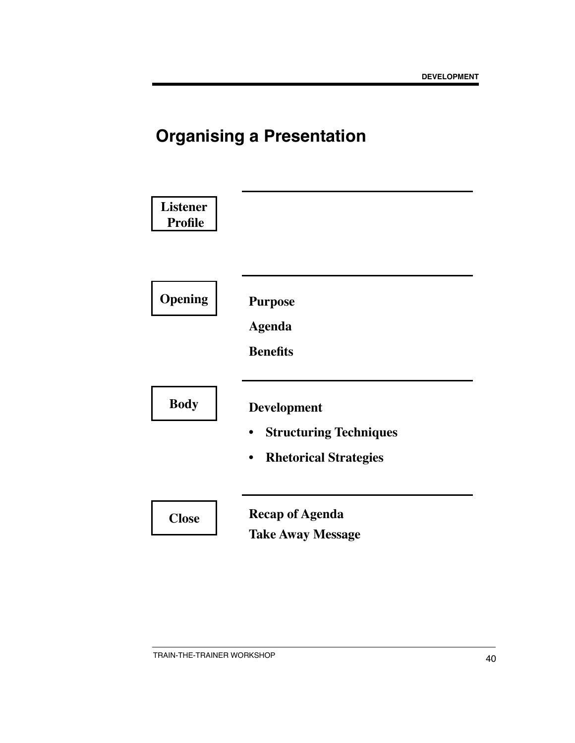# Organising a Presentation

**Listener Profile**

---

**Opening**

**Purpose**

**Agenda**

**Benefits**

---

**Body**

**Development**

- **Structuring Techniques**
- **Rhetorical Strategies**

---

**Close**

**Recap of Agenda**

**Take Away Message**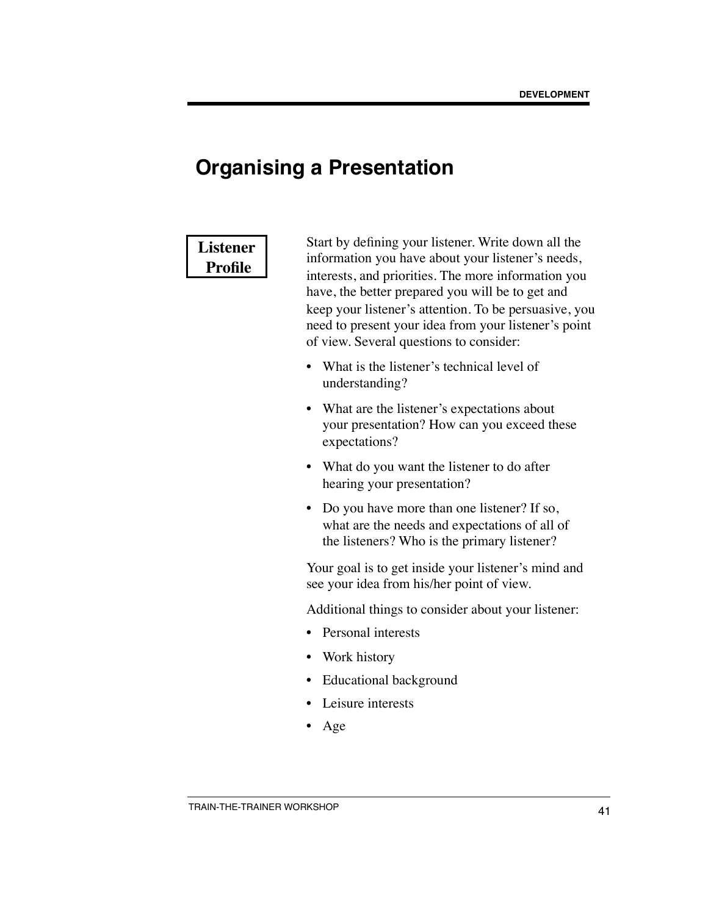# Organising a Presentation

## Listener Profile

Start by defining your listener. Write down all the information you have about your listener's needs, interests, and priorities. The more information you have, the better prepared you will be to get and keep your listener's attention. To be persuasive, you need to present your idea from your listener's point of view. Several questions to consider:

- What is the listener's technical level of understanding?
- What are the listener's expectations about your presentation? How can you exceed these expectations?
- What do you want the listener to do after hearing your presentation?
- Do you have more than one listener? If so, what are the needs and expectations of all of the listeners? Who is the primary listener?

Your goal is to get inside your listener's mind and see your idea from his/her point of view.

Additional things to consider about your listener:

- Personal interests
- Work history
- Educational background
- Leisure interests
- Age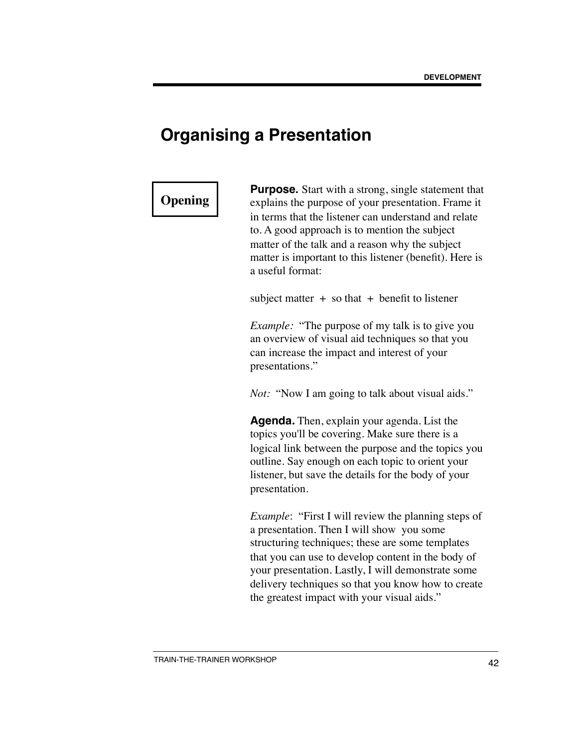# Organising a Presentation

**Opening**

**Purpose.** Start with a strong, single statement that explains the purpose of your presentation. Frame it in terms that the listener can understand and relate to. A good approach is to mention the subject matter of the talk and a reason why the subject matter is important to this listener (benefit). Here is a useful format:

subject matter + so that + benefit to listener

*Example:* "The purpose of my talk is to give you an overview of visual aid techniques so that you can increase the impact and interest of your presentations."

*Not:* "Now I am going to talk about visual aids."

**Agenda.** Then, explain your agenda. List the topics you'll be covering. Make sure there is a logical link between the purpose and the topics you outline. Say enough on each topic to orient your listener, but save the details for the body of your presentation.

*Example*: "First I will review the planning steps of a presentation. Then I will show you some structuring techniques; these are some templates that you can use to develop content in the body of your presentation. Lastly, I will demonstrate some delivery techniques so that you know how to create the greatest impact with your visual aids."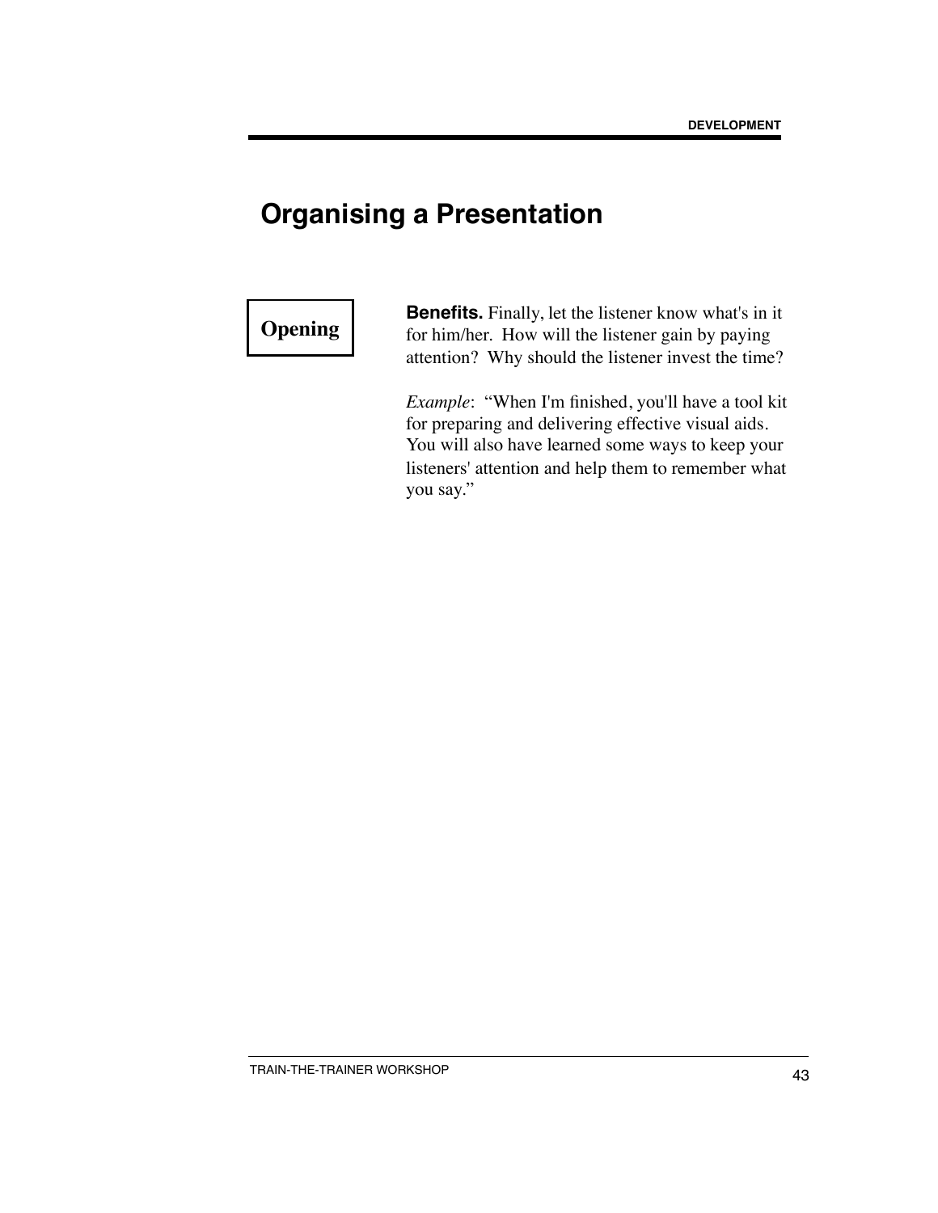# Organising a Presentation

**Opening**

**Benefits.** Finally, let the listener know what's in it for him/her. How will the listener gain by paying attention? Why should the listener invest the time?

*Example*: "When I'm finished, you'll have a tool kit for preparing and delivering effective visual aids. You will also have learned some ways to keep your listeners' attention and help them to remember what you say."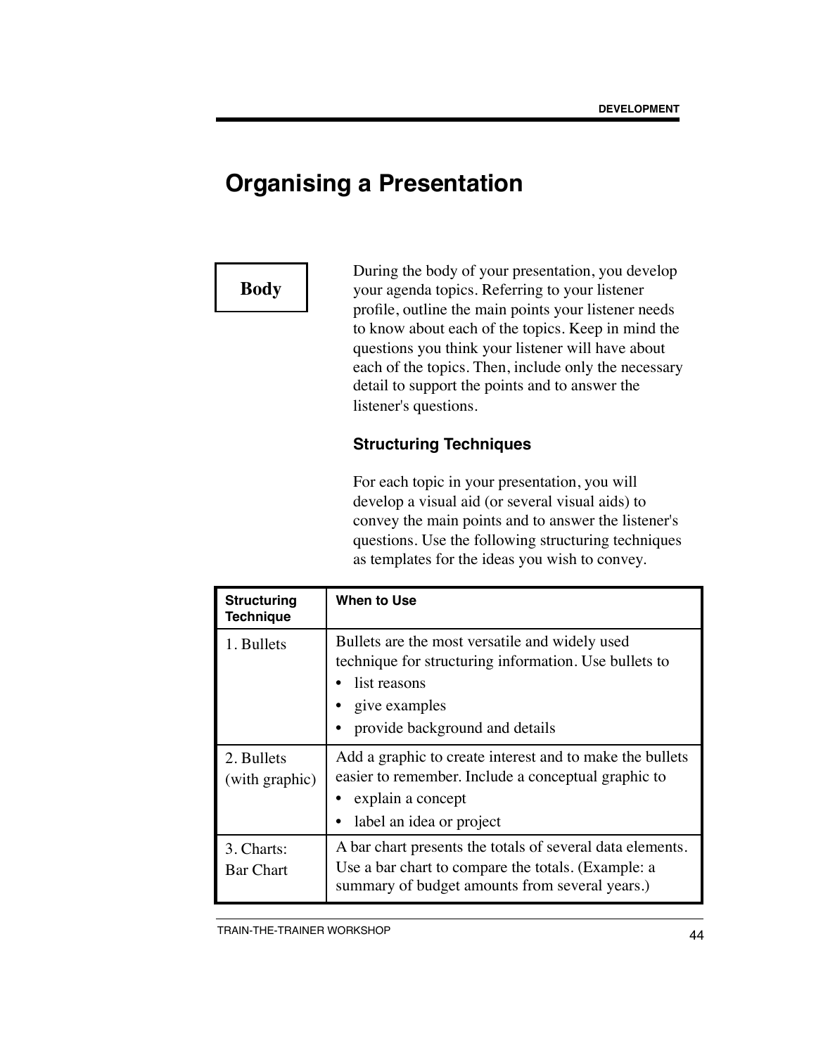# Organising a Presentation

## Body

During the body of your presentation, you develop your agenda topics. Referring to your listener profile, outline the main points your listener needs to know about each of the topics. Keep in mind the questions you think your listener will have about each of the topics. Then, include only the necessary detail to support the points and to answer the listener's questions.

### Structuring Techniques

For each topic in your presentation, you will develop a visual aid (or several visual aids) to convey the main points and to answer the listener's questions. Use the following structuring techniques as templates for the ideas you wish to convey.

| Structuring Technique | When to Use |
| --- | --- |
| 1. Bullets | Bullets are the most versatile and widely used technique for structuring information. Use bullets to<br>• list reasons<br>• give examples<br>• provide background and details |
| 2. Bullets (with graphic) | Add a graphic to create interest and to make the bullets easier to remember. Include a conceptual graphic to<br>• explain a concept<br>• label an idea or project |
| 3. Charts: Bar Chart | A bar chart presents the totals of several data elements. Use a bar chart to compare the totals. (Example: a summary of budget amounts from several years.) |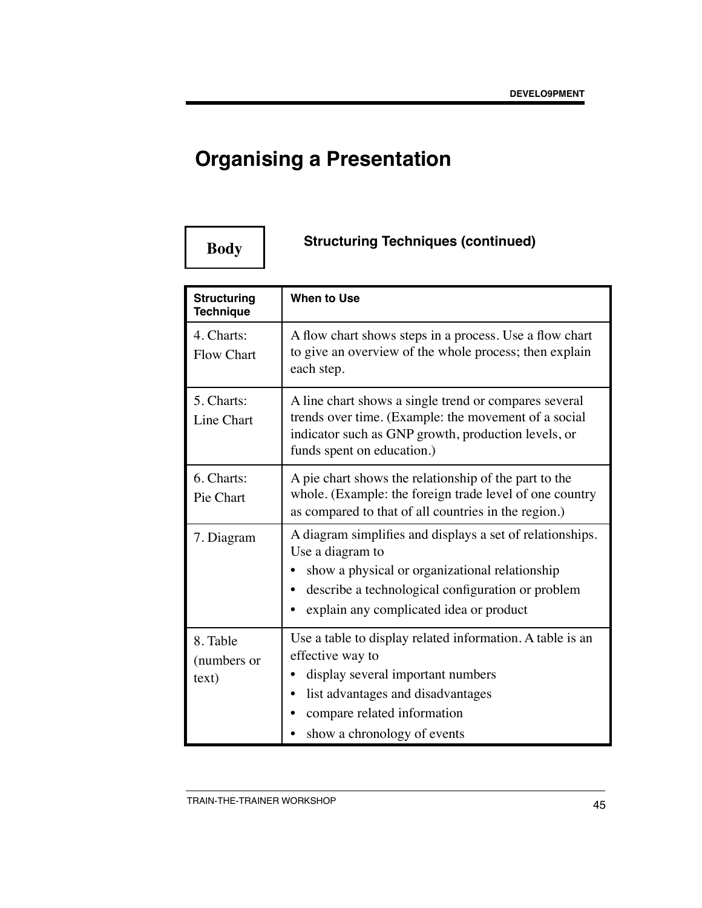# Organising a Presentation

**Body**

### Structuring Techniques (continued)

| Structuring Technique | When to Use |
|---|---|
| 4. Charts: Flow Chart | A flow chart shows steps in a process. Use a flow chart to give an overview of the whole process; then explain each step. |
| 5. Charts: Line Chart | A line chart shows a single trend or compares several trends over time. (Example: the movement of a social indicator such as GNP growth, production levels, or funds spent on education.) |
| 6. Charts: Pie Chart | A pie chart shows the relationship of the part to the whole. (Example: the foreign trade level of one country as compared to that of all countries in the region.) |
| 7. Diagram | A diagram simplifies and displays a set of relationships. Use a diagram to<br>• show a physical or organizational relationship<br>• describe a technological configuration or problem<br>• explain any complicated idea or product |
| 8. Table (numbers or text) | Use a table to display related information. A table is an effective way to<br>• display several important numbers<br>• list advantages and disadvantages<br>• compare related information<br>• show a chronology of events |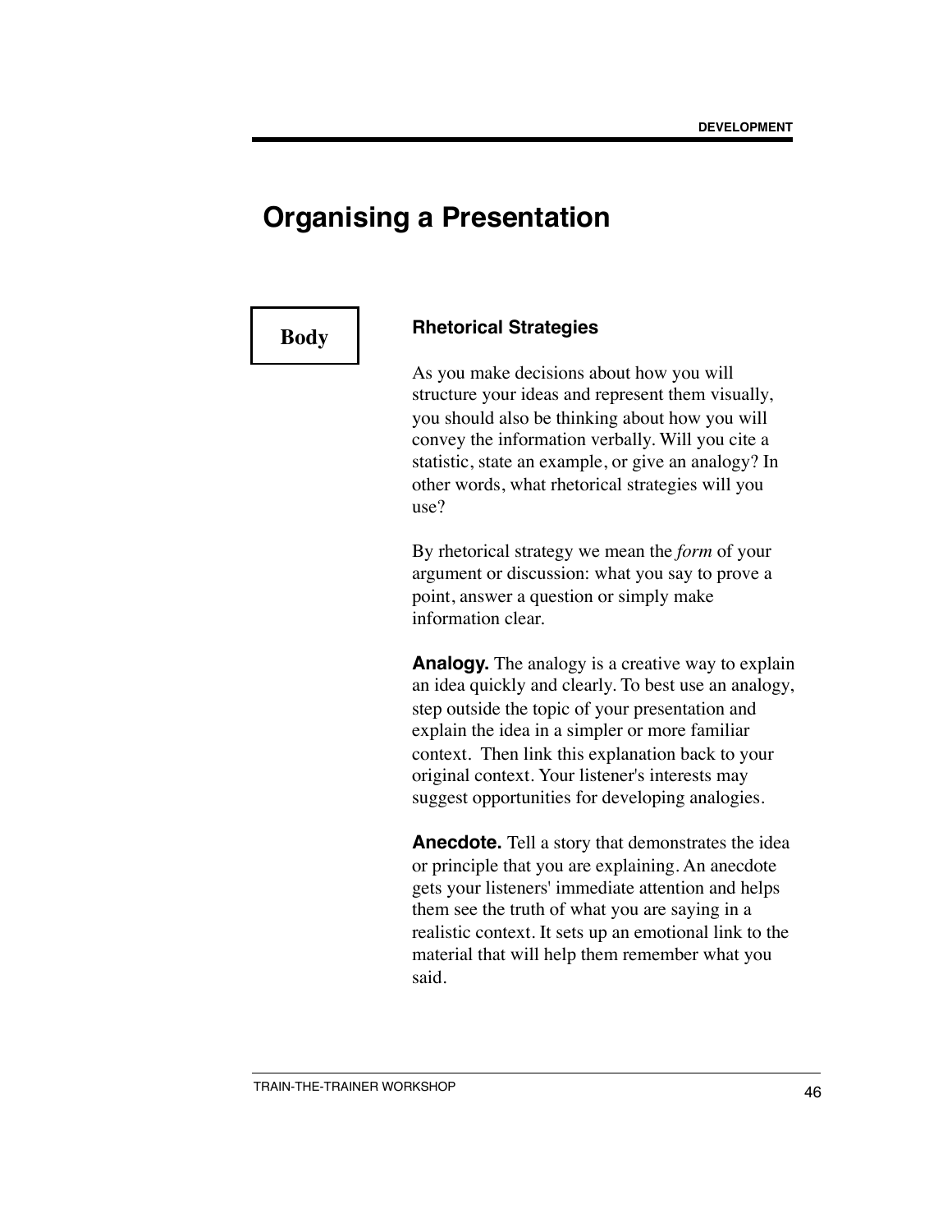# Organising a Presentation

**Body**

### Rhetorical Strategies

As you make decisions about how you will structure your ideas and represent them visually, you should also be thinking about how you will convey the information verbally. Will you cite a statistic, state an example, or give an analogy? In other words, what rhetorical strategies will you use?

By rhetorical strategy we mean the *form* of your argument or discussion: what you say to prove a point, answer a question or simply make information clear.

**Analogy.** The analogy is a creative way to explain an idea quickly and clearly. To best use an analogy, step outside the topic of your presentation and explain the idea in a simpler or more familiar context. Then link this explanation back to your original context. Your listener's interests may suggest opportunities for developing analogies.

**Anecdote.** Tell a story that demonstrates the idea or principle that you are explaining. An anecdote gets your listeners' immediate attention and helps them see the truth of what you are saying in a realistic context. It sets up an emotional link to the material that will help them remember what you said.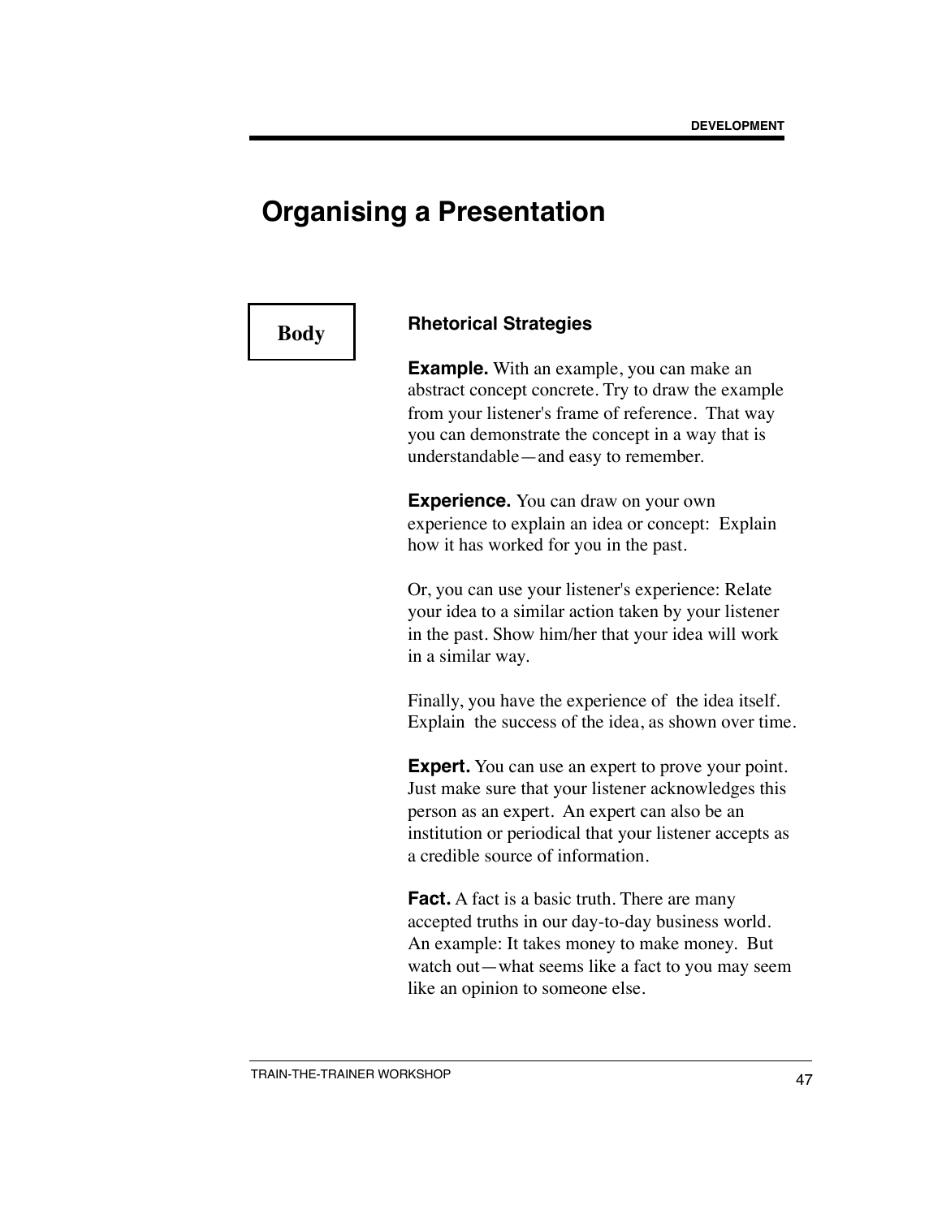# Organising a Presentation

## Body

### Rhetorical Strategies

**Example.** With an example, you can make an abstract concept concrete. Try to draw the example from your listener's frame of reference. That way you can demonstrate the concept in a way that is understandable—and easy to remember.

**Experience.** You can draw on your own experience to explain an idea or concept: Explain how it has worked for you in the past.

Or, you can use your listener's experience: Relate your idea to a similar action taken by your listener in the past. Show him/her that your idea will work in a similar way.

Finally, you have the experience of the idea itself. Explain the success of the idea, as shown over time.

**Expert.** You can use an expert to prove your point. Just make sure that your listener acknowledges this person as an expert. An expert can also be an institution or periodical that your listener accepts as a credible source of information.

**Fact.** A fact is a basic truth. There are many accepted truths in our day-to-day business world. An example: It takes money to make money. But watch out—what seems like a fact to you may seem like an opinion to someone else.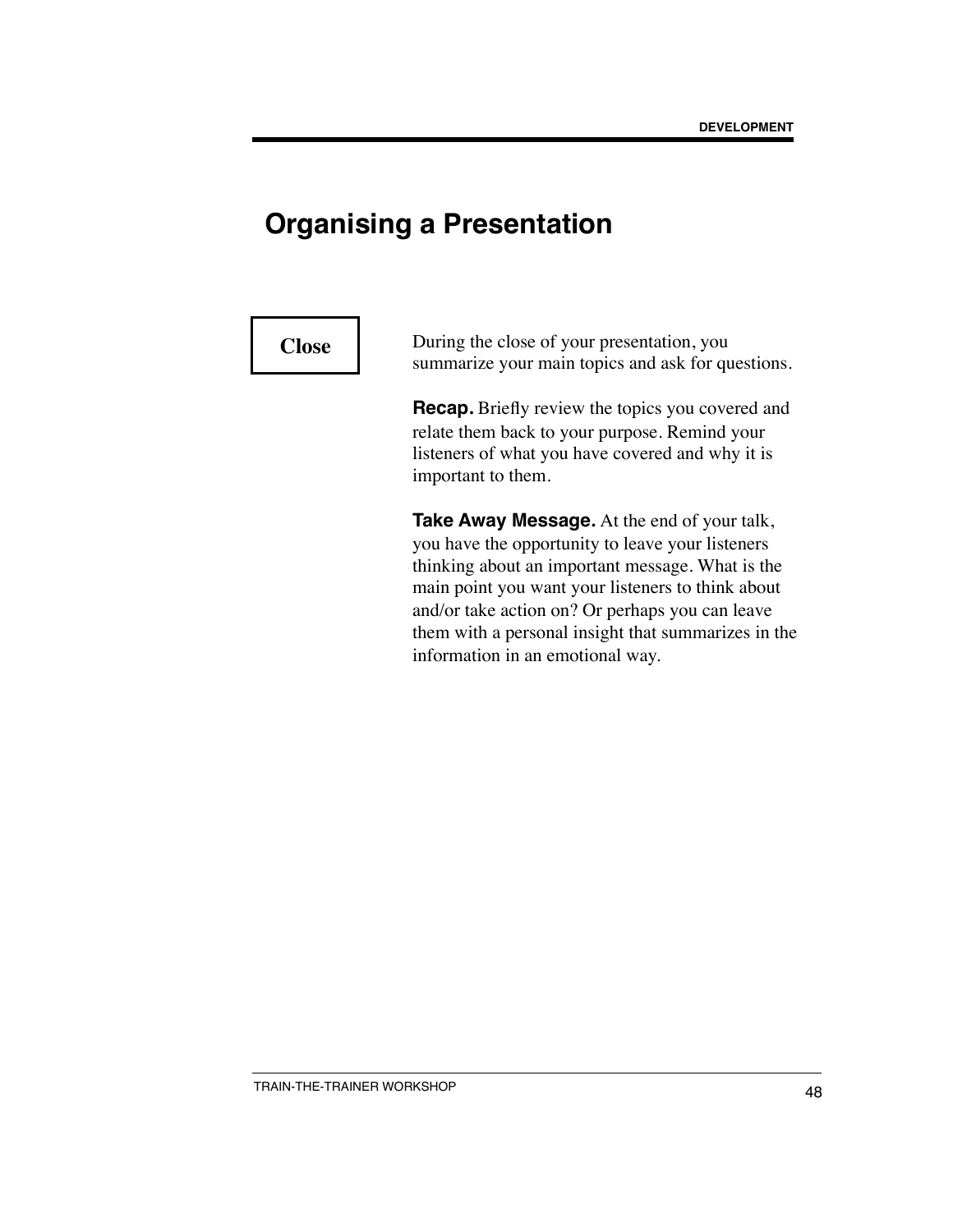# Organising a Presentation

**Close**

During the close of your presentation, you summarize your main topics and ask for questions.

**Recap.** Briefly review the topics you covered and relate them back to your purpose. Remind your listeners of what you have covered and why it is important to them.

**Take Away Message.** At the end of your talk, you have the opportunity to leave your listeners thinking about an important message. What is the main point you want your listeners to think about and/or take action on? Or perhaps you can leave them with a personal insight that summarizes in the information in an emotional way.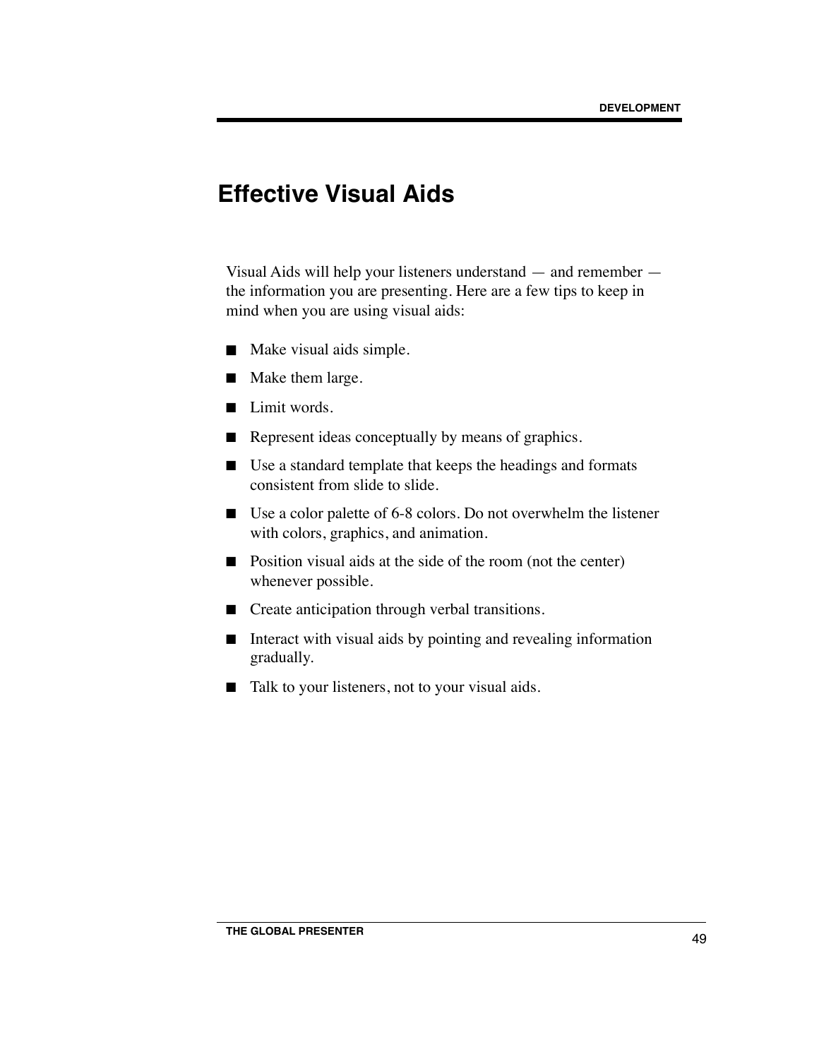# Effective Visual Aids

Visual Aids will help your listeners understand — and remember — the information you are presenting. Here are a few tips to keep in mind when you are using visual aids:

- Make visual aids simple.
- Make them large.
- Limit words.
- Represent ideas conceptually by means of graphics.
- Use a standard template that keeps the headings and formats consistent from slide to slide.
- Use a color palette of 6-8 colors. Do not overwhelm the listener with colors, graphics, and animation.
- Position visual aids at the side of the room (not the center) whenever possible.
- Create anticipation through verbal transitions.
- Interact with visual aids by pointing and revealing information gradually.
- Talk to your listeners, not to your visual aids.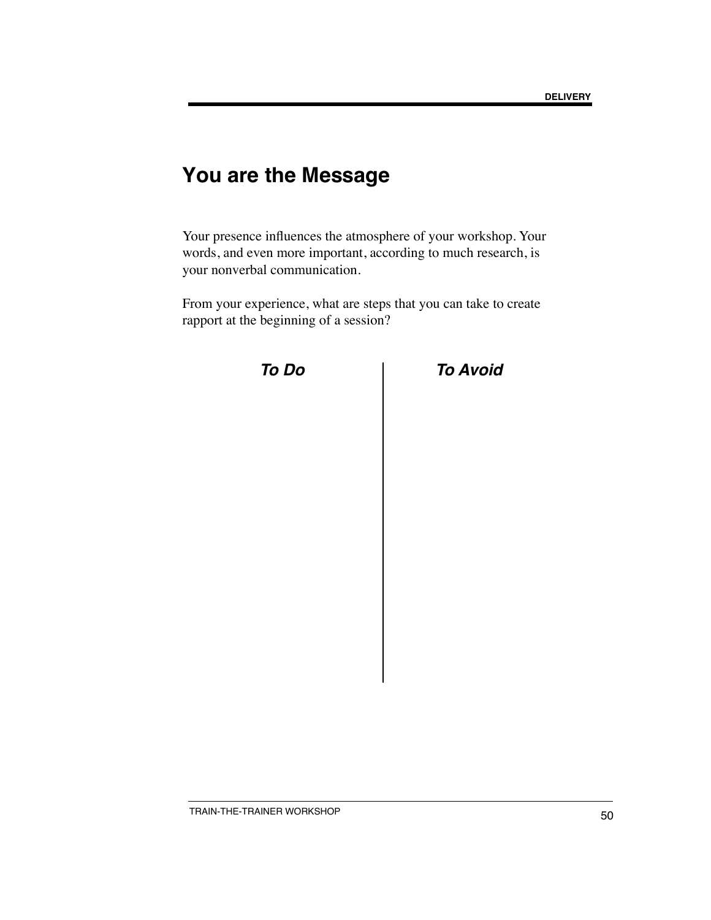# You are the Message

Your presence influences the atmosphere of your workshop. Your words, and even more important, according to much research, is your nonverbal communication.

From your experience, what are steps that you can take to create rapport at the beginning of a session?

| ***To Do*** | ***To Avoid*** |
| --- | --- |
| | |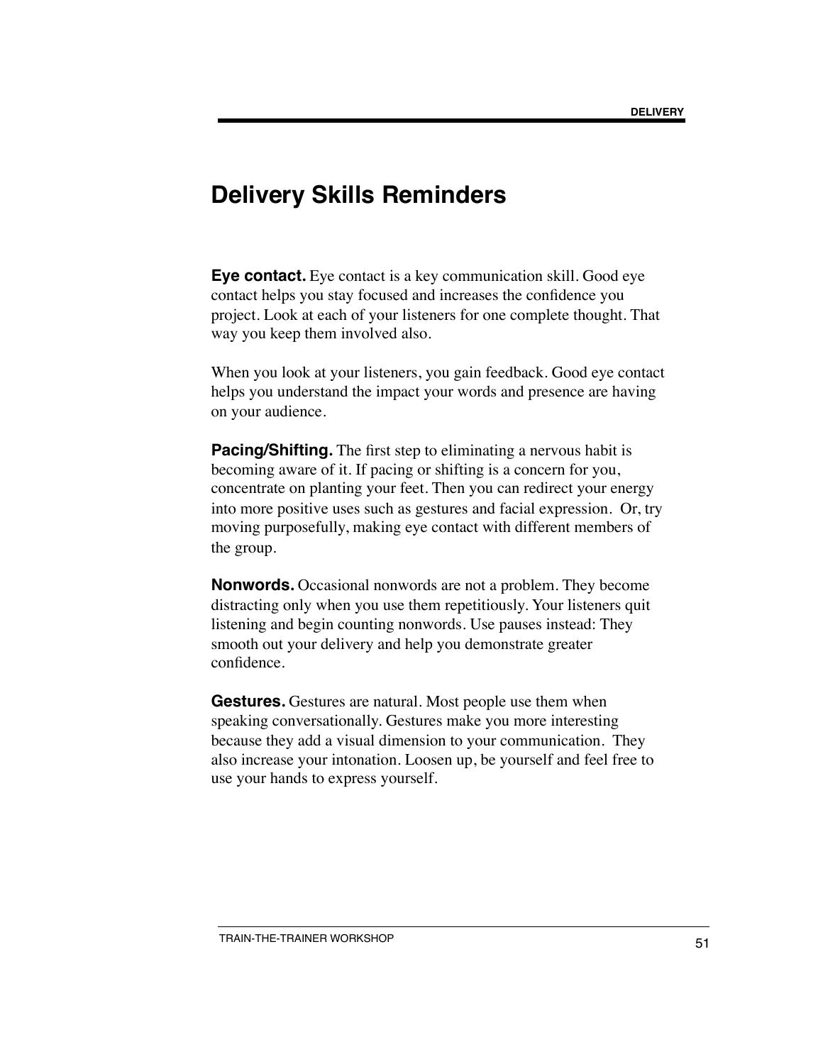# Delivery Skills Reminders

**Eye contact.** Eye contact is a key communication skill. Good eye contact helps you stay focused and increases the confidence you project. Look at each of your listeners for one complete thought. That way you keep them involved also.

When you look at your listeners, you gain feedback. Good eye contact helps you understand the impact your words and presence are having on your audience.

**Pacing/Shifting.** The first step to eliminating a nervous habit is becoming aware of it. If pacing or shifting is a concern for you, concentrate on planting your feet. Then you can redirect your energy into more positive uses such as gestures and facial expression. Or, try moving purposefully, making eye contact with different members of the group.

**Nonwords.** Occasional nonwords are not a problem. They become distracting only when you use them repetitiously. Your listeners quit listening and begin counting nonwords. Use pauses instead: They smooth out your delivery and help you demonstrate greater confidence.

**Gestures.** Gestures are natural. Most people use them when speaking conversationally. Gestures make you more interesting because they add a visual dimension to your communication. They also increase your intonation. Loosen up, be yourself and feel free to use your hands to express yourself.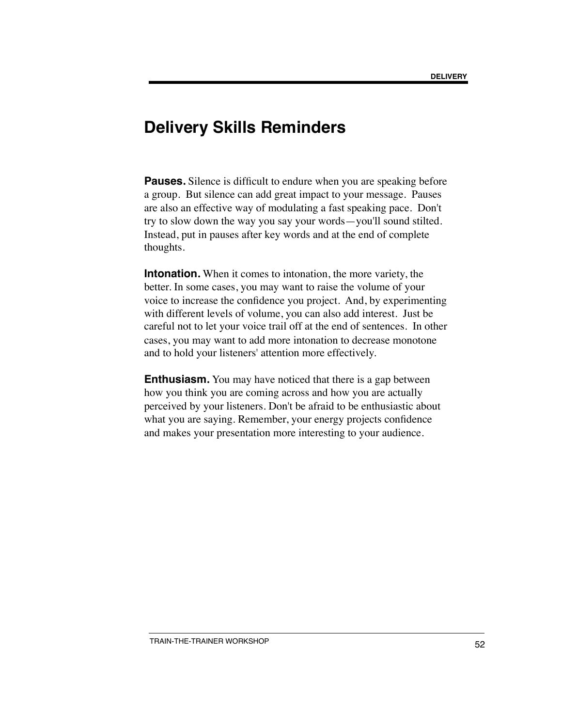# Delivery Skills Reminders

**Pauses.** Silence is difficult to endure when you are speaking before a group. But silence can add great impact to your message. Pauses are also an effective way of modulating a fast speaking pace. Don't try to slow down the way you say your words—you'll sound stilted. Instead, put in pauses after key words and at the end of complete thoughts.

**Intonation.** When it comes to intonation, the more variety, the better. In some cases, you may want to raise the volume of your voice to increase the confidence you project. And, by experimenting with different levels of volume, you can also add interest. Just be careful not to let your voice trail off at the end of sentences. In other cases, you may want to add more intonation to decrease monotone and to hold your listeners' attention more effectively.

**Enthusiasm.** You may have noticed that there is a gap between how you think you are coming across and how you are actually perceived by your listeners. Don't be afraid to be enthusiastic about what you are saying. Remember, your energy projects confidence and makes your presentation more interesting to your audience.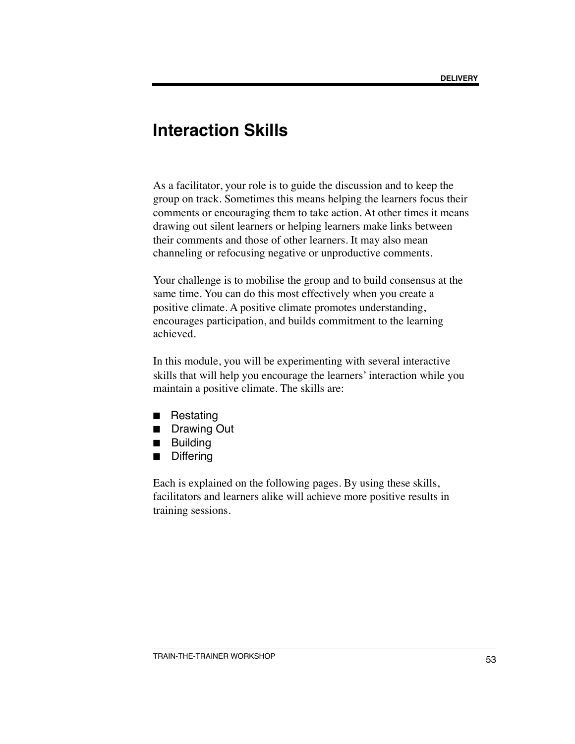# Interaction Skills

As a facilitator, your role is to guide the discussion and to keep the group on track. Sometimes this means helping the learners focus their comments or encouraging them to take action. At other times it means drawing out silent learners or helping learners make links between their comments and those of other learners. It may also mean channeling or refocusing negative or unproductive comments.

Your challenge is to mobilise the group and to build consensus at the same time. You can do this most effectively when you create a positive climate. A positive climate promotes understanding, encourages participation, and builds commitment to the learning achieved.

In this module, you will be experimenting with several interactive skills that will help you encourage the learners' interaction while you maintain a positive climate. The skills are:

- Restating
- Drawing Out
- Building
- Differing

Each is explained on the following pages. By using these skills, facilitators and learners alike will achieve more positive results in training sessions.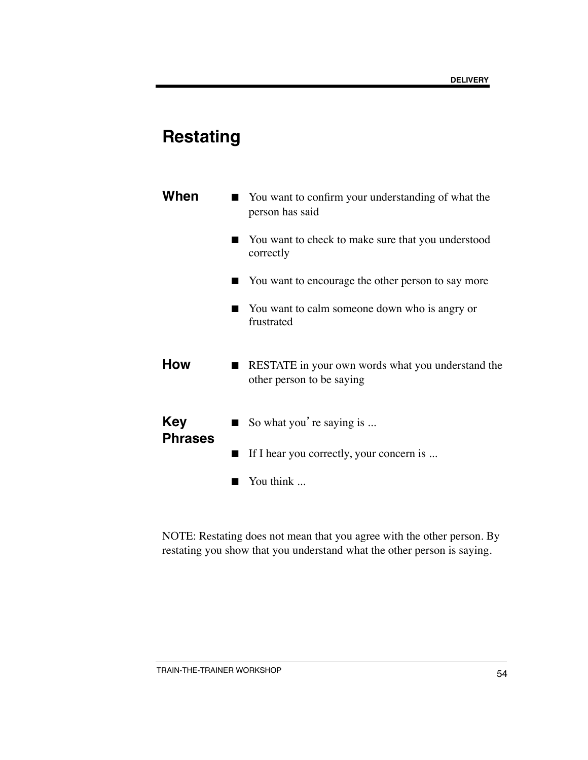# Restating

**When**

- You want to confirm your understanding of what the person has said
- You want to check to make sure that you understood correctly
- You want to encourage the other person to say more
- You want to calm someone down who is angry or frustrated

**How**

- RESTATE in your own words what you understand the other person to be saying

**Key Phrases**

- So what you're saying is ...
- If I hear you correctly, your concern is ...
- You think ...

NOTE: Restating does not mean that you agree with the other person. By restating you show that you understand what the other person is saying.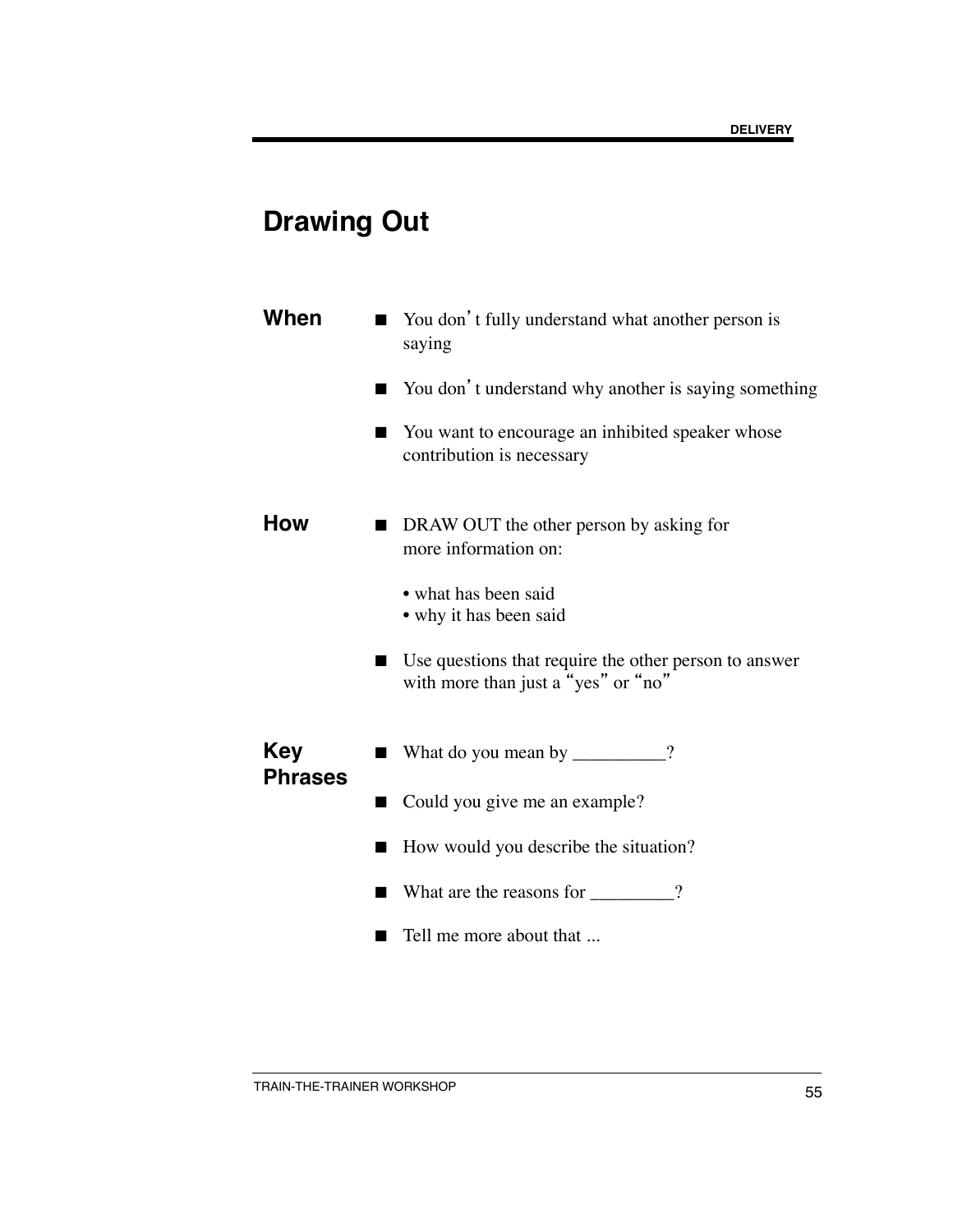# Drawing Out

**When**

- You don't fully understand what another person is saying
- You don't understand why another is saying something
- You want to encourage an inhibited speaker whose contribution is necessary

**How**

- DRAW OUT the other person by asking for more information on:

  • what has been said
  • why it has been said

- Use questions that require the other person to answer with more than just a "yes" or "no"

**Key Phrases**

- What do you mean by __________?
- Could you give me an example?
- How would you describe the situation?
- What are the reasons for _________?
- Tell me more about that ...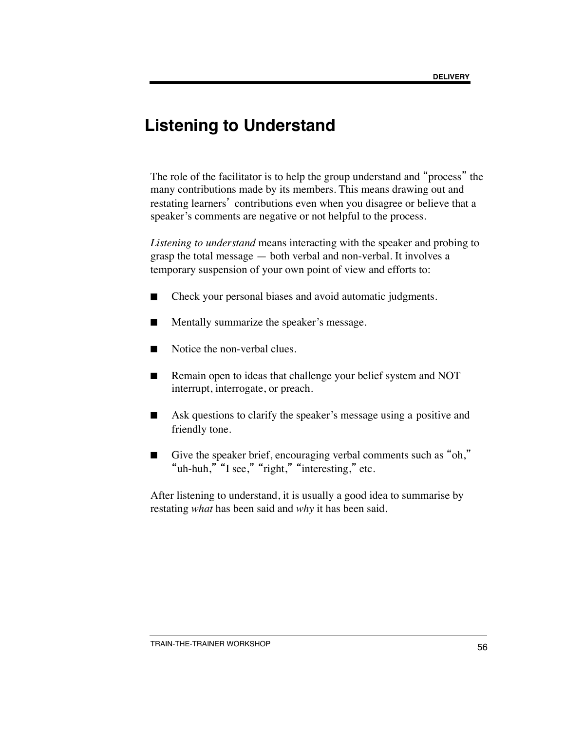# Listening to Understand

The role of the facilitator is to help the group understand and "process" the many contributions made by its members. This means drawing out and restating learners' contributions even when you disagree or believe that a speaker's comments are negative or not helpful to the process.

*Listening to understand* means interacting with the speaker and probing to grasp the total message — both verbal and non-verbal. It involves a temporary suspension of your own point of view and efforts to:

- Check your personal biases and avoid automatic judgments.
- Mentally summarize the speaker's message.
- Notice the non-verbal clues.
- Remain open to ideas that challenge your belief system and NOT interrupt, interrogate, or preach.
- Ask questions to clarify the speaker's message using a positive and friendly tone.
- Give the speaker brief, encouraging verbal comments such as "oh," "uh-huh," "I see," "right," "interesting," etc.

After listening to understand, it is usually a good idea to summarise by restating *what* has been said and *why* it has been said.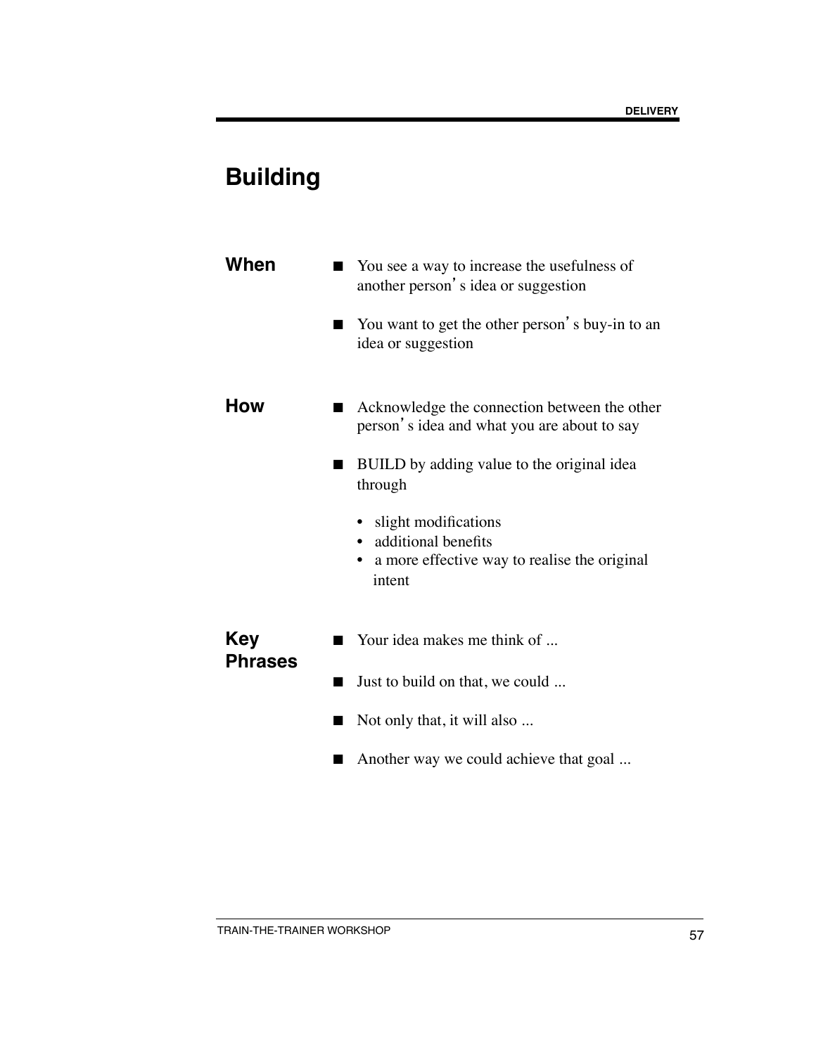# Building

## When

- You see a way to increase the usefulness of another person's idea or suggestion
- You want to get the other person's buy-in to an idea or suggestion

## How

- Acknowledge the connection between the other person's idea and what you are about to say
- BUILD by adding value to the original idea through
  - slight modifications
  - additional benefits
  - a more effective way to realise the original intent

## Key Phrases

- Your idea makes me think of ...
- Just to build on that, we could ...
- Not only that, it will also ...
- Another way we could achieve that goal ...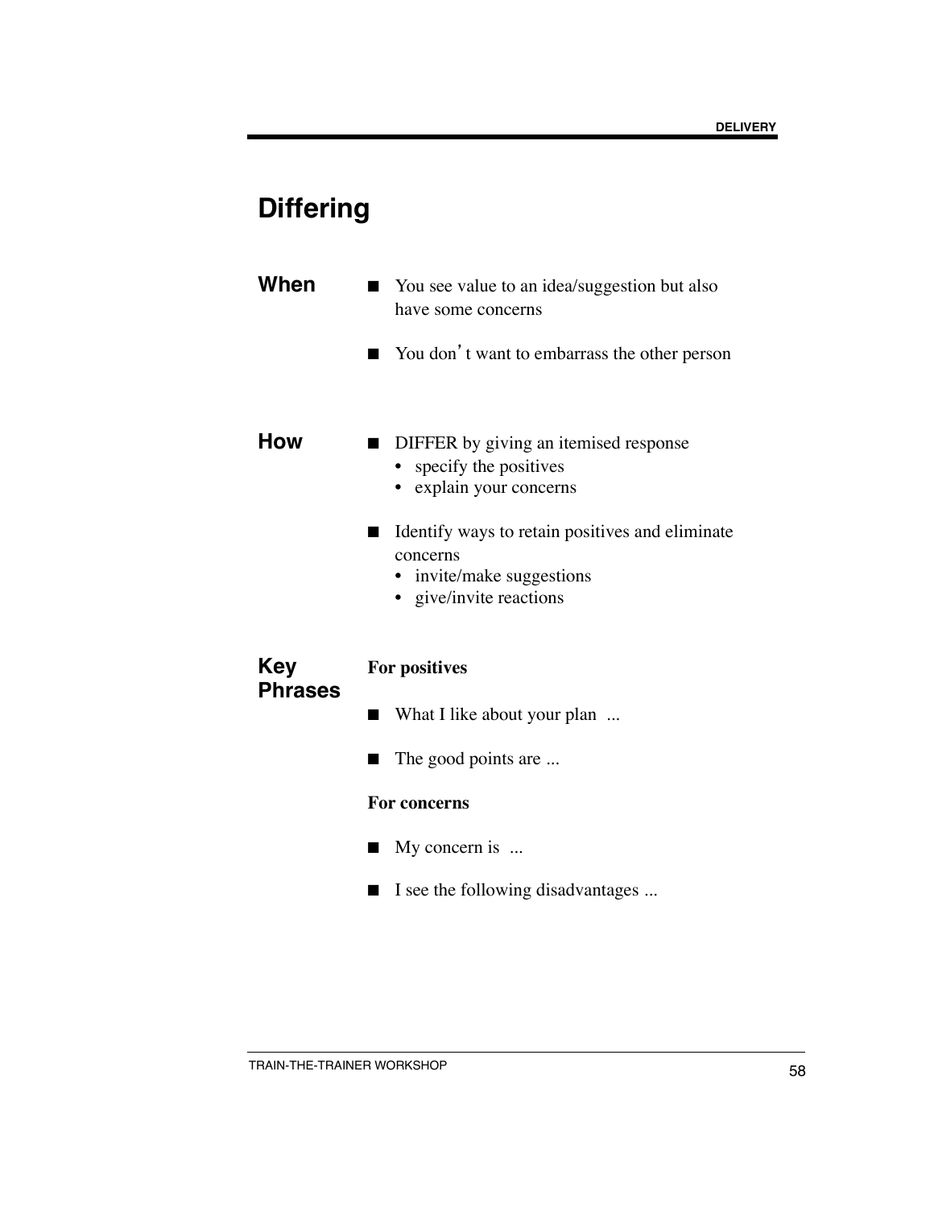# Differing

## When

- You see value to an idea/suggestion but also have some concerns
- You don't want to embarrass the other person

## How

- DIFFER by giving an itemised response
  - specify the positives
  - explain your concerns
- Identify ways to retain positives and eliminate concerns
  - invite/make suggestions
  - give/invite reactions

## Key Phrases

**For positives**

- What I like about your plan ...
- The good points are ...

**For concerns**

- My concern is ...
- I see the following disadvantages ...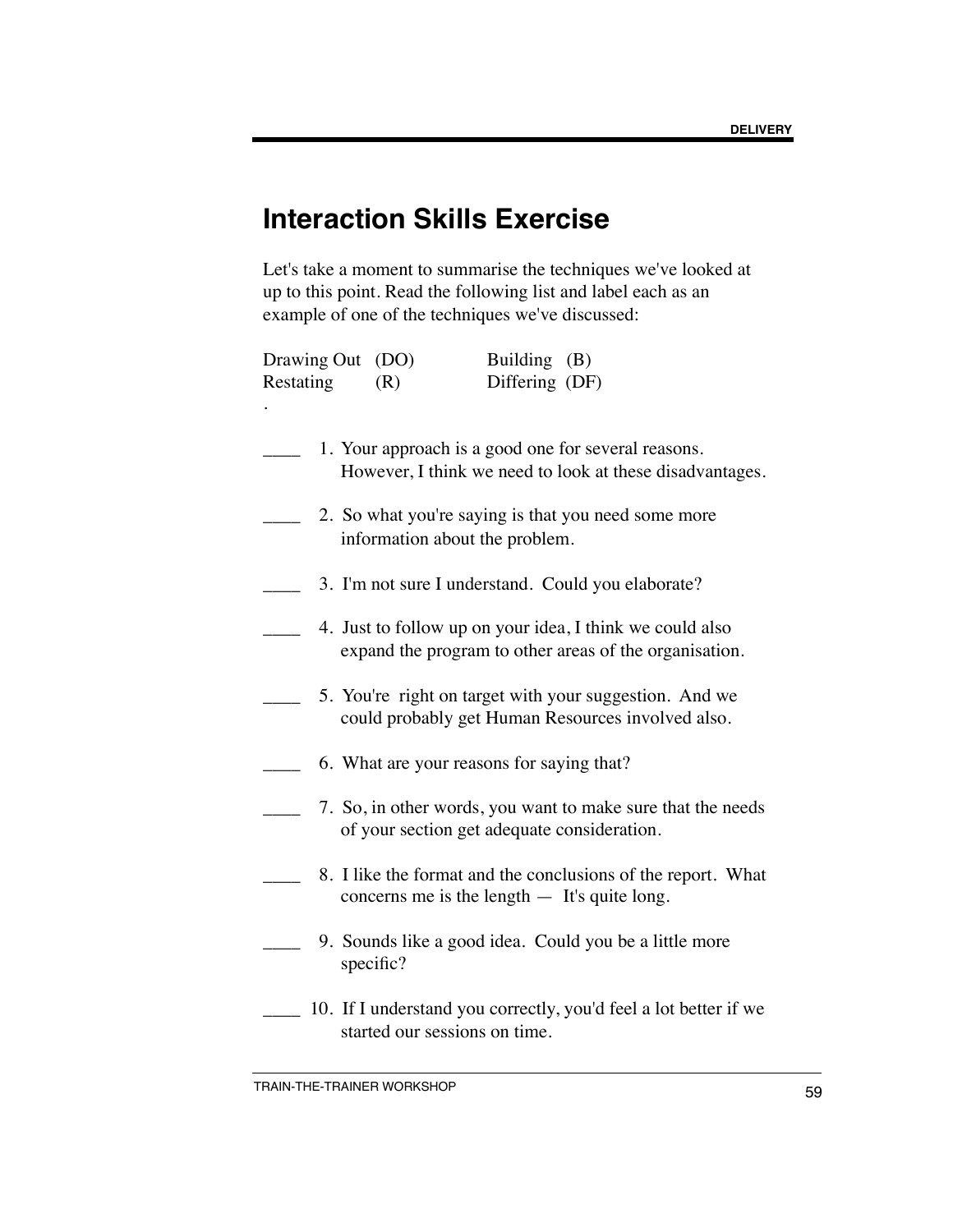# Interaction Skills Exercise

Let's take a moment to summarise the techniques we've looked at up to this point. Read the following list and label each as an example of one of the techniques we've discussed:

| | |
|---|---|
| Drawing Out (DO) | Building (B) |
| Restating (R) | Differing (DF) |

.

____ 1. Your approach is a good one for several reasons. However, I think we need to look at these disadvantages.

____ 2. So what you're saying is that you need some more information about the problem.

____ 3. I'm not sure I understand. Could you elaborate?

____ 4. Just to follow up on your idea, I think we could also expand the program to other areas of the organisation.

____ 5. You're right on target with your suggestion. And we could probably get Human Resources involved also.

____ 6. What are your reasons for saying that?

____ 7. So, in other words, you want to make sure that the needs of your section get adequate consideration.

____ 8. I like the format and the conclusions of the report. What concerns me is the length — It's quite long.

____ 9. Sounds like a good idea. Could you be a little more specific?

____ 10. If I understand you correctly, you'd feel a lot better if we started our sessions on time.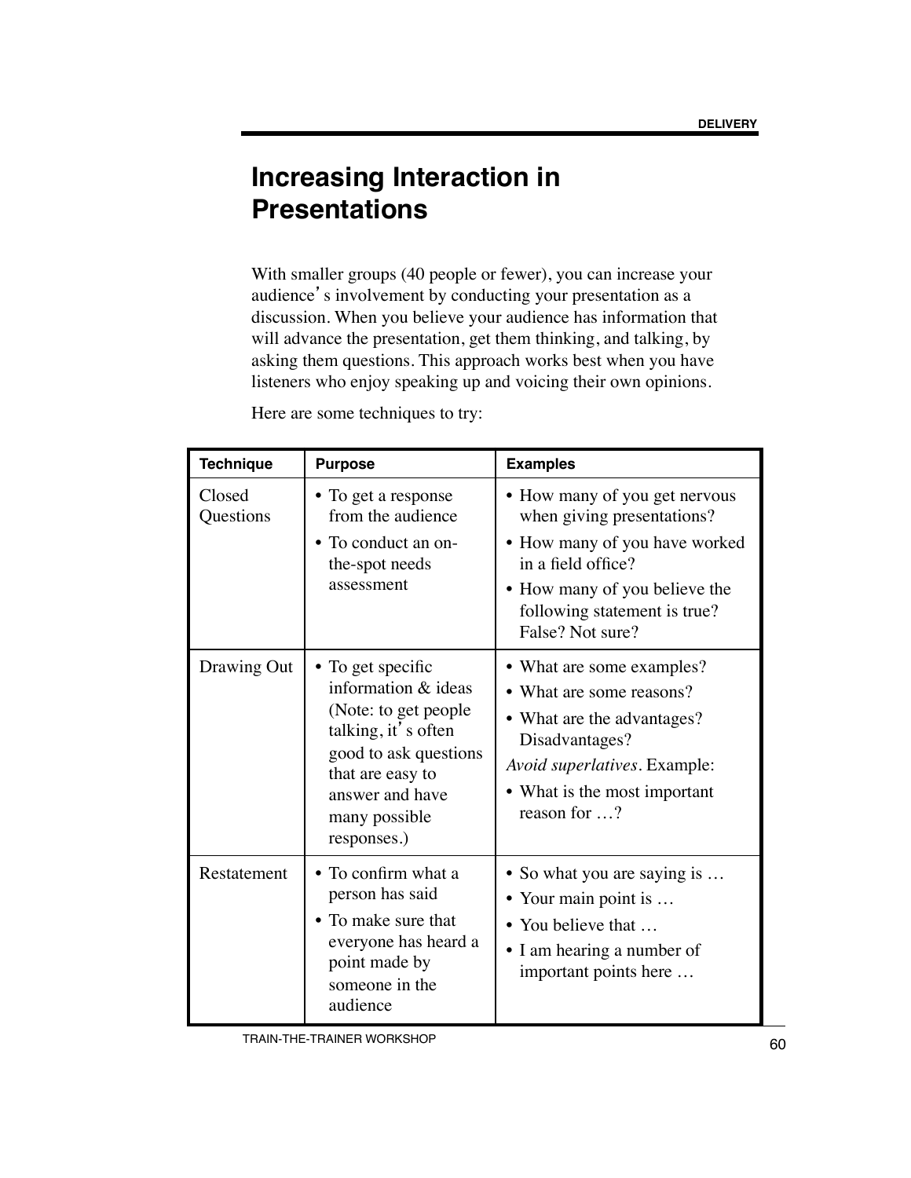# Increasing Interaction in Presentations

With smaller groups (40 people or fewer), you can increase your audience's involvement by conducting your presentation as a discussion. When you believe your audience has information that will advance the presentation, get them thinking, and talking, by asking them questions. This approach works best when you have listeners who enjoy speaking up and voicing their own opinions.

Here are some techniques to try:

| **Technique** | **Purpose** | **Examples** |
| --- | --- | --- |
| Closed Questions | • To get a response from the audience<br>• To conduct an on-the-spot needs assessment | • How many of you get nervous when giving presentations?<br>• How many of you have worked in a field office?<br>• How many of you believe the following statement is true? False? Not sure? |
| Drawing Out | • To get specific information & ideas (Note: to get people talking, it's often good to ask questions that are easy to answer and have many possible responses.) | • What are some examples?<br>• What are some reasons?<br>• What are the advantages? Disadvantages?<br>*Avoid superlatives*. Example:<br>• What is the most important reason for …? |
| Restatement | • To confirm what a person has said<br>• To make sure that everyone has heard a point made by someone in the audience | • So what you are saying is …<br>• Your main point is …<br>• You believe that …<br>• I am hearing a number of important points here … |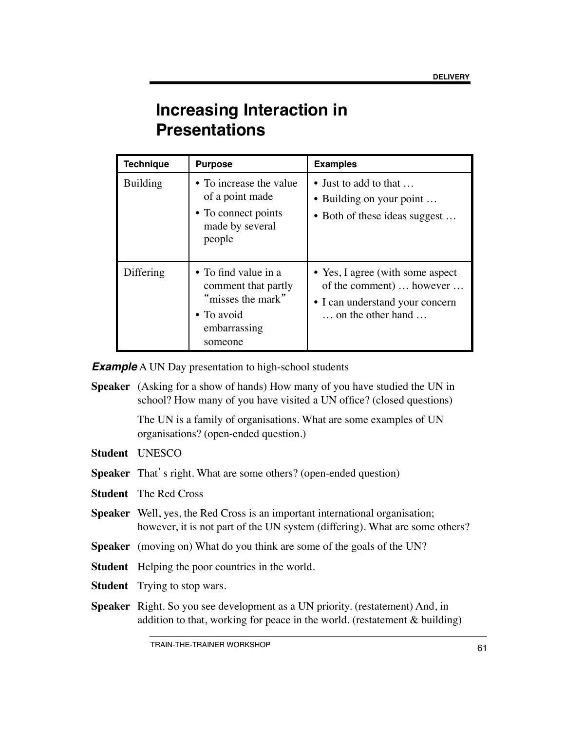# Increasing Interaction in Presentations

| Technique | Purpose | Examples |
|---|---|---|
| Building | • To increase the value of a point made<br>• To connect points made by several people | • Just to add to that …<br>• Building on your point …<br>• Both of these ideas suggest … |
| Differing | • To find value in a comment that partly "misses the mark"<br>• To avoid embarrassing someone | • Yes, I agree (with some aspect of the comment) … however …<br>• I can understand your concern … on the other hand … |

***Example*** A UN Day presentation to high-school students

**Speaker** (Asking for a show of hands) How many of you have studied the UN in school? How many of you have visited a UN office? (closed questions)

The UN is a family of organisations. What are some examples of UN organisations? (open-ended question.)

**Student** UNESCO

**Speaker** That's right. What are some others? (open-ended question)

**Student** The Red Cross

**Speaker** Well, yes, the Red Cross is an important international organisation; however, it is not part of the UN system (differing). What are some others?

**Speaker** (moving on) What do you think are some of the goals of the UN?

**Student** Helping the poor countries in the world.

**Student** Trying to stop wars.

**Speaker** Right. So you see development as a UN priority. (restatement) And, in addition to that, working for peace in the world. (restatement & building)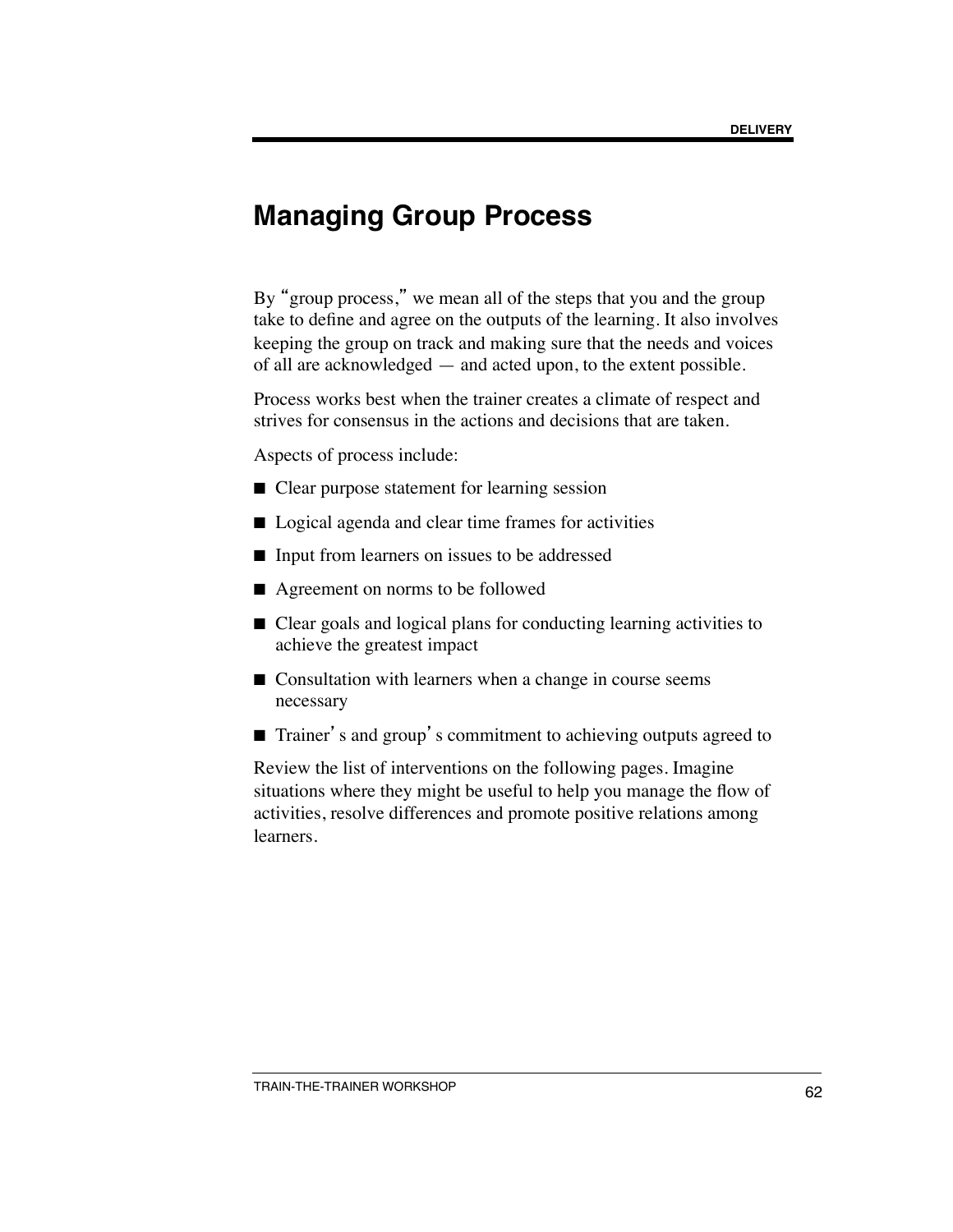# Managing Group Process

By "group process," we mean all of the steps that you and the group take to define and agree on the outputs of the learning. It also involves keeping the group on track and making sure that the needs and voices of all are acknowledged — and acted upon, to the extent possible.

Process works best when the trainer creates a climate of respect and strives for consensus in the actions and decisions that are taken.

Aspects of process include:

- Clear purpose statement for learning session
- Logical agenda and clear time frames for activities
- Input from learners on issues to be addressed
- Agreement on norms to be followed
- Clear goals and logical plans for conducting learning activities to achieve the greatest impact
- Consultation with learners when a change in course seems necessary
- Trainer's and group's commitment to achieving outputs agreed to

Review the list of interventions on the following pages. Imagine situations where they might be useful to help you manage the flow of activities, resolve differences and promote positive relations among learners.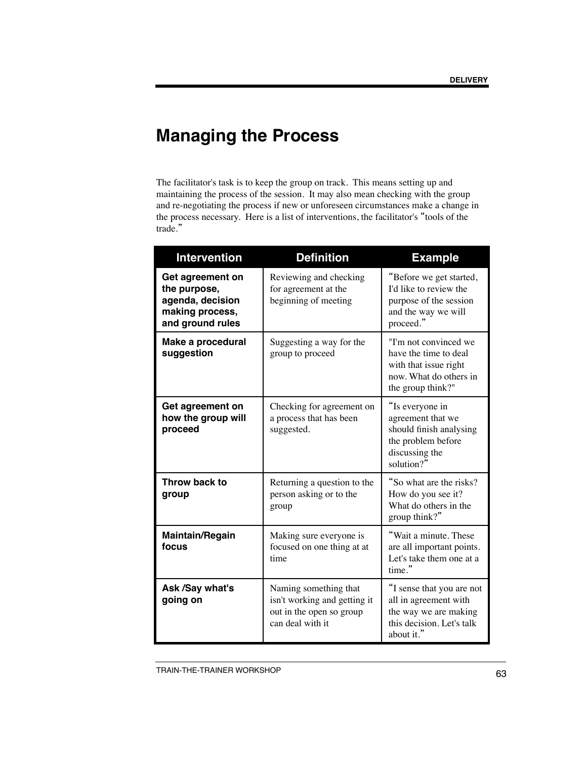# Managing the Process

The facilitator's task is to keep the group on track. This means setting up and maintaining the process of the session. It may also mean checking with the group and re-negotiating the process if new or unforeseen circumstances make a change in the process necessary. Here is a list of interventions, the facilitator's "tools of the trade."

| Intervention | Definition | Example |
|---|---|---|
| **Get agreement on the purpose, agenda, decision making process, and ground rules** | Reviewing and checking for agreement at the beginning of meeting | "Before we get started, I'd like to review the purpose of the session and the way we will proceed." |
| **Make a procedural suggestion** | Suggesting a way for the group to proceed | "I'm not convinced we have the time to deal with that issue right now. What do others in the group think?" |
| **Get agreement on how the group will proceed** | Checking for agreement on a process that has been suggested. | "Is everyone in agreement that we should finish analysing the problem before discussing the solution?" |
| **Throw back to group** | Returning a question to the person asking or to the group | "So what are the risks? How do you see it? What do others in the group think?" |
| **Maintain/Regain focus** | Making sure everyone is focused on one thing at at time | "Wait a minute. These are all important points. Let's take them one at a time." |
| **Ask /Say what's going on** | Naming something that isn't working and getting it out in the open so group can deal with it | "I sense that you are not all in agreement with the way we are making this decision. Let's talk about it." |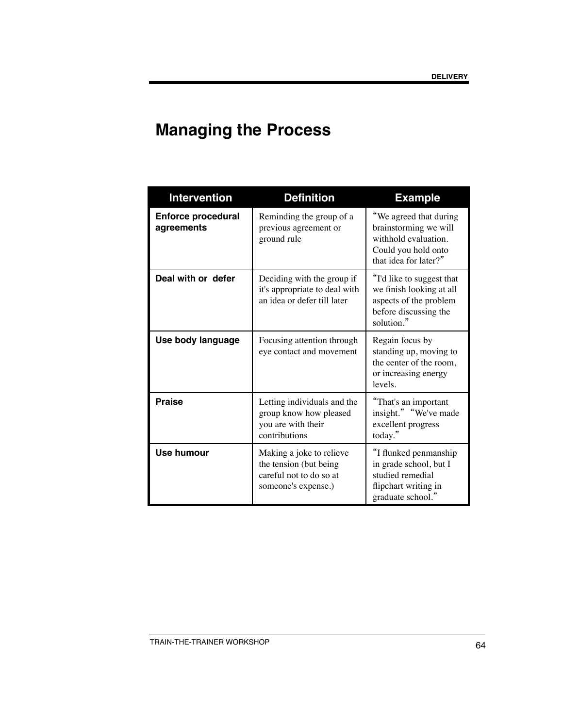# Managing the Process

| Intervention | Definition | Example |
|---|---|---|
| **Enforce procedural agreements** | Reminding the group of a previous agreement or ground rule | "We agreed that during brainstorming we will withhold evaluation. Could you hold onto that idea for later?" |
| **Deal with or  defer** | Deciding with the group if it's appropriate to deal with an idea or defer till later | "I'd like to suggest that we finish looking at all aspects of the problem before discussing the solution." |
| **Use body language** | Focusing attention through eye contact and movement | Regain focus by standing up, moving to the center of the room, or increasing energy levels. |
| **Praise** | Letting individuals and the group know how pleased you are with their contributions | "That's an important insight." "We've made excellent progress today." |
| **Use humour** | Making a joke to relieve the tension (but being careful not to do so at someone's expense.) | "I flunked penmanship in grade school, but I studied remedial flipchart writing in graduate school." |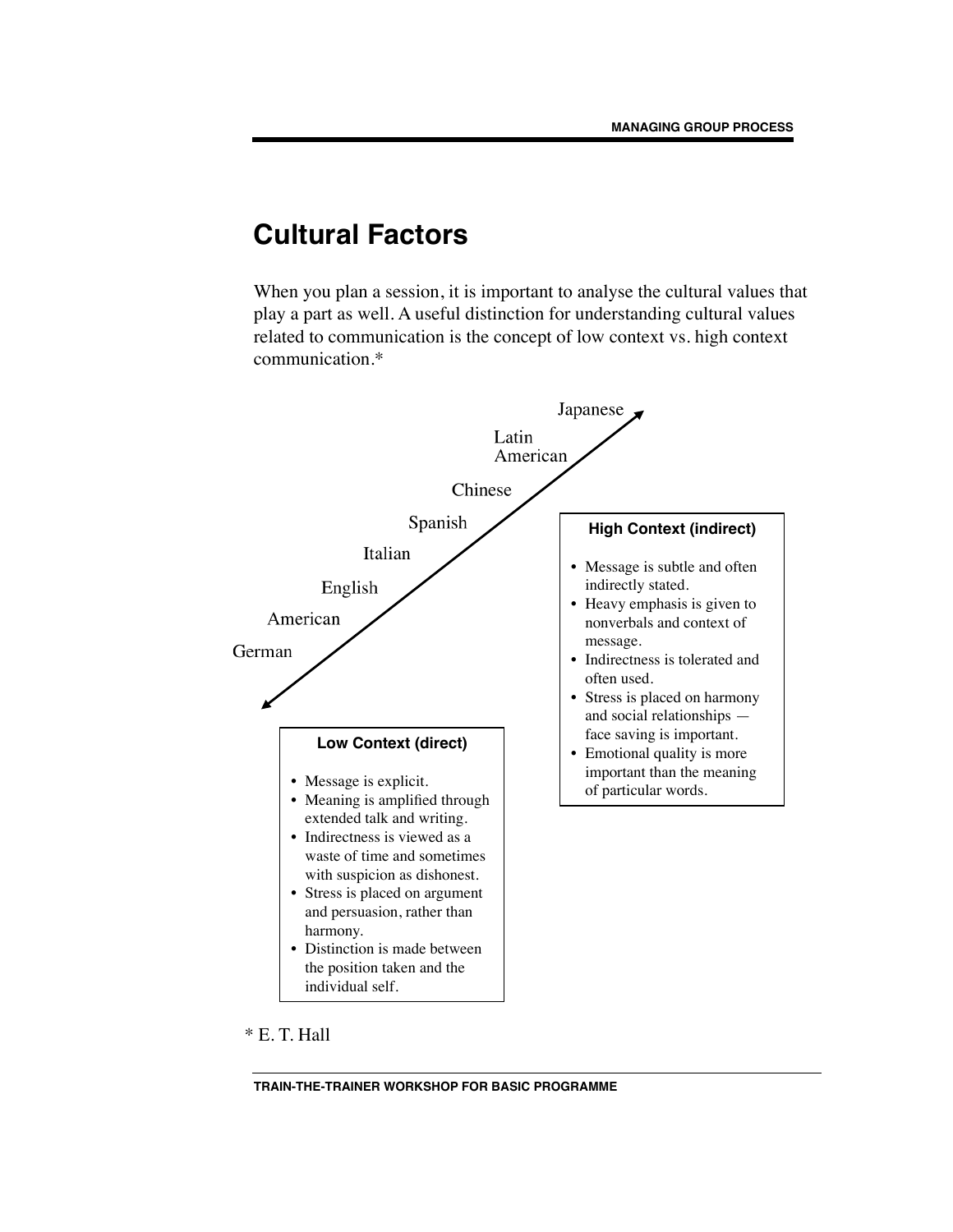# Cultural Factors

When you plan a session, it is important to analyse the cultural values that play a part as well. A useful distinction for understanding cultural values related to communication is the concept of low context vs. high context communication.*

Japanese

Latin American

Chinese

Spanish

Italian

English

American

German

**High Context (indirect)**

- Message is subtle and often indirectly stated.
- Heavy emphasis is given to nonverbals and context of message.
- Indirectness is tolerated and often used.
- Stress is placed on harmony and social relationships — face saving is important.
- Emotional quality is more important than the meaning of particular words.

**Low Context (direct)**

- Message is explicit.
- Meaning is amplified through extended talk and writing.
- Indirectness is viewed as a waste of time and sometimes with suspicion as dishonest.
- Stress is placed on argument and persuasion, rather than harmony.
- Distinction is made between the position taken and the individual self.

* E. T. Hall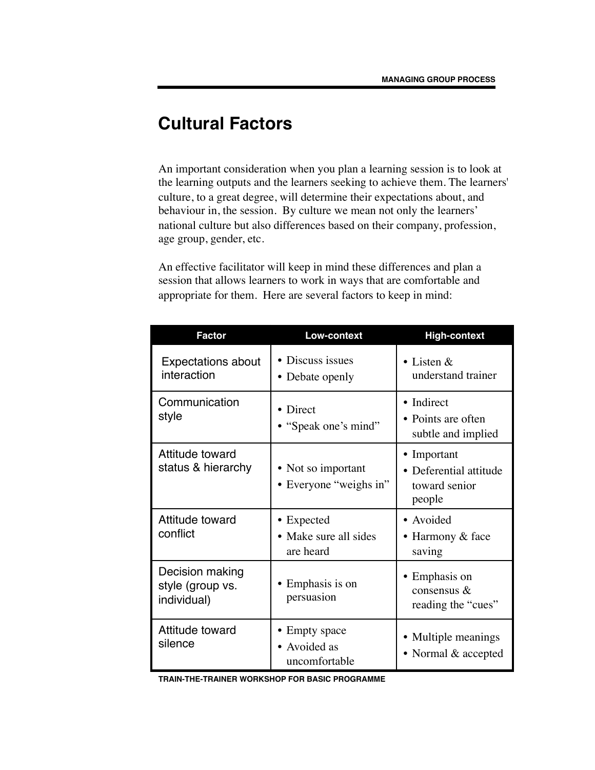# Cultural Factors

An important consideration when you plan a learning session is to look at the learning outputs and the learners seeking to achieve them. The learners' culture, to a great degree, will determine their expectations about, and behaviour in, the session. By culture we mean not only the learners' national culture but also differences based on their company, profession, age group, gender, etc.

An effective facilitator will keep in mind these differences and plan a session that allows learners to work in ways that are comfortable and appropriate for them. Here are several factors to keep in mind:

| Factor | Low-context | High-context |
|---|---|---|
| Expectations about interaction | • Discuss issues<br>• Debate openly | • Listen & understand trainer |
| Communication style | • Direct<br>• "Speak one's mind" | • Indirect<br>• Points are often subtle and implied |
| Attitude toward status & hierarchy | • Not so important<br>• Everyone "weighs in" | • Important<br>• Deferential attitude toward senior people |
| Attitude toward conflict | • Expected<br>• Make sure all sides are heard | • Avoided<br>• Harmony & face saving |
| Decision making style (group vs. individual) | • Emphasis is on persuasion | • Emphasis on consensus & reading the "cues" |
| Attitude toward silence | • Empty space<br>• Avoided as uncomfortable | • Multiple meanings<br>• Normal & accepted |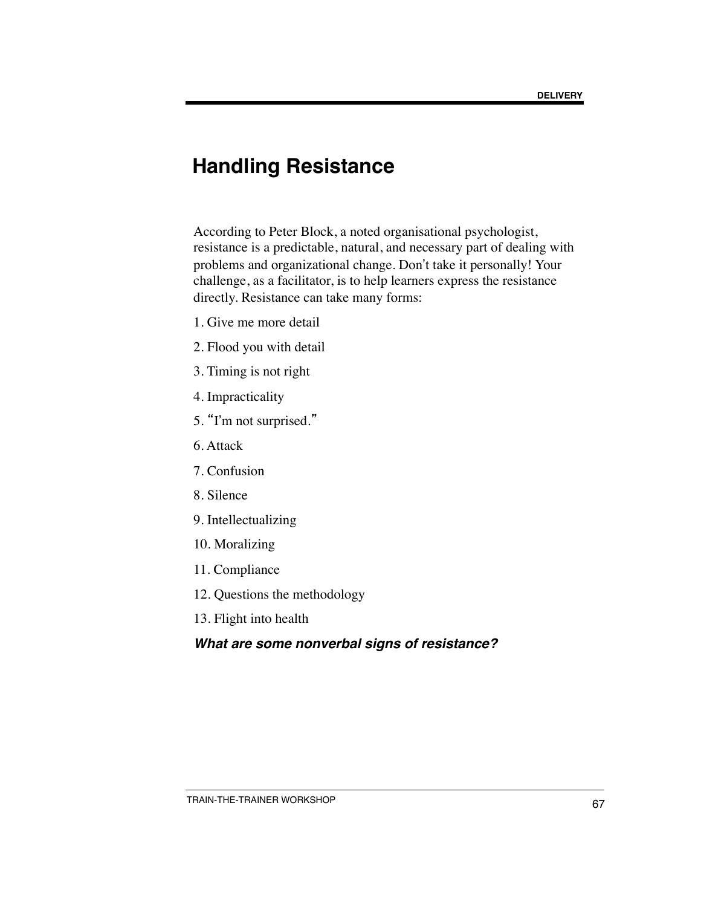# Handling Resistance

According to Peter Block, a noted organisational psychologist, resistance is a predictable, natural, and necessary part of dealing with problems and organizational change. Don't take it personally! Your challenge, as a facilitator, is to help learners express the resistance directly. Resistance can take many forms:

1. Give me more detail
2. Flood you with detail
3. Timing is not right
4. Impracticality
5. "I'm not surprised."
6. Attack
7. Confusion
8. Silence
9. Intellectualizing
10. Moralizing
11. Compliance
12. Questions the methodology
13. Flight into health

***What are some nonverbal signs of resistance?***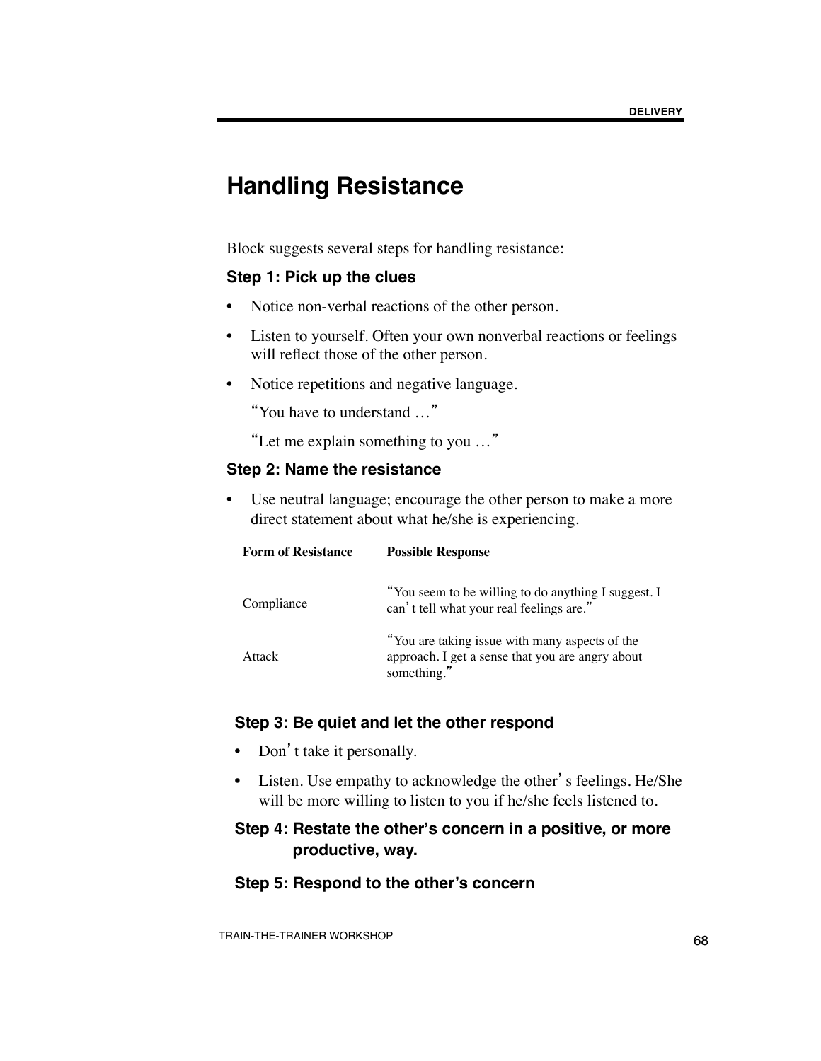# Handling Resistance

Block suggests several steps for handling resistance:

### Step 1: Pick up the clues

- Notice non-verbal reactions of the other person.
- Listen to yourself. Often your own nonverbal reactions or feelings will reflect those of the other person.
- Notice repetitions and negative language.

  "You have to understand …"

  "Let me explain something to you …"

### Step 2: Name the resistance

- Use neutral language; encourage the other person to make a more direct statement about what he/she is experiencing.

| Form of Resistance | Possible Response |
|---|---|
| Compliance | "You seem to be willing to do anything I suggest. I can't tell what your real feelings are." |
| Attack | "You are taking issue with many aspects of the approach. I get a sense that you are angry about something." |

### Step 3: Be quiet and let the other respond

- Don't take it personally.
- Listen. Use empathy to acknowledge the other's feelings. He/She will be more willing to listen to you if he/she feels listened to.

### Step 4: Restate the other's concern in a positive, or more productive, way.

### Step 5: Respond to the other's concern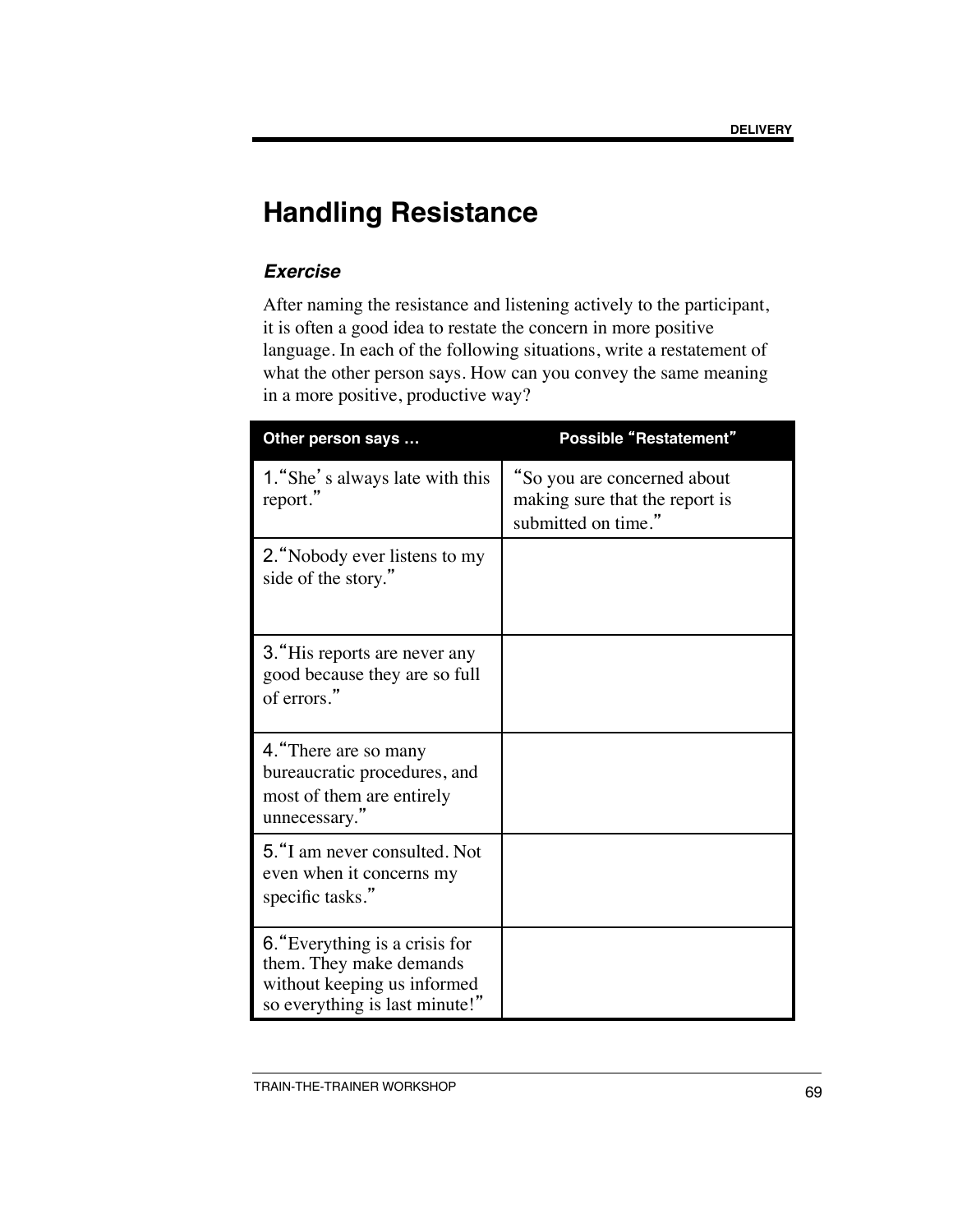# Handling Resistance

### *Exercise*

After naming the resistance and listening actively to the participant, it is often a good idea to restate the concern in more positive language. In each of the following situations, write a restatement of what the other person says. How can you convey the same meaning in a more positive, productive way?

| Other person says … | Possible "Restatement" |
|---|---|
| 1. "She's always late with this report." | "So you are concerned about making sure that the report is submitted on time." |
| 2. "Nobody ever listens to my side of the story." | |
| 3. "His reports are never any good because they are so full of errors." | |
| 4. "There are so many bureaucratic procedures, and most of them are entirely unnecessary." | |
| 5. "I am never consulted. Not even when it concerns my specific tasks." | |
| 6. "Everything is a crisis for them. They make demands without keeping us informed so everything is last minute!" | |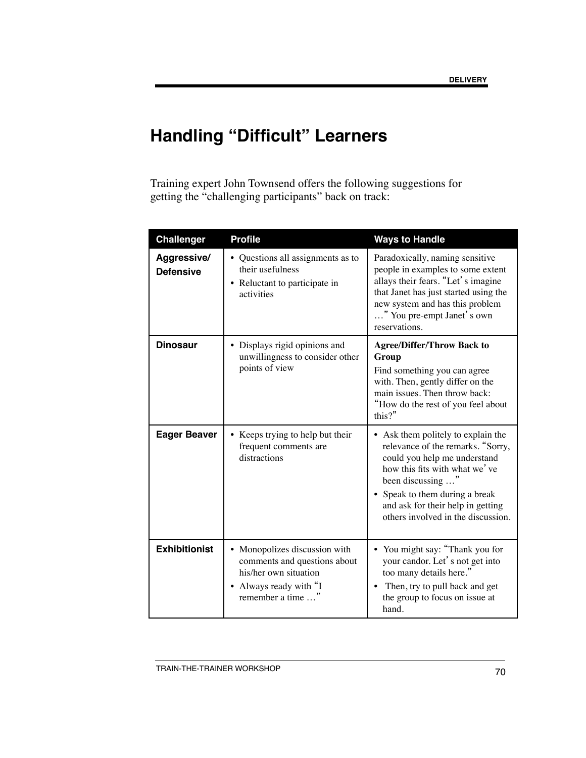# Handling "Difficult" Learners

Training expert John Townsend offers the following suggestions for getting the "challenging participants" back on track:

| Challenger | Profile | Ways to Handle |
|---|---|---|
| **Aggressive/ Defensive** | • Questions all assignments as to their usefulness<br>• Reluctant to participate in activities | Paradoxically, naming sensitive people in examples to some extent allays their fears. "Let's imagine that Janet has just started using the new system and has this problem …" You pre-empt Janet's own reservations. |
| **Dinosaur** | • Displays rigid opinions and unwillingness to consider other points of view | **Agree/Differ/Throw Back to Group**<br>Find something you can agree with. Then, gently differ on the main issues. Then throw back: "How do the rest of you feel about this?" |
| **Eager Beaver** | • Keeps trying to help but their frequent comments are distractions | • Ask them politely to explain the relevance of the remarks. "Sorry, could you help me understand how this fits with what we've been discussing …"<br>• Speak to them during a break and ask for their help in getting others involved in the discussion. |
| **Exhibitionist** | • Monopolizes discussion with comments and questions about his/her own situation<br>• Always ready with "I remember a time …" | • You might say: "Thank you for your candor. Let's not get into too many details here."<br>• Then, try to pull back and get the group to focus on issue at hand. |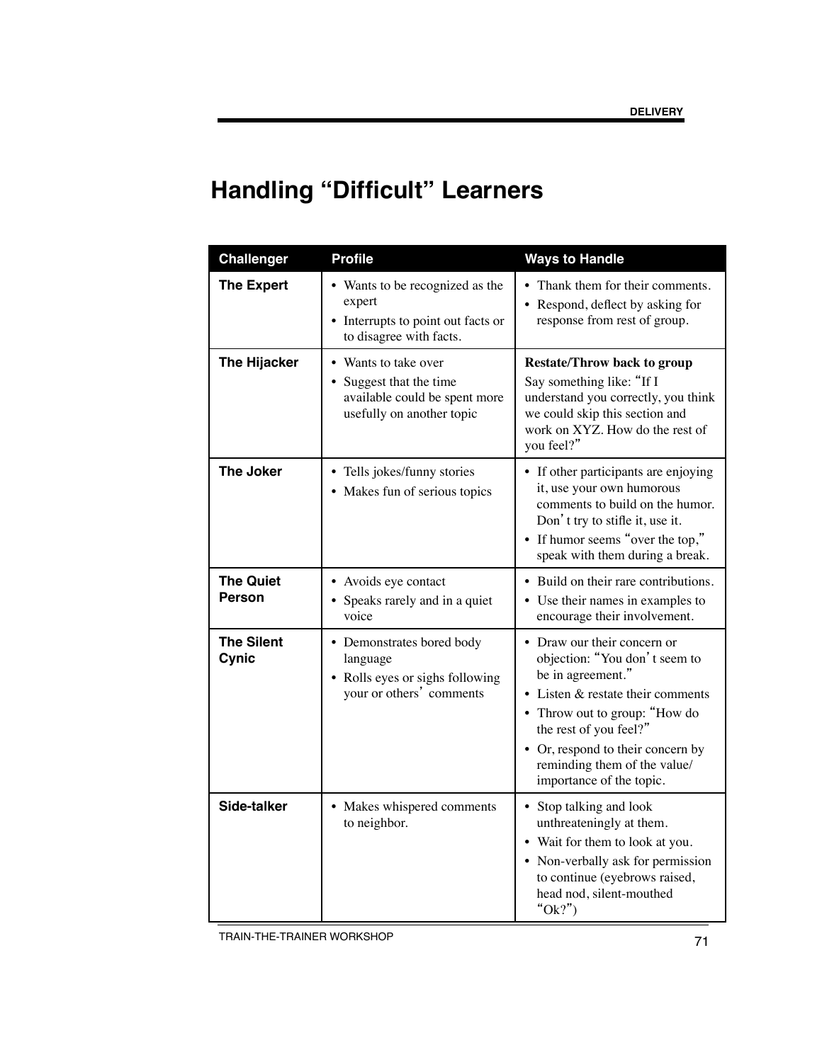# Handling "Difficult" Learners

| Challenger | Profile | Ways to Handle |
|---|---|---|
| **The Expert** | • Wants to be recognized as the expert<br>• Interrupts to point out facts or to disagree with facts. | • Thank them for their comments.<br>• Respond, deflect by asking for response from rest of group. |
| **The Hijacker** | • Wants to take over<br>• Suggest that the time available could be spent more usefully on another topic | **Restate/Throw back to group**<br>Say something like: "If I understand you correctly, you think we could skip this section and work on XYZ. How do the rest of you feel?" |
| **The Joker** | • Tells jokes/funny stories<br>• Makes fun of serious topics | • If other participants are enjoying it, use your own humorous comments to build on the humor. Don't try to stifle it, use it.<br>• If humor seems "over the top," speak with them during a break. |
| **The Quiet Person** | • Avoids eye contact<br>• Speaks rarely and in a quiet voice | • Build on their rare contributions.<br>• Use their names in examples to encourage their involvement. |
| **The Silent Cynic** | • Demonstrates bored body language<br>• Rolls eyes or sighs following your or others' comments | • Draw our their concern or objection: "You don't seem to be in agreement."<br>• Listen & restate their comments<br>• Throw out to group: "How do the rest of you feel?"<br>• Or, respond to their concern by reminding them of the value/ importance of the topic. |
| **Side-talker** | • Makes whispered comments to neighbor. | • Stop talking and look unthreateningly at them.<br>• Wait for them to look at you.<br>• Non-verbally ask for permission to continue (eyebrows raised, head nod, silent-mouthed "Ok?") |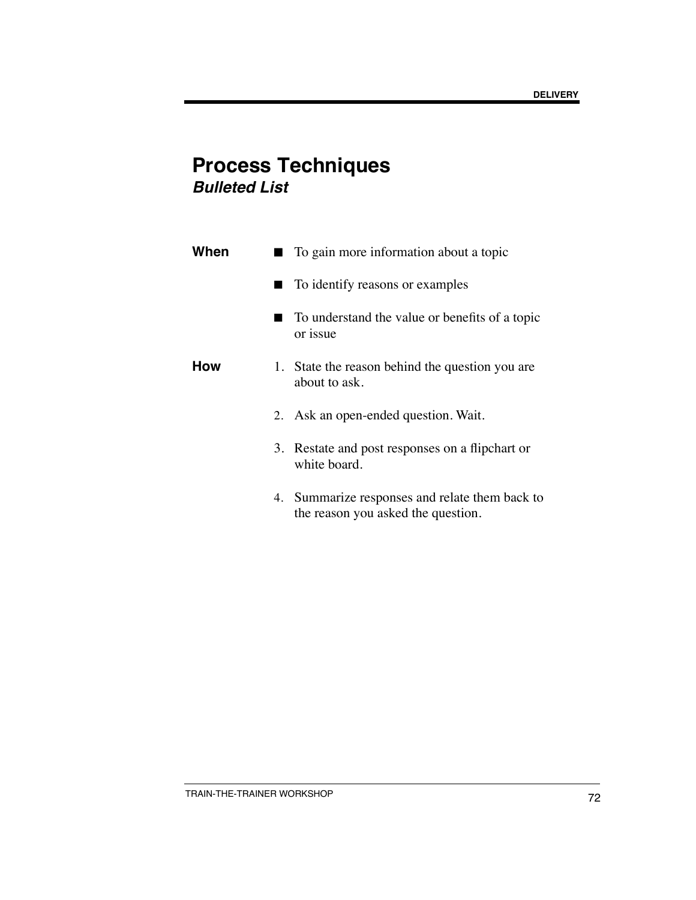# Process Techniques

## *Bulleted List*

**When**

- To gain more information about a topic
- To identify reasons or examples
- To understand the value or benefits of a topic or issue

**How**

1. State the reason behind the question you are about to ask.
2. Ask an open-ended question. Wait.
3. Restate and post responses on a flipchart or white board.
4. Summarize responses and relate them back to the reason you asked the question.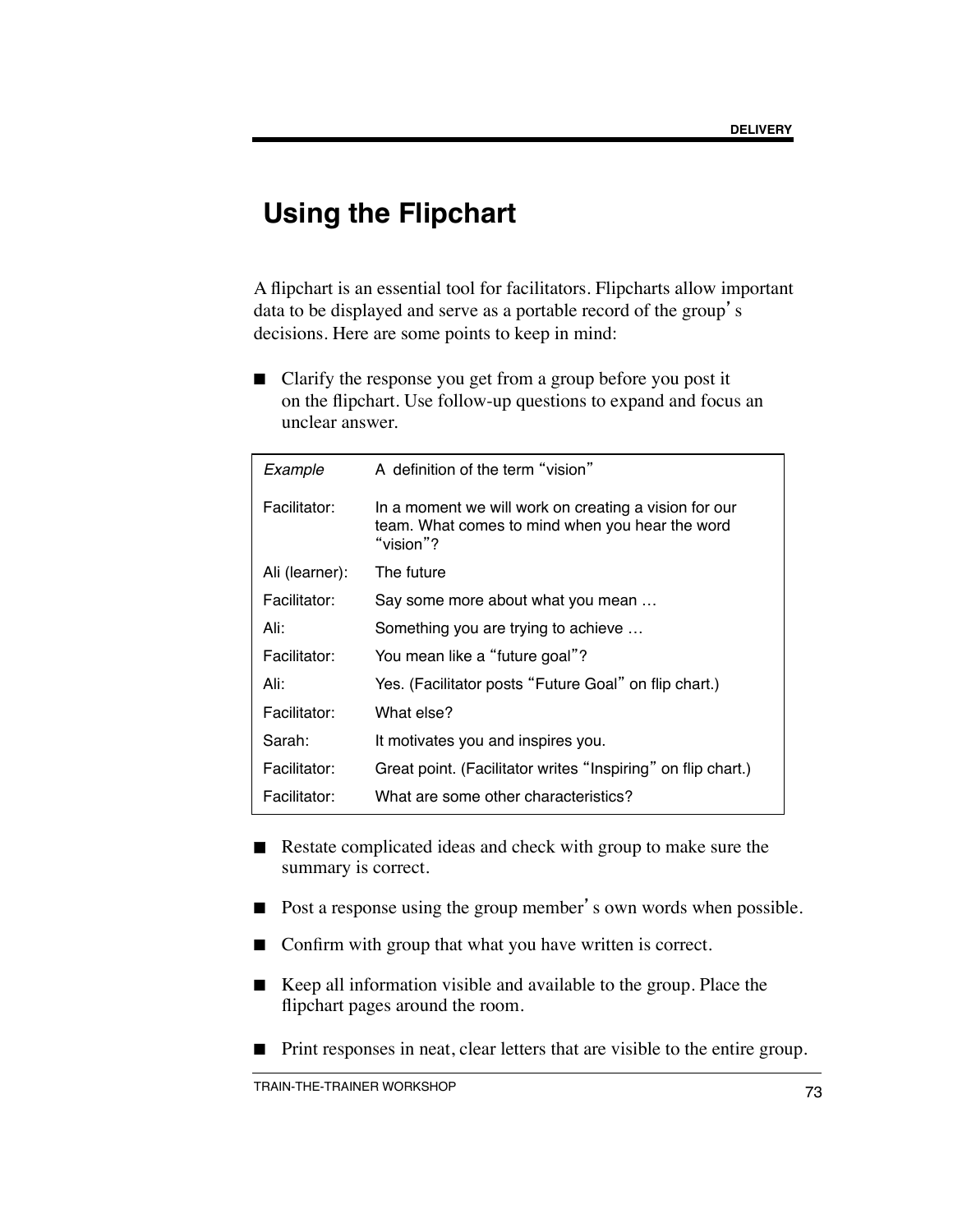# Using the Flipchart

A flipchart is an essential tool for facilitators. Flipcharts allow important data to be displayed and serve as a portable record of the group's decisions. Here are some points to keep in mind:

- Clarify the response you get from a group before you post it on the flipchart. Use follow-up questions to expand and focus an unclear answer.

| *Example* | A definition of the term "vision" |
|---|---|
| Facilitator: | In a moment we will work on creating a vision for our team. What comes to mind when you hear the word "vision"? |
| Ali (learner): | The future |
| Facilitator: | Say some more about what you mean … |
| Ali: | Something you are trying to achieve … |
| Facilitator: | You mean like a "future goal"? |
| Ali: | Yes. (Facilitator posts "Future Goal" on flip chart.) |
| Facilitator: | What else? |
| Sarah: | It motivates you and inspires you. |
| Facilitator: | Great point. (Facilitator writes "Inspiring" on flip chart.) |
| Facilitator: | What are some other characteristics? |

- Restate complicated ideas and check with group to make sure the summary is correct.
- Post a response using the group member's own words when possible.
- Confirm with group that what you have written is correct.
- Keep all information visible and available to the group. Place the flipchart pages around the room.
- Print responses in neat, clear letters that are visible to the entire group.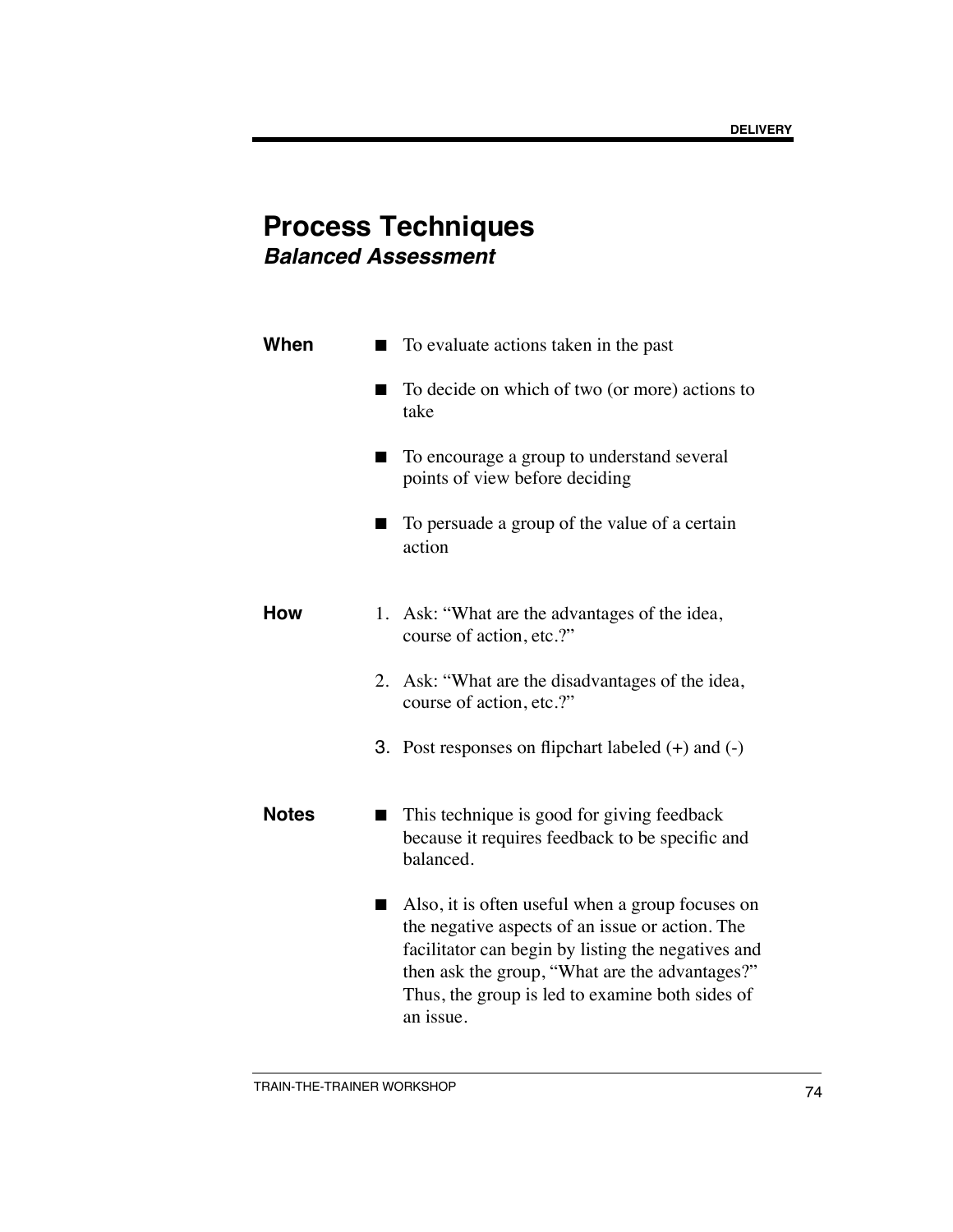# Process Techniques

## *Balanced Assessment*

**When**

- To evaluate actions taken in the past
- To decide on which of two (or more) actions to take
- To encourage a group to understand several points of view before deciding
- To persuade a group of the value of a certain action

**How**

1. Ask: "What are the advantages of the idea, course of action, etc.?"
2. Ask: "What are the disadvantages of the idea, course of action, etc.?"
3. Post responses on flipchart labeled (+) and (-)

**Notes**

- This technique is good for giving feedback because it requires feedback to be specific and balanced.
- Also, it is often useful when a group focuses on the negative aspects of an issue or action. The facilitator can begin by listing the negatives and then ask the group, "What are the advantages?" Thus, the group is led to examine both sides of an issue.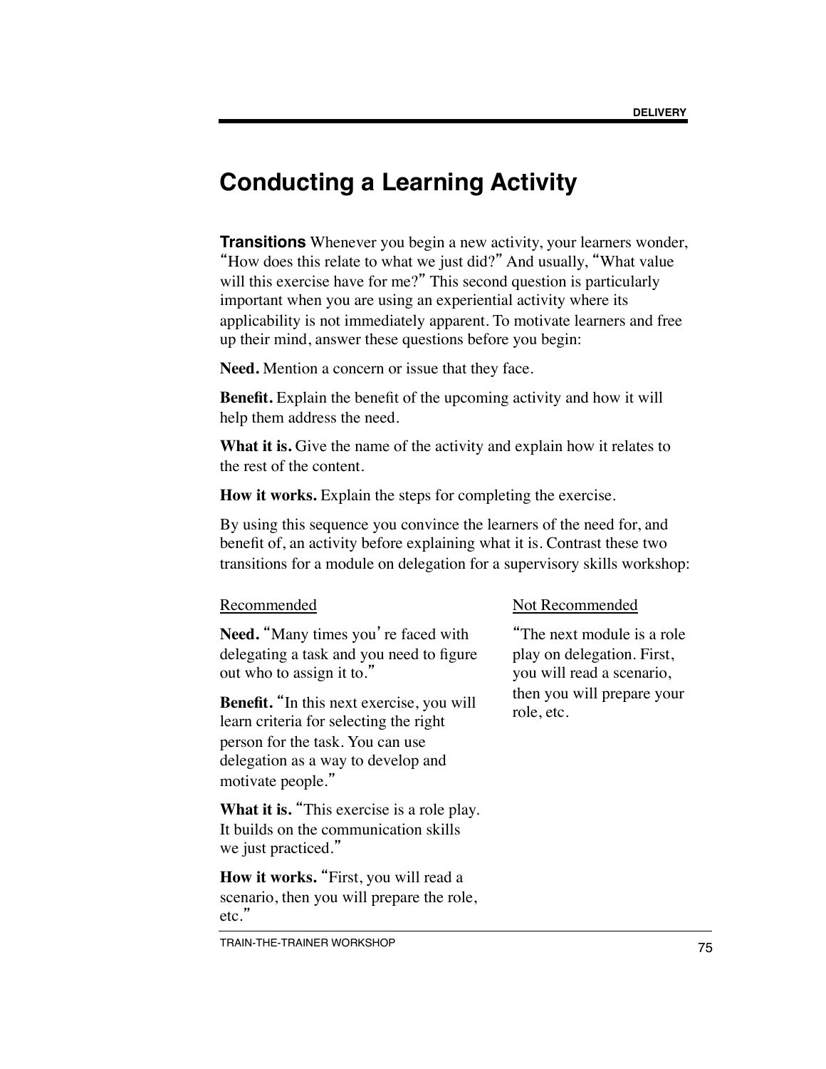# Conducting a Learning Activity

**Transitions** Whenever you begin a new activity, your learners wonder, "How does this relate to what we just did?" And usually, "What value will this exercise have for me?" This second question is particularly important when you are using an experiential activity where its applicability is not immediately apparent. To motivate learners and free up their mind, answer these questions before you begin:

**Need.** Mention a concern or issue that they face.

**Benefit.** Explain the benefit of the upcoming activity and how it will help them address the need.

**What it is.** Give the name of the activity and explain how it relates to the rest of the content.

**How it works.** Explain the steps for completing the exercise.

By using this sequence you convince the learners of the need for, and benefit of, an activity before explaining what it is. Contrast these two transitions for a module on delegation for a supervisory skills workshop:

Recommended

**Need.** "Many times you're faced with delegating a task and you need to figure out who to assign it to."

**Benefit.** "In this next exercise, you will learn criteria for selecting the right person for the task. You can use delegation as a way to develop and motivate people."

**What it is.** "This exercise is a role play. It builds on the communication skills we just practiced."

**How it works.** "First, you will read a scenario, then you will prepare the role, etc."

Not Recommended

"The next module is a role play on delegation. First, you will read a scenario, then you will prepare your role, etc.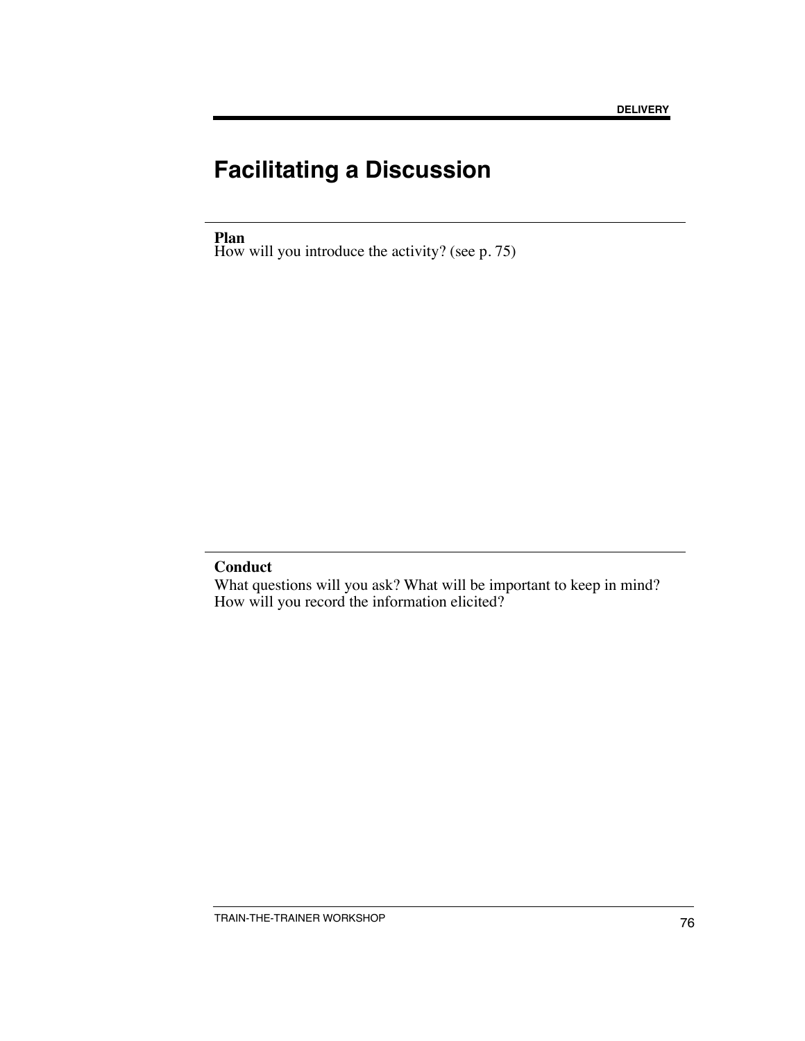# Facilitating a Discussion

**Plan**
How will you introduce the activity? (see p. 75)

**Conduct**
What questions will you ask? What will be important to keep in mind? How will you record the information elicited?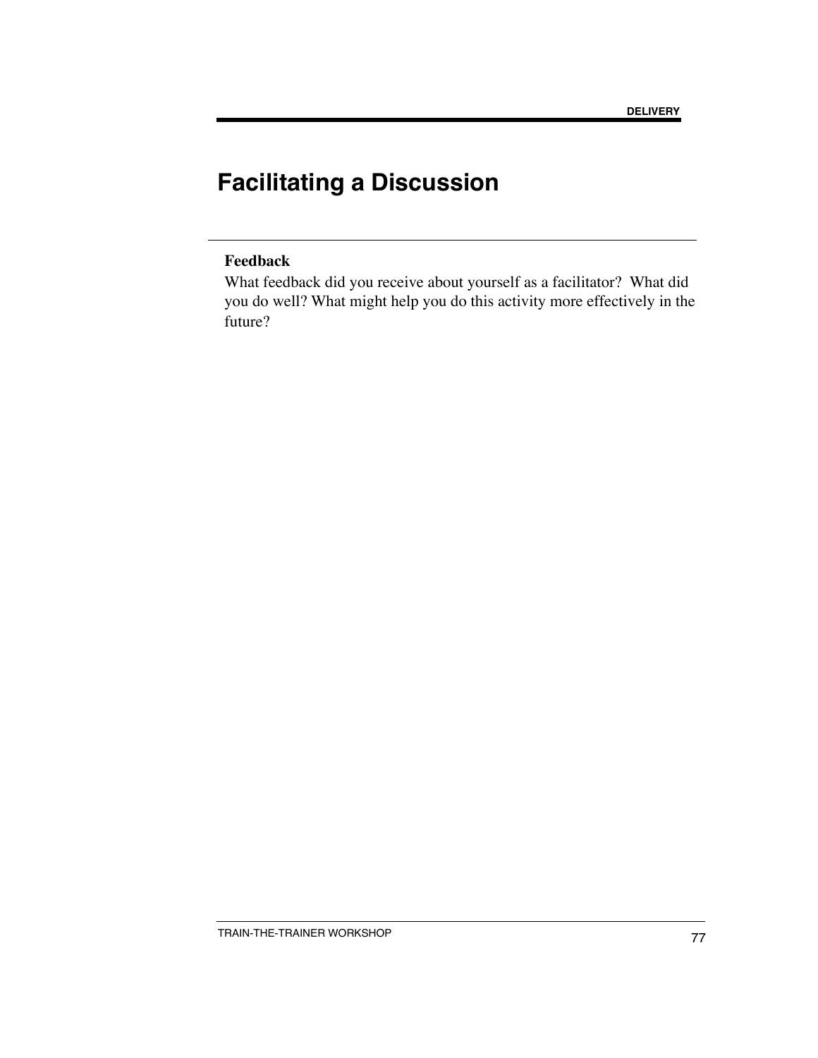# Facilitating a Discussion

**Feedback**

What feedback did you receive about yourself as a facilitator? What did you do well? What might help you do this activity more effectively in the future?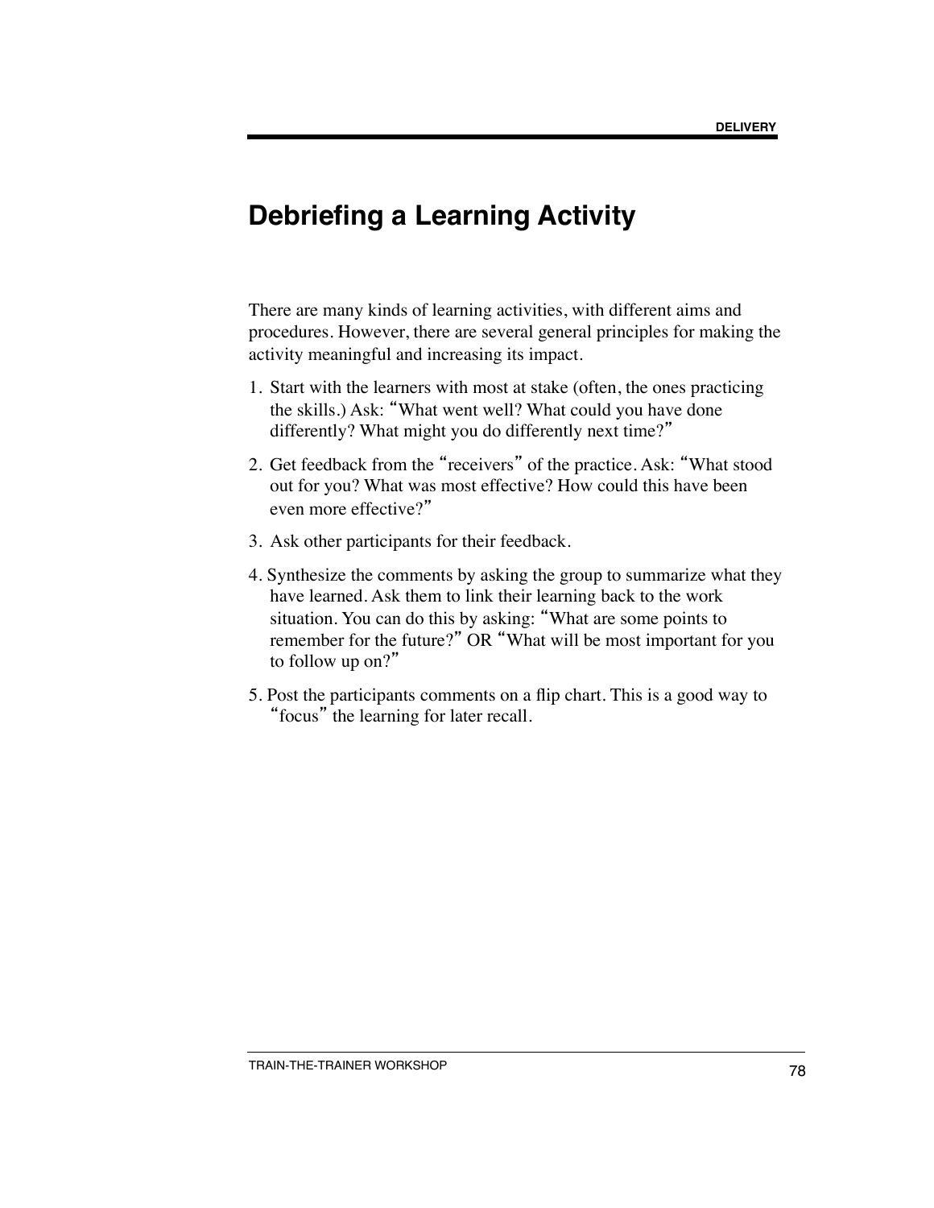# Debriefing a Learning Activity

There are many kinds of learning activities, with different aims and procedures. However, there are several general principles for making the activity meaningful and increasing its impact.

1. Start with the learners with most at stake (often, the ones practicing the skills.) Ask: "What went well? What could you have done differently? What might you do differently next time?"
2. Get feedback from the "receivers" of the practice. Ask: "What stood out for you? What was most effective? How could this have been even more effective?"
3. Ask other participants for their feedback.
4. Synthesize the comments by asking the group to summarize what they have learned. Ask them to link their learning back to the work situation. You can do this by asking: "What are some points to remember for the future?" OR "What will be most important for you to follow up on?"
5. Post the participants comments on a flip chart. This is a good way to "focus" the learning for later recall.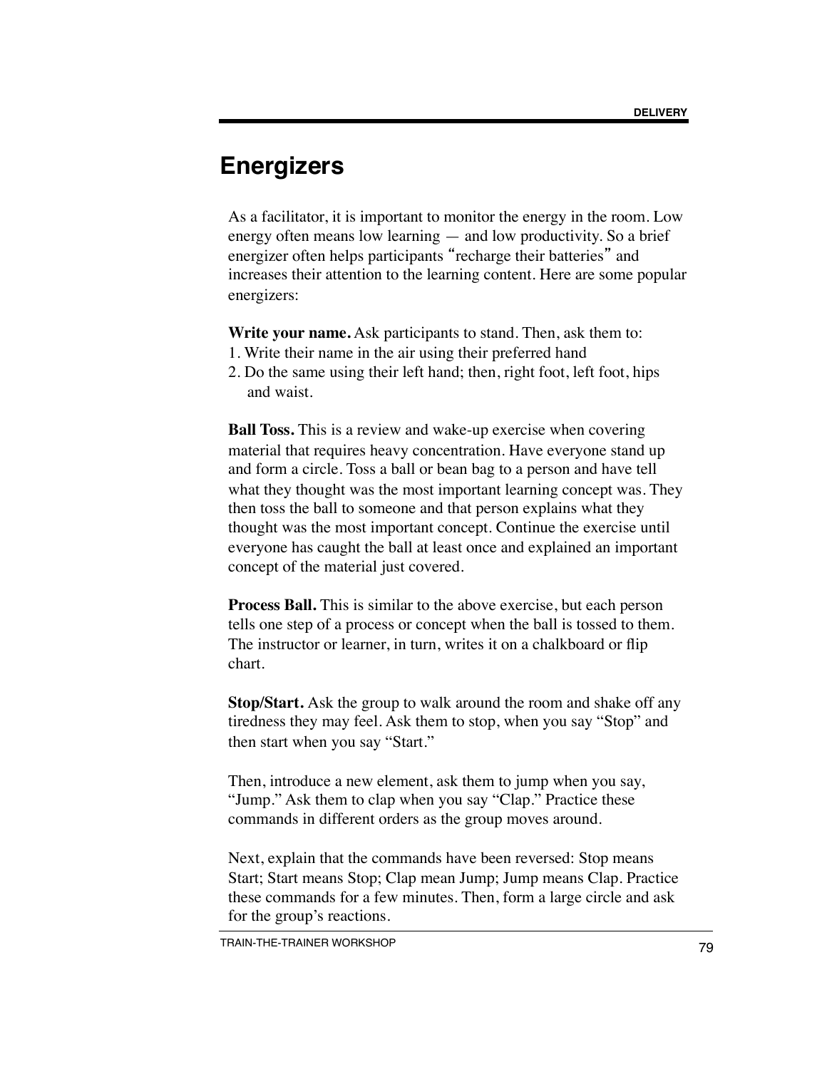# Energizers

As a facilitator, it is important to monitor the energy in the room. Low energy often means low learning — and low productivity. So a brief energizer often helps participants "recharge their batteries" and increases their attention to the learning content. Here are some popular energizers:

**Write your name.** Ask participants to stand. Then, ask them to:
1. Write their name in the air using their preferred hand
2. Do the same using their left hand; then, right foot, left foot, hips and waist.

**Ball Toss.** This is a review and wake-up exercise when covering material that requires heavy concentration. Have everyone stand up and form a circle. Toss a ball or bean bag to a person and have tell what they thought was the most important learning concept was. They then toss the ball to someone and that person explains what they thought was the most important concept. Continue the exercise until everyone has caught the ball at least once and explained an important concept of the material just covered.

**Process Ball.** This is similar to the above exercise, but each person tells one step of a process or concept when the ball is tossed to them. The instructor or learner, in turn, writes it on a chalkboard or flip chart.

**Stop/Start.** Ask the group to walk around the room and shake off any tiredness they may feel. Ask them to stop, when you say "Stop" and then start when you say "Start."

Then, introduce a new element, ask them to jump when you say, "Jump." Ask them to clap when you say "Clap." Practice these commands in different orders as the group moves around.

Next, explain that the commands have been reversed: Stop means Start; Start means Stop; Clap mean Jump; Jump means Clap. Practice these commands for a few minutes. Then, form a large circle and ask for the group's reactions.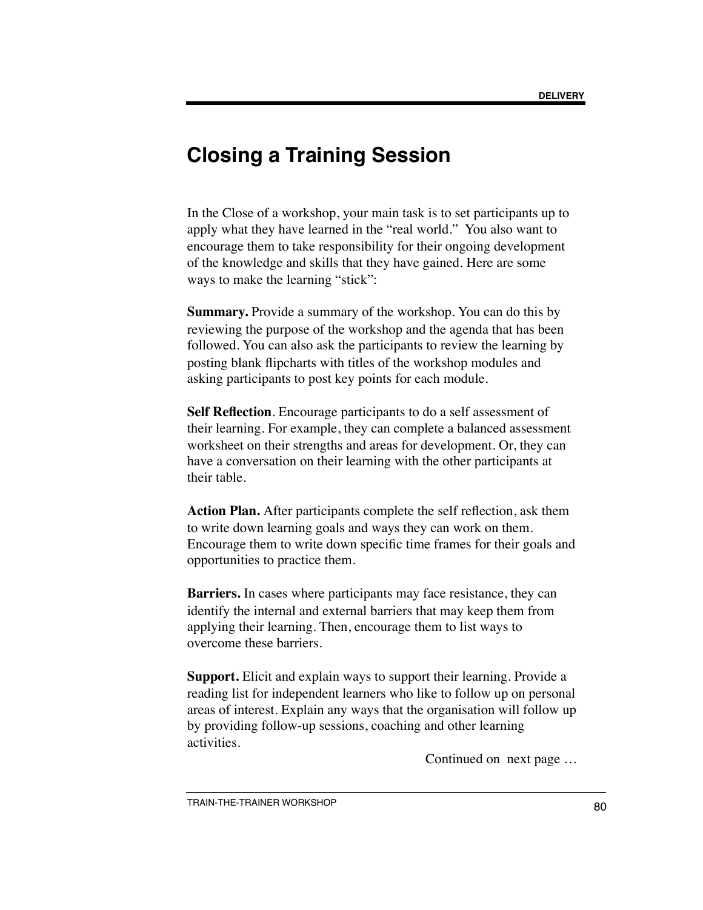# Closing a Training Session

In the Close of a workshop, your main task is to set participants up to apply what they have learned in the "real world." You also want to encourage them to take responsibility for their ongoing development of the knowledge and skills that they have gained. Here are some ways to make the learning "stick":

**Summary.** Provide a summary of the workshop. You can do this by reviewing the purpose of the workshop and the agenda that has been followed. You can also ask the participants to review the learning by posting blank flipcharts with titles of the workshop modules and asking participants to post key points for each module.

**Self Reflection**. Encourage participants to do a self assessment of their learning. For example, they can complete a balanced assessment worksheet on their strengths and areas for development. Or, they can have a conversation on their learning with the other participants at their table.

**Action Plan.** After participants complete the self reflection, ask them to write down learning goals and ways they can work on them. Encourage them to write down specific time frames for their goals and opportunities to practice them.

**Barriers.** In cases where participants may face resistance, they can identify the internal and external barriers that may keep them from applying their learning. Then, encourage them to list ways to overcome these barriers.

**Support.** Elicit and explain ways to support their learning. Provide a reading list for independent learners who like to follow up on personal areas of interest. Explain any ways that the organisation will follow up by providing follow-up sessions, coaching and other learning activities.

Continued on next page …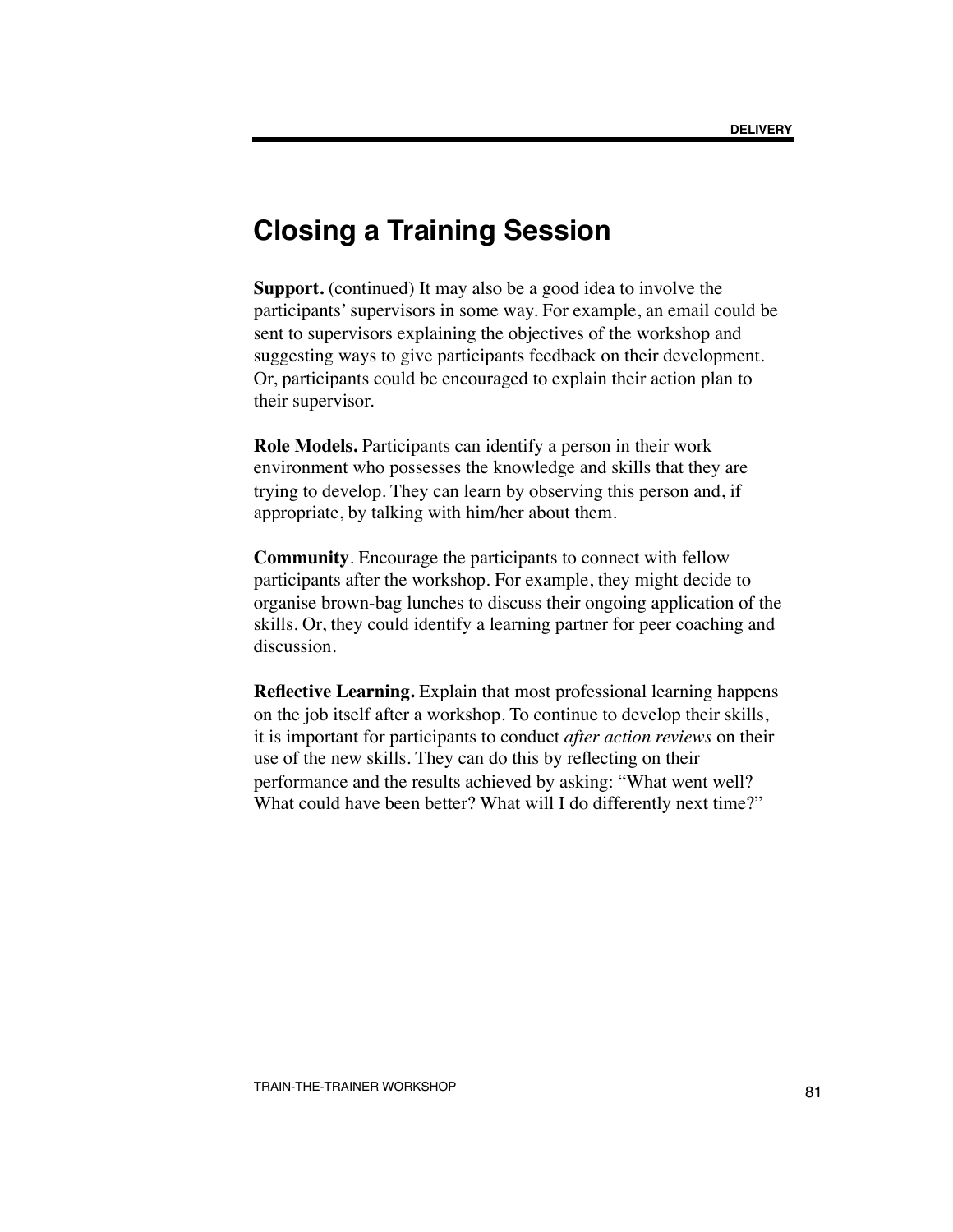# Closing a Training Session

**Support.** (continued) It may also be a good idea to involve the participants' supervisors in some way. For example, an email could be sent to supervisors explaining the objectives of the workshop and suggesting ways to give participants feedback on their development. Or, participants could be encouraged to explain their action plan to their supervisor.

**Role Models.** Participants can identify a person in their work environment who possesses the knowledge and skills that they are trying to develop. They can learn by observing this person and, if appropriate, by talking with him/her about them.

**Community**. Encourage the participants to connect with fellow participants after the workshop. For example, they might decide to organise brown-bag lunches to discuss their ongoing application of the skills. Or, they could identify a learning partner for peer coaching and discussion.

**Reflective Learning.** Explain that most professional learning happens on the job itself after a workshop. To continue to develop their skills, it is important for participants to conduct *after action reviews* on their use of the new skills. They can do this by reflecting on their performance and the results achieved by asking: "What went well? What could have been better? What will I do differently next time?"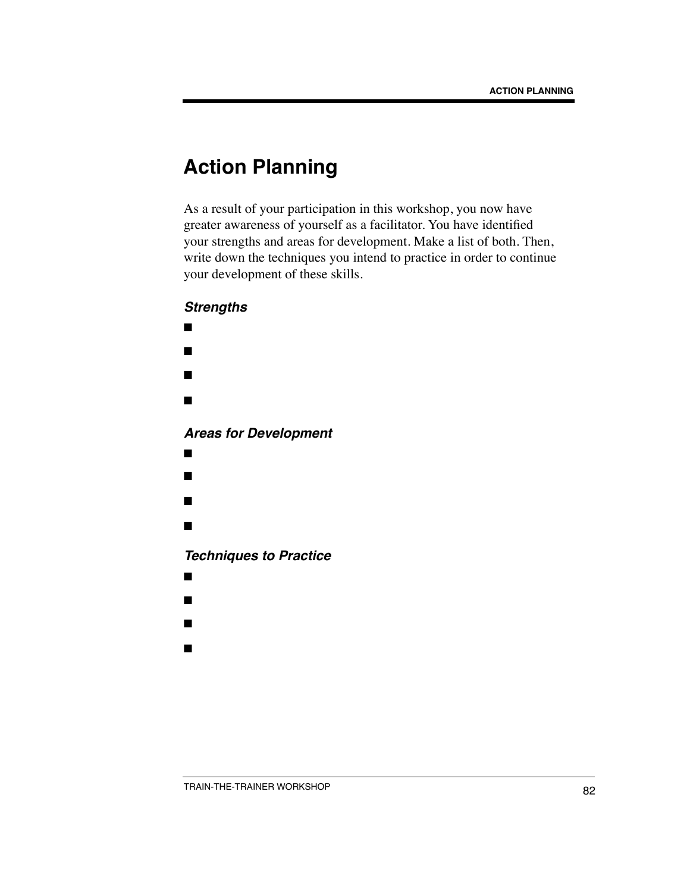# Action Planning

As a result of your participation in this workshop, you now have greater awareness of yourself as a facilitator. You have identified your strengths and areas for development. Make a list of both. Then, write down the techniques you intend to practice in order to continue your development of these skills.

### *Strengths*

- 
- 
- 
- 

### *Areas for Development*

- 
- 
- 
- 

### *Techniques to Practice*

- 
- 
- 
-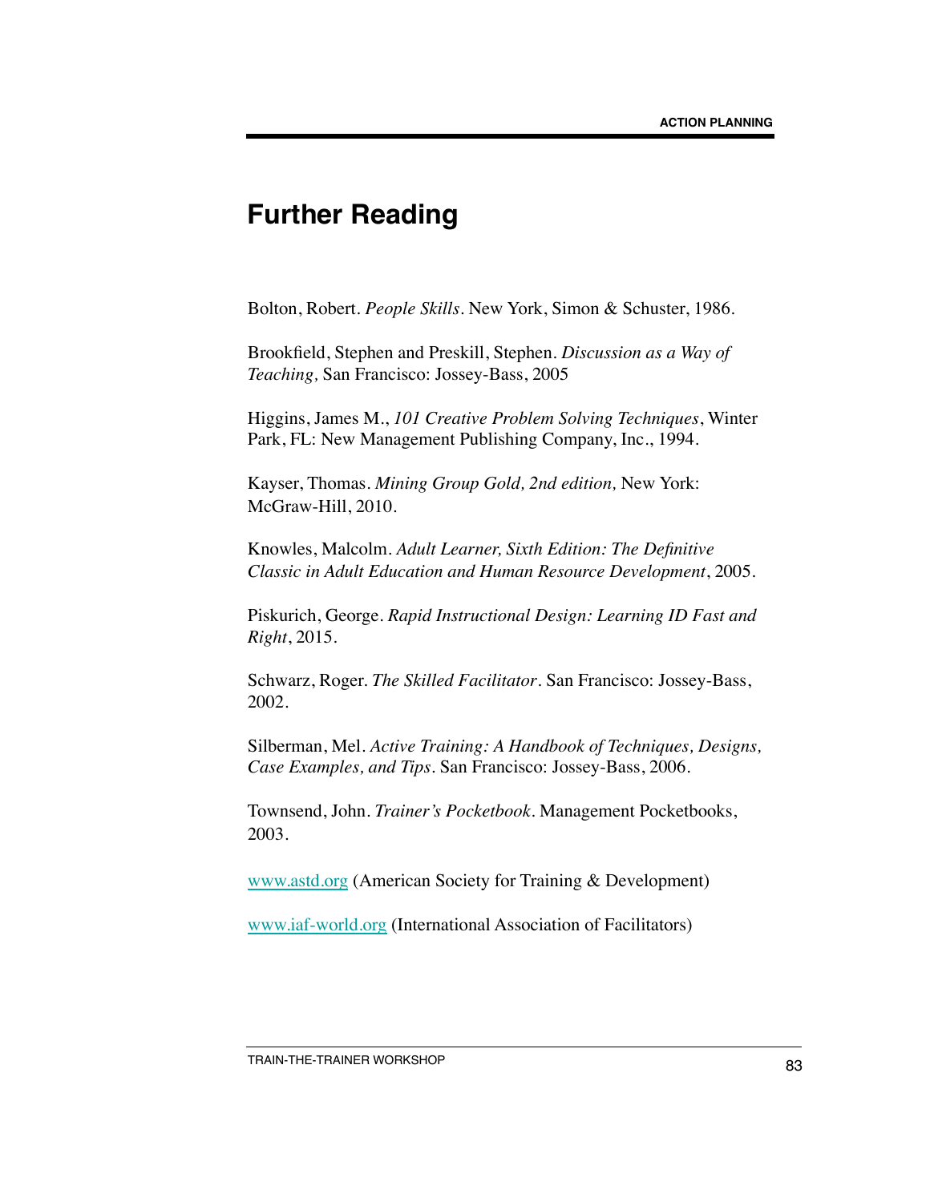## Further Reading

Bolton, Robert. *People Skills*. New York, Simon & Schuster, 1986.

Brookfield, Stephen and Preskill, Stephen. *Discussion as a Way of Teaching,* San Francisco: Jossey-Bass, 2005

Higgins, James M., *101 Creative Problem Solving Techniques*, Winter Park, FL: New Management Publishing Company, Inc., 1994.

Kayser, Thomas. *Mining Group Gold, 2nd edition,* New York: McGraw-Hill, 2010.

Knowles, Malcolm. *Adult Learner, Sixth Edition: The Definitive Classic in Adult Education and Human Resource Development*, 2005.

Piskurich, George. *Rapid Instructional Design: Learning ID Fast and Right*, 2015.

Schwarz, Roger. *The Skilled Facilitator*. San Francisco: Jossey-Bass, 2002.

Silberman, Mel. *Active Training: A Handbook of Techniques, Designs, Case Examples, and Tips*. San Francisco: Jossey-Bass, 2006.

Townsend, John. *Trainer's Pocketbook*. Management Pocketbooks, 2003.

[www.astd.org](http://www.astd.org) (American Society for Training & Development)

[www.iaf-world.org](http://www.iaf-world.org) (International Association of Facilitators)